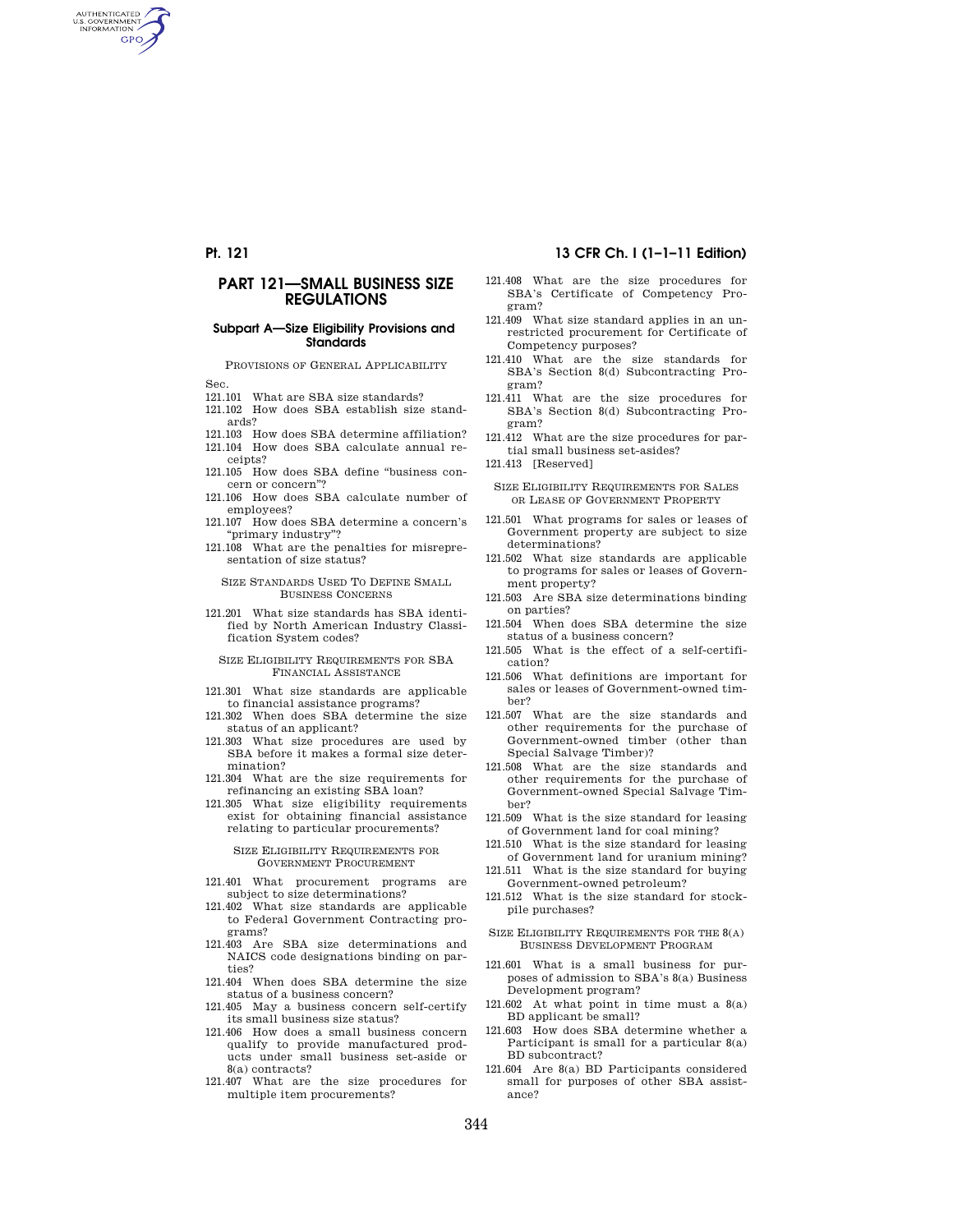# PART 121—SMALL BUSINESS SIZE REGULATIONS

## Subpart A—Size Eligibility Provisions and Standards

PROVISIONS OF GENERAL APPLICABILITY

Sec.

121.101 What are SBA size standards?

121.102 How does SBA establish size standards?

121.103 How does SBA determine affiliation?

121.104 How does SBA calculate annual receipts?

121.105 How does SBA define "business concern or concern"?

121.106 How does SBA calculate number of employees?

121.107 How does SBA determine a concern's "primary industry"?

121.108 What are the penalties for misrepresentation of size status?

SIZE STANDARDS USED TO DEFINE SMALL BUSINESS CONCERNS

121.201 What size standards has SBA identified by North American Industry Classification System codes?

SIZE ELIGIBILITY REQUIREMENTS FOR SBA FINANCIAL ASSISTANCE

121.301 What size standards are applicable to financial assistance programs?

121.302 When does SBA determine the size status of an applicant?

121.303 What size procedures are used by SBA before it makes a formal size determination?

121.304 What are the size requirements for refinancing an existing SBA loan?

121.305 What size eligibility requirements exist for obtaining financial assistance relating to particular procurements?

SIZE ELIGIBILITY REQUIREMENTS FOR GOVERNMENT PROCUREMENT

121.401 What procurement programs are subject to size determinations?

121.402 What size standards are applicable to Federal Government Contracting programs?

121.403 Are SBA size determinations and NAICS code designations binding on parties?

121.404 When does SBA determine the size status of a business concern?

121.405 May a business concern self-certify its small business size status?

121.406 How does a small business concern qualify to provide manufactured products under small business set-aside or 8(a) contracts?

121.407 What are the size procedures for multiple item procurements?

121.408 What are the size procedures for SBA's Certificate of Competency Program?

121.409 What size standard applies in an unrestricted procurement for Certificate of Competency purposes?

121.410 What are the size standards for SBA's Section 8(d) Subcontracting Program?

121.411 What are the size procedures for SBA's Section 8(d) Subcontracting Program?

121.412 What are the size procedures for partial small business set-asides?

121.413 [Reserved]

SIZE ELIGIBILITY REQUIREMENTS FOR SALES OR LEASE OF GOVERNMENT PROPERTY

121.501 What programs for sales or leases of Government property are subject to size determinations?

121.502 What size standards are applicable to programs for sales or leases of Government property?

121.503 Are SBA size determinations binding on parties?

121.504 When does SBA determine the size status of a business concern?

121.505 What is the effect of a self-certification?

121.506 What definitions are important for sales or leases of Government-owned timber?

121.507 What are the size standards and other requirements for the purchase of Government-owned timber (other than Special Salvage Timber)?

121.508 What are the size standards and other requirements for the purchase of Government-owned Special Salvage Timber?

121.509 What is the size standard for leasing of Government land for coal mining?

121.510 What is the size standard for leasing of Government land for uranium mining?

121.511 What is the size standard for buying Government-owned petroleum?

121.512 What is the size standard for stockpile purchases?

SIZE ELIGIBILITY REQUIREMENTS FOR THE 8(A) BUSINESS DEVELOPMENT PROGRAM

121.601 What is a small business for purposes of admission to SBA's 8(a) Business Development program?

121.602 At what point in time must a 8(a) BD applicant be small?

121.603 How does SBA determine whether a Participant is small for a particular 8(a) BD subcontract?

121.604 Are 8(a) BD Participants considered small for purposes of other SBA assistance?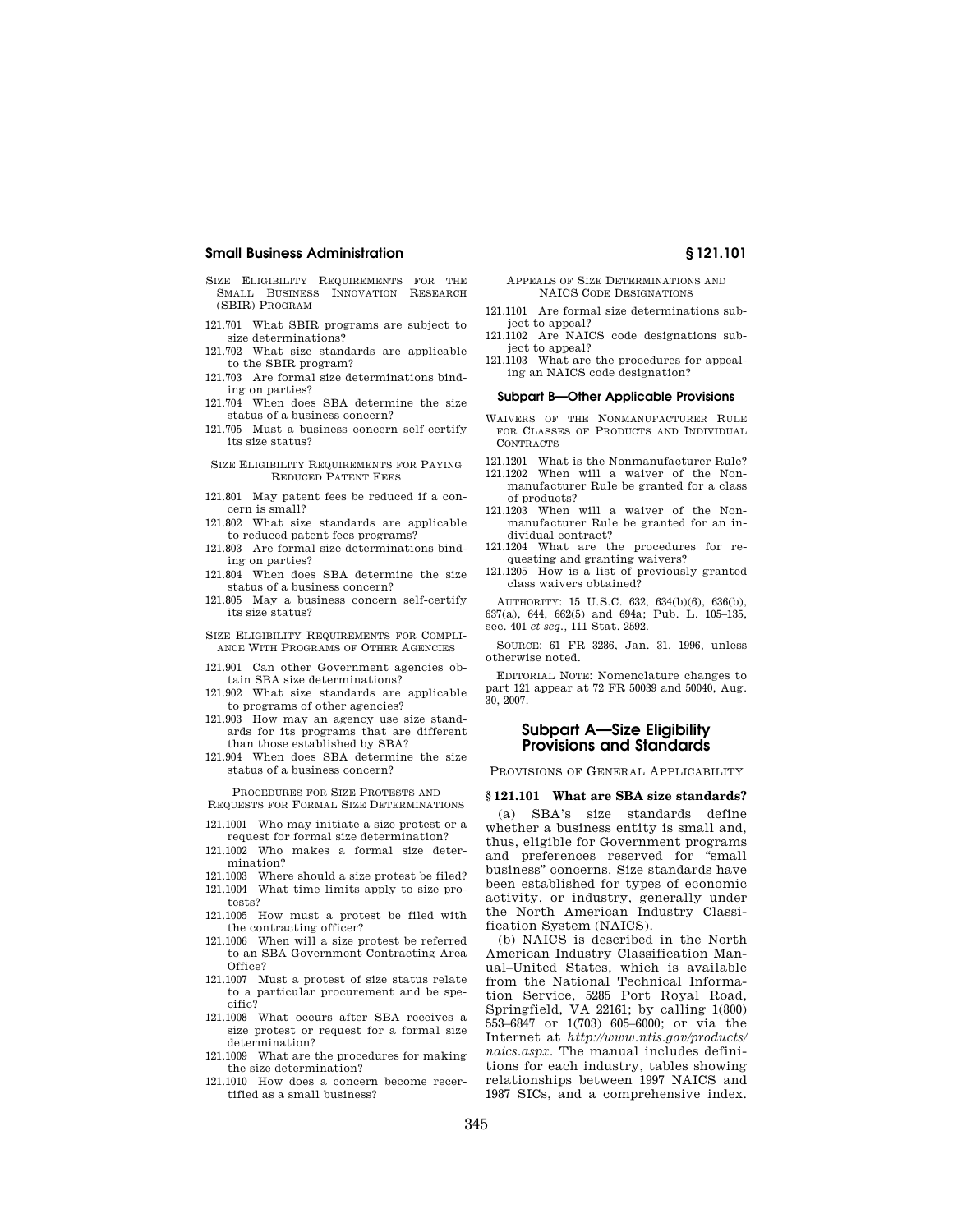SIZE ELIGIBILITY REQUIREMENTS FOR THE SMALL BUSINESS INNOVATION RESEARCH (SBIR) PROGRAM

121.701 What SBIR programs are subject to size determinations?

121.702 What size standards are applicable to the SBIR program?

121.703 Are formal size determinations binding on parties?

121.704 When does SBA determine the size status of a business concern?

121.705 Must a business concern self-certify its size status?

SIZE ELIGIBILITY REQUIREMENTS FOR PAYING REDUCED PATENT FEES

121.801 May patent fees be reduced if a concern is small?

121.802 What size standards are applicable to reduced patent fees programs?

121.803 Are formal size determinations binding on parties?

121.804 When does SBA determine the size status of a business concern?

121.805 May a business concern self-certify its size status?

SIZE ELIGIBILITY REQUIREMENTS FOR COMPLIANCE WITH PROGRAMS OF OTHER AGENCIES

121.901 Can other Government agencies obtain SBA size determinations?

121.902 What size standards are applicable to programs of other agencies?

121.903 How may an agency use size standards for its programs that are different than those established by SBA?

121.904 When does SBA determine the size status of a business concern?

PROCEDURES FOR SIZE PROTESTS AND REQUESTS FOR FORMAL SIZE DETERMINATIONS

121.1001 Who may initiate a size protest or a request for formal size determination?

121.1002 Who makes a formal size determination?

121.1003 Where should a size protest be filed?

121.1004 What time limits apply to size protests?

121.1005 How must a protest be filed with the contracting officer?

121.1006 When will a size protest be referred to an SBA Government Contracting Area Office?

121.1007 Must a protest of size status relate to a particular procurement and be specific?

121.1008 What occurs after SBA receives a size protest or request for a formal size determination?

121.1009 What are the procedures for making the size determination?

121.1010 How does a concern become recertified as a small business?

APPEALS OF SIZE DETERMINATIONS AND NAICS CODE DESIGNATIONS

121.1101 Are formal size determinations subject to appeal?

121.1102 Are NAICS code designations subject to appeal?

121.1103 What are the procedures for appealing an NAICS code designation?

### Subpart B—Other Applicable Provisions

WAIVERS OF THE NONMANUFACTURER RULE FOR CLASSES OF PRODUCTS AND INDIVIDUAL CONTRACTS

121.1201 What is the Nonmanufacturer Rule?

121.1202 When will a waiver of the Nonmanufacturer Rule be granted for a class of products?

121.1203 When will a waiver of the Nonmanufacturer Rule be granted for an individual contract?

121.1204 What are the procedures for requesting and granting waivers?

121.1205 How is a list of previously granted class waivers obtained?

AUTHORITY: 15 U.S.C. 632, 634(b)(6), 636(b), 637(a), 644, 662(5) and 694a; Pub. L. 105–135, sec. 401 *et seq.*, 111 Stat. 2592.

SOURCE: 61 FR 3286, Jan. 31, 1996, unless otherwise noted.

EDITORIAL NOTE: Nomenclature changes to part 121 appear at 72 FR 50039 and 50040, Aug. 30, 2007.

## Subpart A—Size Eligibility Provisions and Standards

PROVISIONS OF GENERAL APPLICABILITY

### § 121.101 What are SBA size standards?

(a) SBA's size standards define whether a business entity is small and, thus, eligible for Government programs and preferences reserved for "small business" concerns. Size standards have been established for types of economic activity, or industry, generally under the North American Industry Classification System (NAICS).

(b) NAICS is described in the North American Industry Classification Manual–United States, which is available from the National Technical Information Service, 5285 Port Royal Road, Springfield, VA 22161; by calling 1(800) 553–6847 or 1(703) 605–6000; or via the Internet at *http://www.ntis.gov/products/naics.aspx*. The manual includes definitions for each industry, tables showing relationships between 1997 NAICS and 1987 SICs, and a comprehensive index.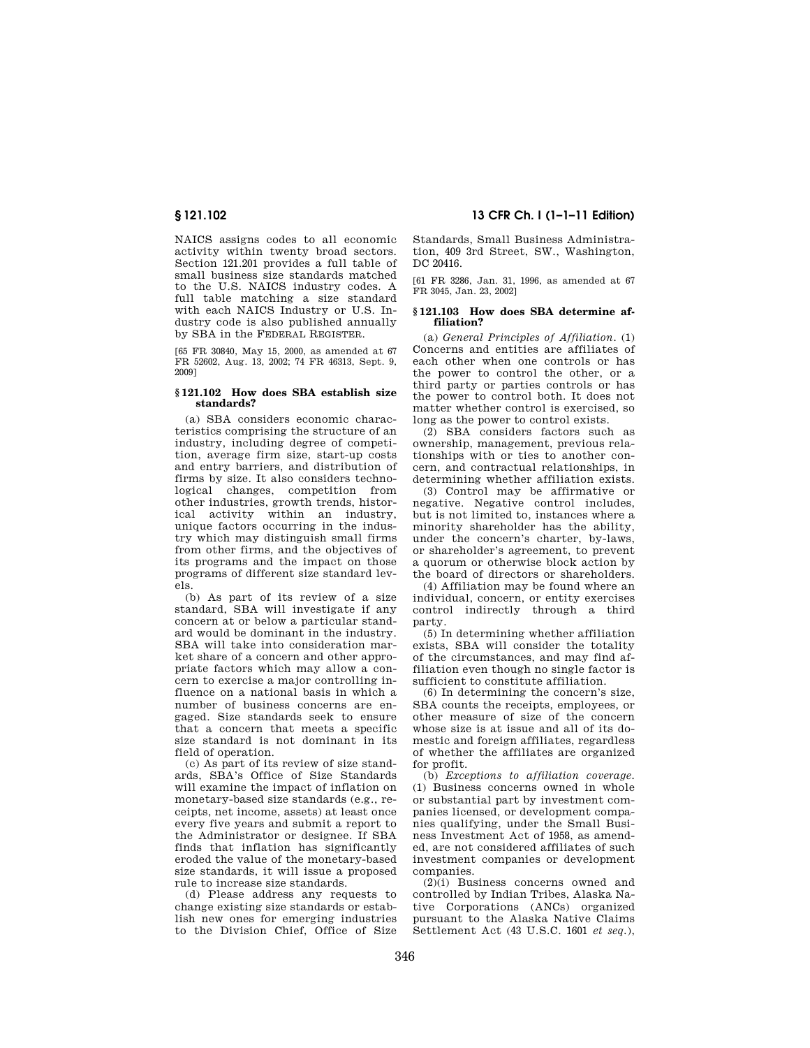NAICS assigns codes to all economic activity within twenty broad sectors. Section 121.201 provides a full table of small business size standards matched to the U.S. NAICS industry codes. A full table matching a size standard with each NAICS Industry or U.S. Industry code is also published annually by SBA in the FEDERAL REGISTER.

[65 FR 30840, May 15, 2000, as amended at 67 FR 52602, Aug. 13, 2002; 74 FR 46313, Sept. 9, 2009]

### § 121.102 How does SBA establish size standards?

(a) SBA considers economic characteristics comprising the structure of an industry, including degree of competition, average firm size, start-up costs and entry barriers, and distribution of firms by size. It also considers technological changes, competition from other industries, growth trends, historical activity within an industry, unique factors occurring in the industry which may distinguish small firms from other firms, and the objectives of its programs and the impact on those programs of different size standard levels.

(b) As part of its review of a size standard, SBA will investigate if any concern at or below a particular standard would be dominant in the industry. SBA will take into consideration market share of a concern and other appropriate factors which may allow a concern to exercise a major controlling influence on a national basis in which a number of business concerns are engaged. Size standards seek to ensure that a concern that meets a specific size standard is not dominant in its field of operation.

(c) As part of its review of size standards, SBA's Office of Size Standards will examine the impact of inflation on monetary-based size standards (e.g., receipts, net income, assets) at least once every five years and submit a report to the Administrator or designee. If SBA finds that inflation has significantly eroded the value of the monetary-based size standards, it will issue a proposed rule to increase size standards.

(d) Please address any requests to change existing size standards or establish new ones for emerging industries to the Division Chief, Office of Size Standards, Small Business Administration, 409 3rd Street, SW., Washington, DC 20416.

[61 FR 3286, Jan. 31, 1996, as amended at 67 FR 3045, Jan. 23, 2002]

### § 121.103 How does SBA determine affiliation?

(a) *General Principles of Affiliation.* (1) Concerns and entities are affiliates of each other when one controls or has the power to control the other, or a third party or parties controls or has the power to control both. It does not matter whether control is exercised, so long as the power to control exists.

(2) SBA considers factors such as ownership, management, previous relationships with or ties to another concern, and contractual relationships, in determining whether affiliation exists.

(3) Control may be affirmative or negative. Negative control includes, but is not limited to, instances where a minority shareholder has the ability, under the concern's charter, by-laws, or shareholder's agreement, to prevent a quorum or otherwise block action by the board of directors or shareholders.

(4) Affiliation may be found where an individual, concern, or entity exercises control indirectly through a third party.

(5) In determining whether affiliation exists, SBA will consider the totality of the circumstances, and may find affiliation even though no single factor is sufficient to constitute affiliation.

(6) In determining the concern's size, SBA counts the receipts, employees, or other measure of size of the concern whose size is at issue and all of its domestic and foreign affiliates, regardless of whether the affiliates are organized for profit.

(b) *Exceptions to affiliation coverage.* (1) Business concerns owned in whole or substantial part by investment companies licensed, or development companies qualifying, under the Small Business Investment Act of 1958, as amended, are not considered affiliates of such investment companies or development companies.

(2)(i) Business concerns owned and controlled by Indian Tribes, Alaska Native Corporations (ANCs) organized pursuant to the Alaska Native Claims Settlement Act (43 U.S.C. 1601 *et seq.*),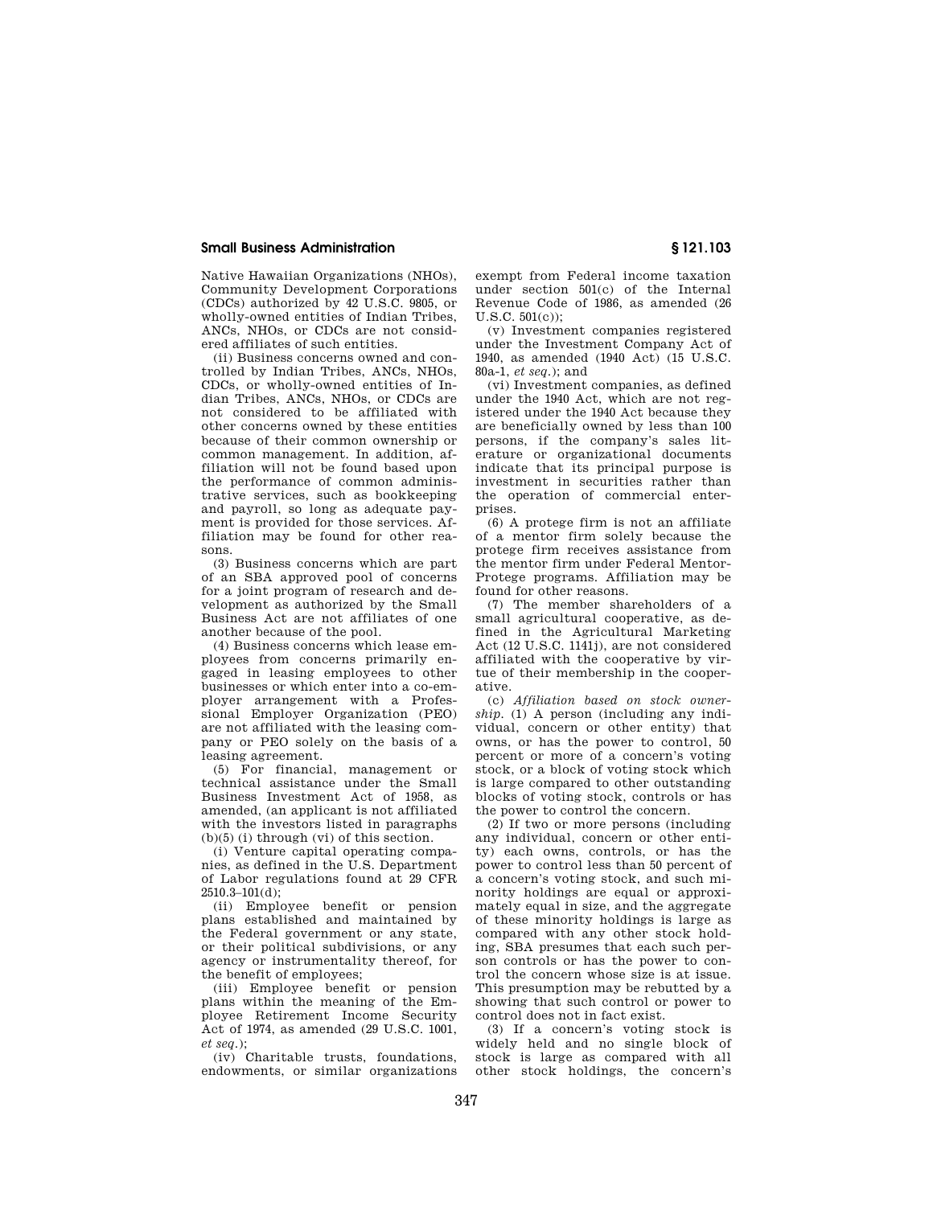Native Hawaiian Organizations (NHOs), Community Development Corporations (CDCs) authorized by 42 U.S.C. 9805, or wholly-owned entities of Indian Tribes, ANCs, NHOs, or CDCs are not considered affiliates of such entities.

(ii) Business concerns owned and controlled by Indian Tribes, ANCs, NHOs, CDCs, or wholly-owned entities of Indian Tribes, ANCs, NHOs, or CDCs are not considered to be affiliated with other concerns owned by these entities because of their common ownership or common management. In addition, affiliation will not be found based upon the performance of common administrative services, such as bookkeeping and payroll, so long as adequate payment is provided for those services. Affiliation may be found for other reasons.

(3) Business concerns which are part of an SBA approved pool of concerns for a joint program of research and development as authorized by the Small Business Act are not affiliates of one another because of the pool.

(4) Business concerns which lease employees from concerns primarily engaged in leasing employees to other businesses or which enter into a co-employer arrangement with a Professional Employer Organization (PEO) are not affiliated with the leasing company or PEO solely on the basis of a leasing agreement.

(5) For financial, management or technical assistance under the Small Business Investment Act of 1958, as amended, (an applicant is not affiliated with the investors listed in paragraphs (b)(5) (i) through (vi) of this section.

(i) Venture capital operating companies, as defined in the U.S. Department of Labor regulations found at 29 CFR 2510.3–101(d);

(ii) Employee benefit or pension plans established and maintained by the Federal government or any state, or their political subdivisions, or any agency or instrumentality thereof, for the benefit of employees;

(iii) Employee benefit or pension plans within the meaning of the Employee Retirement Income Security Act of 1974, as amended (29 U.S.C. 1001, *et seq.*);

(iv) Charitable trusts, foundations, endowments, or similar organizations exempt from Federal income taxation under section 501(c) of the Internal Revenue Code of 1986, as amended (26 U.S.C. 501(c));

(v) Investment companies registered under the Investment Company Act of 1940, as amended (1940 Act) (15 U.S.C. 80a-1, *et seq.*); and

(vi) Investment companies, as defined under the 1940 Act, which are not registered under the 1940 Act because they are beneficially owned by less than 100 persons, if the company's sales literature or organizational documents indicate that its principal purpose is investment in securities rather than the operation of commercial enterprises.

(6) A protege firm is not an affiliate of a mentor firm solely because the protege firm receives assistance from the mentor firm under Federal Mentor-Protege programs. Affiliation may be found for other reasons.

(7) The member shareholders of a small agricultural cooperative, as defined in the Agricultural Marketing Act (12 U.S.C. 1141j), are not considered affiliated with the cooperative by virtue of their membership in the cooperative.

(c) *Affiliation based on stock ownership.* (1) A person (including any individual, concern or other entity) that owns, or has the power to control, 50 percent or more of a concern's voting stock, or a block of voting stock which is large compared to other outstanding blocks of voting stock, controls or has the power to control the concern.

(2) If two or more persons (including any individual, concern or other entity) each owns, controls, or has the power to control less than 50 percent of a concern's voting stock, and such minority holdings are equal or approximately equal in size, and the aggregate of these minority holdings is large as compared with any other stock holding, SBA presumes that each such person controls or has the power to control the concern whose size is at issue. This presumption may be rebutted by a showing that such control or power to control does not in fact exist.

(3) If a concern's voting stock is widely held and no single block of stock is large as compared with all other stock holdings, the concern's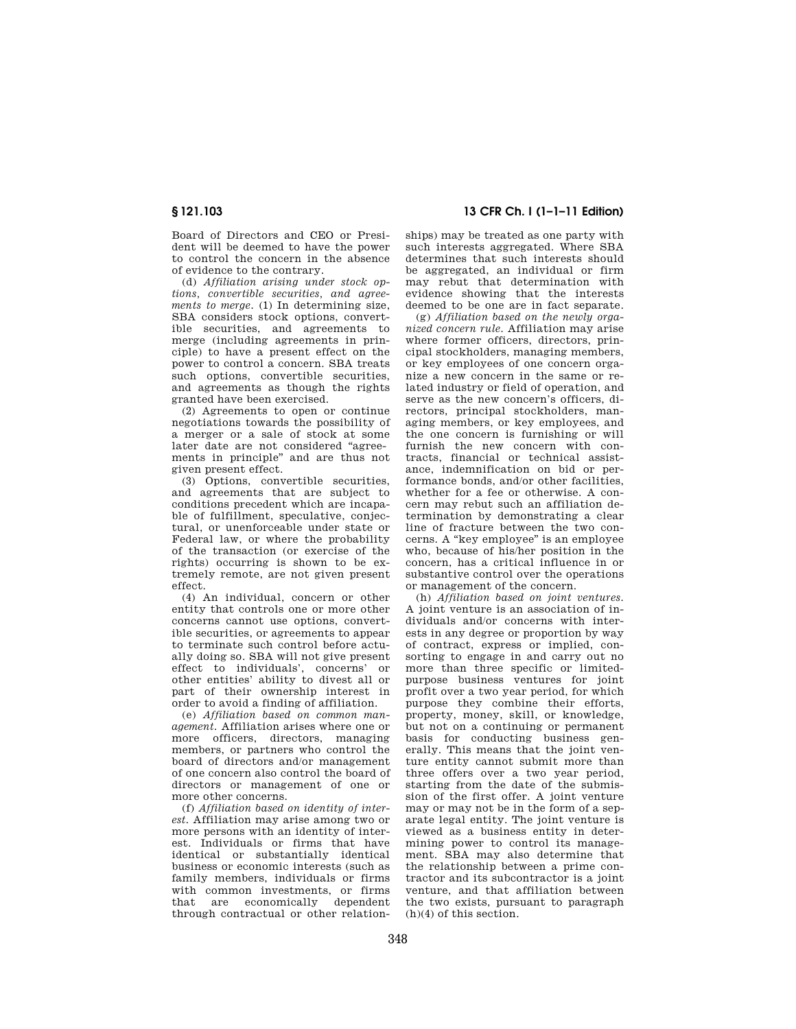Board of Directors and CEO or President will be deemed to have the power to control the concern in the absence of evidence to the contrary.

(d) *Affiliation arising under stock options, convertible securities, and agreements to merge.* (1) In determining size, SBA considers stock options, convertible securities, and agreements to merge (including agreements in principle) to have a present effect on the power to control a concern. SBA treats such options, convertible securities, and agreements as though the rights granted have been exercised.

(2) Agreements to open or continue negotiations towards the possibility of a merger or a sale of stock at some later date are not considered "agreements in principle" and are thus not given present effect.

(3) Options, convertible securities, and agreements that are subject to conditions precedent which are incapable of fulfillment, speculative, conjectural, or unenforceable under state or Federal law, or where the probability of the transaction (or exercise of the rights) occurring is shown to be extremely remote, are not given present effect.

(4) An individual, concern or other entity that controls one or more other concerns cannot use options, convertible securities, or agreements to appear to terminate such control before actually doing so. SBA will not give present effect to individuals', concerns' or other entities' ability to divest all or part of their ownership interest in order to avoid a finding of affiliation.

(e) *Affiliation based on common management.* Affiliation arises where one or more officers, directors, managing members, or partners who control the board of directors and/or management of one concern also control the board of directors or management of one or more other concerns.

(f) *Affiliation based on identity of interest.* Affiliation may arise among two or more persons with an identity of interest. Individuals or firms that have identical or substantially identical business or economic interests (such as family members, individuals or firms with common investments, or firms that are economically dependent through contractual or other relationships) may be treated as one party with such interests aggregated. Where SBA determines that such interests should be aggregated, an individual or firm may rebut that determination with evidence showing that the interests deemed to be one are in fact separate.

(g) *Affiliation based on the newly organized concern rule.* Affiliation may arise where former officers, directors, principal stockholders, managing members, or key employees of one concern organize a new concern in the same or related industry or field of operation, and serve as the new concern's officers, directors, principal stockholders, managing members, or key employees, and the one concern is furnishing or will furnish the new concern with contracts, financial or technical assistance, indemnification on bid or performance bonds, and/or other facilities, whether for a fee or otherwise. A concern may rebut such an affiliation determination by demonstrating a clear line of fracture between the two concerns. A "key employee" is an employee who, because of his/her position in the concern, has a critical influence in or substantive control over the operations or management of the concern.

(h) *Affiliation based on joint ventures.* A joint venture is an association of individuals and/or concerns with interests in any degree or proportion by way of contract, express or implied, consorting to engage in and carry out no more than three specific or limited-purpose business ventures for joint profit over a two year period, for which purpose they combine their efforts, property, money, skill, or knowledge, but not on a continuing or permanent basis for conducting business generally. This means that the joint venture entity cannot submit more than three offers over a two year period, starting from the date of the submission of the first offer. A joint venture may or may not be in the form of a separate legal entity. The joint venture is viewed as a business entity in determining power to control its management. SBA may also determine that the relationship between a prime contractor and its subcontractor is a joint venture, and that affiliation between the two exists, pursuant to paragraph (h)(4) of this section.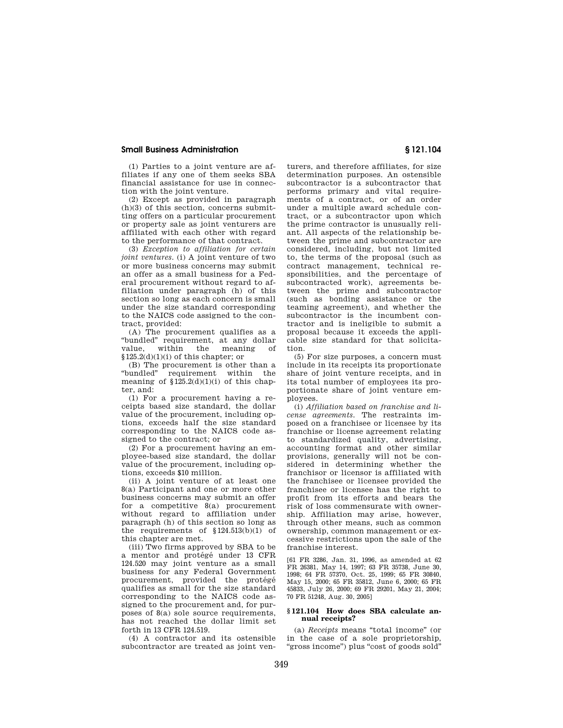(1) Parties to a joint venture are affiliates if any one of them seeks SBA financial assistance for use in connection with the joint venture.

(2) Except as provided in paragraph (h)(3) of this section, concerns submitting offers on a particular procurement or property sale as joint venturers are affiliated with each other with regard to the performance of that contract.

(3) *Exception to affiliation for certain joint ventures.* (i) A joint venture of two or more business concerns may submit an offer as a small business for a Federal procurement without regard to affiliation under paragraph (h) of this section so long as each concern is small under the size standard corresponding to the NAICS code assigned to the contract, provided:

(A) The procurement qualifies as a "bundled" requirement, at any dollar value, within the meaning of §125.2(d)(1)(i) of this chapter; or

(B) The procurement is other than a "bundled" requirement within the meaning of §125.2(d)(1)(i) of this chapter, and:

(*1*) For a procurement having a receipts based size standard, the dollar value of the procurement, including options, exceeds half the size standard corresponding to the NAICS code assigned to the contract; or

(*2*) For a procurement having an employee-based size standard, the dollar value of the procurement, including options, exceeds $10 million.

(ii) A joint venture of at least one 8(a) Participant and one or more other business concerns may submit an offer for a competitive 8(a) procurement without regard to affiliation under paragraph (h) of this section so long as the requirements of §124.513(b)(1) of this chapter are met.

(iii) Two firms approved by SBA to be a mentor and protégé under 13 CFR 124.520 may joint venture as a small business for any Federal Government procurement, provided the protégé qualifies as small for the size standard corresponding to the NAICS code assigned to the procurement and, for purposes of 8(a) sole source requirements, has not reached the dollar limit set forth in 13 CFR 124.519.

(4) A contractor and its ostensible subcontractor are treated as joint venturers, and therefore affiliates, for size determination purposes. An ostensible subcontractor is a subcontractor that performs primary and vital requirements of a contract, or of an order under a multiple award schedule contract, or a subcontractor upon which the prime contractor is unusually reliant. All aspects of the relationship between the prime and subcontractor are considered, including, but not limited to, the terms of the proposal (such as contract management, technical responsibilities, and the percentage of subcontracted work), agreements between the prime and subcontractor (such as bonding assistance or the teaming agreement), and whether the subcontractor is the incumbent contractor and is ineligible to submit a proposal because it exceeds the applicable size standard for that solicitation.

(5) For size purposes, a concern must include in its receipts its proportionate share of joint venture receipts, and in its total number of employees its proportionate share of joint venture employees.

(i) *Affiliation based on franchise and license agreements.* The restraints imposed on a franchisee or licensee by its franchise or license agreement relating to standardized quality, advertising, accounting format and other similar provisions, generally will not be considered in determining whether the franchisor or licensor is affiliated with the franchisee or licensee provided the franchisee or licensee has the right to profit from its efforts and bears the risk of loss commensurate with ownership. Affiliation may arise, however, through other means, such as common ownership, common management or excessive restrictions upon the sale of the franchise interest.

[61 FR 3286, Jan. 31, 1996, as amended at 62 FR 26381, May 14, 1997; 63 FR 35738, June 30, 1998; 64 FR 57370, Oct. 25, 1999; 65 FR 30840, May 15, 2000; 65 FR 35812, June 6, 2000; 65 FR 45833, July 26, 2000; 69 FR 29201, May 21, 2004; 70 FR 51248, Aug. 30, 2005]

## § 121.104 How does SBA calculate annual receipts?

(a) *Receipts* means "total income" (or in the case of a sole proprietorship, "gross income") plus "cost of goods sold"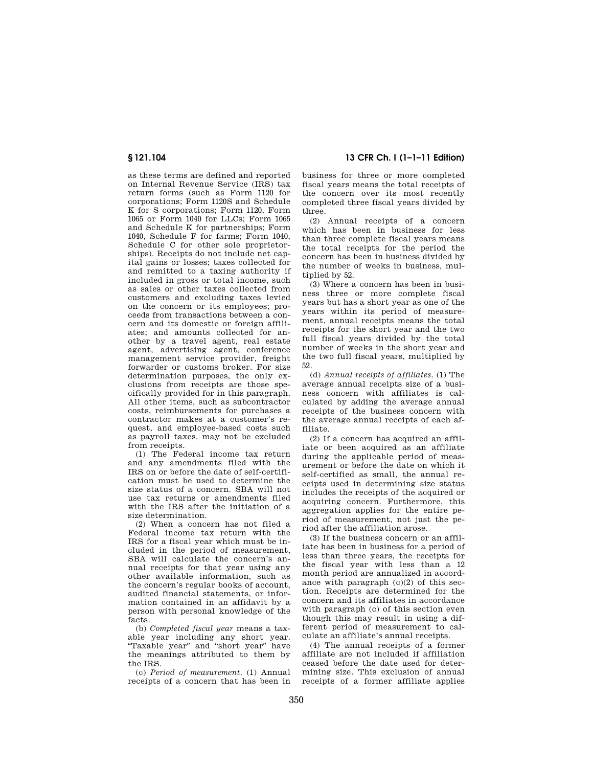as these terms are defined and reported on Internal Revenue Service (IRS) tax return forms (such as Form 1120 for corporations; Form 1120S and Schedule K for S corporations; Form 1120, Form 1065 or Form 1040 for LLCs; Form 1065 and Schedule K for partnerships; Form 1040, Schedule F for farms; Form 1040, Schedule C for other sole proprietorships). Receipts do not include net capital gains or losses; taxes collected for and remitted to a taxing authority if included in gross or total income, such as sales or other taxes collected from customers and excluding taxes levied on the concern or its employees; proceeds from transactions between a concern and its domestic or foreign affiliates; and amounts collected for another by a travel agent, real estate agent, advertising agent, conference management service provider, freight forwarder or customs broker. For size determination purposes, the only exclusions from receipts are those specifically provided for in this paragraph. All other items, such as subcontractor costs, reimbursements for purchases a contractor makes at a customer's request, and employee-based costs such as payroll taxes, may not be excluded from receipts.

(1) The Federal income tax return and any amendments filed with the IRS on or before the date of self-certification must be used to determine the size status of a concern. SBA will not use tax returns or amendments filed with the IRS after the initiation of a size determination.

(2) When a concern has not filed a Federal income tax return with the IRS for a fiscal year which must be included in the period of measurement, SBA will calculate the concern's annual receipts for that year using any other available information, such as the concern's regular books of account, audited financial statements, or information contained in an affidavit by a person with personal knowledge of the facts.

(b) *Completed fiscal year* means a taxable year including any short year. "Taxable year" and "short year" have the meanings attributed to them by the IRS.

(c) *Period of measurement.* (1) Annual receipts of a concern that has been in business for three or more completed fiscal years means the total receipts of the concern over its most recently completed three fiscal years divided by three.

(2) Annual receipts of a concern which has been in business for less than three complete fiscal years means the total receipts for the period the concern has been in business divided by the number of weeks in business, multiplied by 52.

(3) Where a concern has been in business three or more complete fiscal years but has a short year as one of the years within its period of measurement, annual receipts means the total receipts for the short year and the two full fiscal years divided by the total number of weeks in the short year and the two full fiscal years, multiplied by 52.

(d) *Annual receipts of affiliates.* (1) The average annual receipts size of a business concern with affiliates is calculated by adding the average annual receipts of the business concern with the average annual receipts of each affiliate.

(2) If a concern has acquired an affiliate or been acquired as an affiliate during the applicable period of measurement or before the date on which it self-certified as small, the annual receipts used in determining size status includes the receipts of the acquired or acquiring concern. Furthermore, this aggregation applies for the entire period of measurement, not just the period after the affiliation arose.

(3) If the business concern or an affiliate has been in business for a period of less than three years, the receipts for the fiscal year with less than a 12 month period are annualized in accordance with paragraph (c)(2) of this section. Receipts are determined for the concern and its affiliates in accordance with paragraph (c) of this section even though this may result in using a different period of measurement to calculate an affiliate's annual receipts.

(4) The annual receipts of a former affiliate are not included if affiliation ceased before the date used for determining size. This exclusion of annual receipts of a former affiliate applies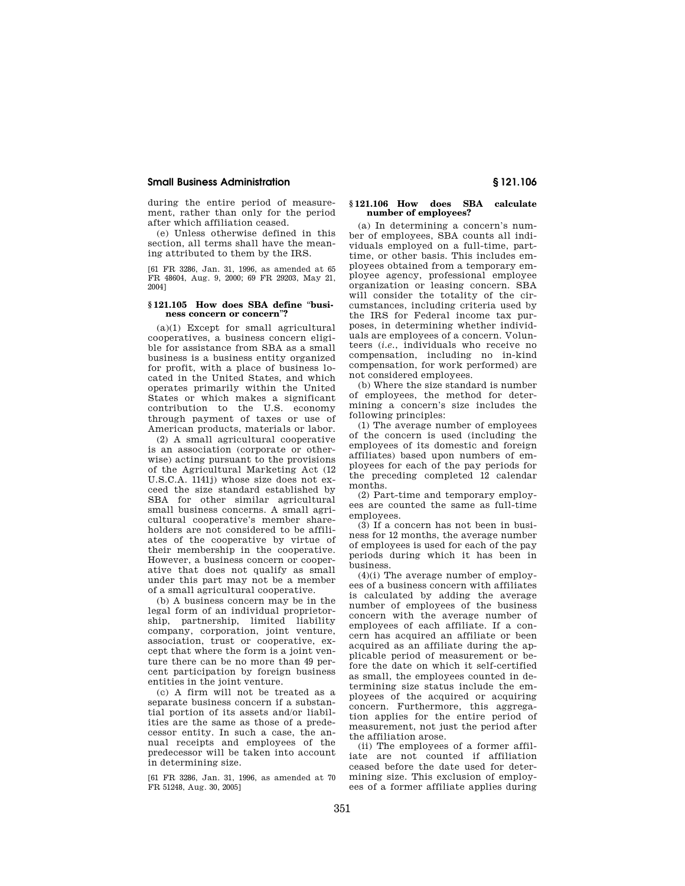during the entire period of measurement, rather than only for the period after which affiliation ceased.

(e) Unless otherwise defined in this section, all terms shall have the meaning attributed to them by the IRS.

[61 FR 3286, Jan. 31, 1996, as amended at 65 FR 48604, Aug. 9, 2000; 69 FR 29203, May 21, 2004]

### § 121.105 How does SBA define "business concern or concern"?

(a)(1) Except for small agricultural cooperatives, a business concern eligible for assistance from SBA as a small business is a business entity organized for profit, with a place of business located in the United States, and which operates primarily within the United States or which makes a significant contribution to the U.S. economy through payment of taxes or use of American products, materials or labor.

(2) A small agricultural cooperative is an association (corporate or otherwise) acting pursuant to the provisions of the Agricultural Marketing Act (12 U.S.C.A. 1141j) whose size does not exceed the size standard established by SBA for other similar agricultural small business concerns. A small agricultural cooperative's member shareholders are not considered to be affiliates of the cooperative by virtue of their membership in the cooperative. However, a business concern or cooperative that does not qualify as small under this part may not be a member of a small agricultural cooperative.

(b) A business concern may be in the legal form of an individual proprietorship, partnership, limited liability company, corporation, joint venture, association, trust or cooperative, except that where the form is a joint venture there can be no more than 49 percent participation by foreign business entities in the joint venture.

(c) A firm will not be treated as a separate business concern if a substantial portion of its assets and/or liabilities are the same as those of a predecessor entity. In such a case, the annual receipts and employees of the predecessor will be taken into account in determining size.

[61 FR 3286, Jan. 31, 1996, as amended at 70 FR 51248, Aug. 30, 2005]

### § 121.106 How does SBA calculate number of employees?

(a) In determining a concern's number of employees, SBA counts all individuals employed on a full-time, part-time, or other basis. This includes employees obtained from a temporary employee agency, professional employee organization or leasing concern. SBA will consider the totality of the circumstances, including criteria used by the IRS for Federal income tax purposes, in determining whether individuals are employees of a concern. Volunteers (*i.e.*, individuals who receive no compensation, including no in-kind compensation, for work performed) are not considered employees.

(b) Where the size standard is number of employees, the method for determining a concern's size includes the following principles:

(1) The average number of employees of the concern is used (including the employees of its domestic and foreign affiliates) based upon numbers of employees for each of the pay periods for the preceding completed 12 calendar months.

(2) Part-time and temporary employees are counted the same as full-time employees.

(3) If a concern has not been in business for 12 months, the average number of employees is used for each of the pay periods during which it has been in business.

(4)(i) The average number of employees of a business concern with affiliates is calculated by adding the average number of employees of the business concern with the average number of employees of each affiliate. If a concern has acquired an affiliate or been acquired as an affiliate during the applicable period of measurement or before the date on which it self-certified as small, the employees counted in determining size status include the employees of the acquired or acquiring concern. Furthermore, this aggregation applies for the entire period of measurement, not just the period after the affiliation arose.

(ii) The employees of a former affiliate are not counted if affiliation ceased before the date used for determining size. This exclusion of employees of a former affiliate applies during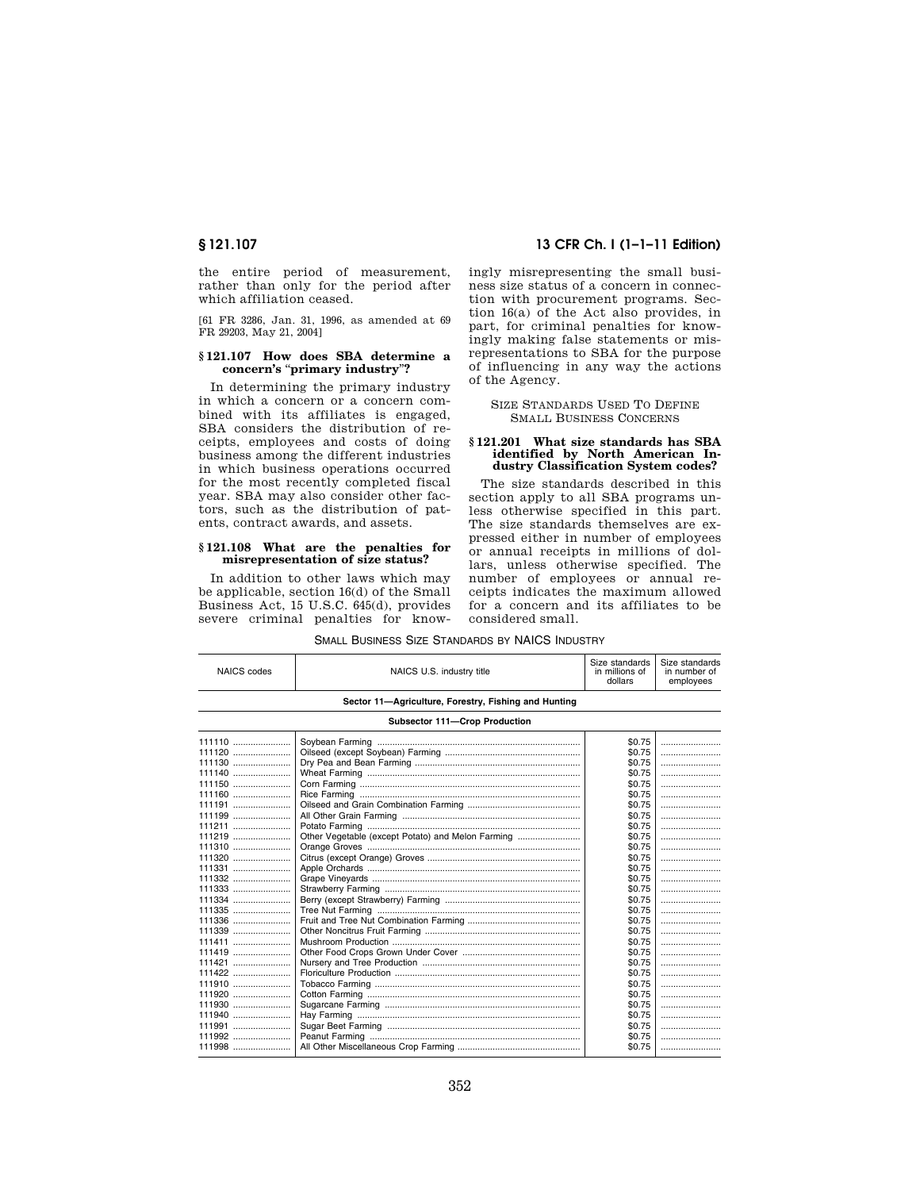the entire period of measurement, rather than only for the period after which affiliation ceased.

[61 FR 3286, Jan. 31, 1996, as amended at 69 FR 29203, May 21, 2004]

### § 121.107 How does SBA determine a concern's "primary industry"?

In determining the primary industry in which a concern or a concern combined with its affiliates is engaged, SBA considers the distribution of receipts, employees and costs of doing business among the different industries in which business operations occurred for the most recently completed fiscal year. SBA may also consider other factors, such as the distribution of patents, contract awards, and assets.

### § 121.108 What are the penalties for misrepresentation of size status?

In addition to other laws which may be applicable, section 16(d) of the Small Business Act, 15 U.S.C. 645(d), provides severe criminal penalties for knowingly misrepresenting the small business size status of a concern in connection with procurement programs. Section 16(a) of the Act also provides, in part, for criminal penalties for knowingly making false statements or misrepresentations to SBA for the purpose of influencing in any way the actions of the Agency.

## SIZE STANDARDS USED TO DEFINE SMALL BUSINESS CONCERNS

### § 121.201 What size standards has SBA identified by North American Industry Classification System codes?

The size standards described in this section apply to all SBA programs unless otherwise specified in this part. The size standards themselves are expressed either in number of employees or annual receipts in millions of dollars, unless otherwise specified. The number of employees or annual receipts indicates the maximum allowed for a concern and its affiliates to be considered small.

SMALL BUSINESS SIZE STANDARDS BY NAICS INDUSTRY

| NAICS codes | NAICS U.S. industry title | Size standards in millions of dollars | Size standards in number of employees |
|---|---|---|---|
| **Sector 11—Agriculture, Forestry, Fishing and Hunting** | | | |
| **Subsector 111—Crop Production** | | | |
| 111110 | Soybean Farming | $0.75 | |
| 111120 | Oilseed (except Soybean) Farming | $0.75 | |
| 111130 | Dry Pea and Bean Farming | $0.75 | |
| 111140 | Wheat Farming | $0.75 | |
| 111150 | Corn Farming | $0.75 | |
| 111160 | Rice Farming | $0.75 | |
| 111191 | Oilseed and Grain Combination Farming | $0.75 | |
| 111199 | All Other Grain Farming | $0.75 | |
| 111211 | Potato Farming | $0.75 | |
| 111219 | Other Vegetable (except Potato) and Melon Farming | $0.75 | |
| 111310 | Orange Groves | $0.75 | |
| 111320 | Citrus (except Orange) Groves | $0.75 | |
| 111331 | Apple Orchards | $0.75 | |
| 111332 | Grape Vineyards | $0.75 | |
| 111333 | Strawberry Farming | $0.75 | |
| 111334 | Berry (except Strawberry) Farming | $0.75 | |
| 111335 | Tree Nut Farming | $0.75 | |
| 111336 | Fruit and Tree Nut Combination Farming | $0.75 | |
| 111339 | Other Noncitrus Fruit Farming | $0.75 | |
| 111411 | Mushroom Production | $0.75 | |
| 111419 | Other Food Crops Grown Under Cover | $0.75 | |
| 111421 | Nursery and Tree Production | $0.75 | |
| 111422 | Floriculture Production | $0.75 | |
| 111910 | Tobacco Farming | $0.75 | |
| 111920 | Cotton Farming | $0.75 | |
| 111930 | Sugarcane Farming | $0.75 | |
| 111940 | Hay Farming | $0.75 | |
| 111991 | Sugar Beet Farming | $0.75 | |
| 111992 | Peanut Farming | $0.75 | |
| 111998 | All Other Miscellaneous Crop Farming | $0.75 | |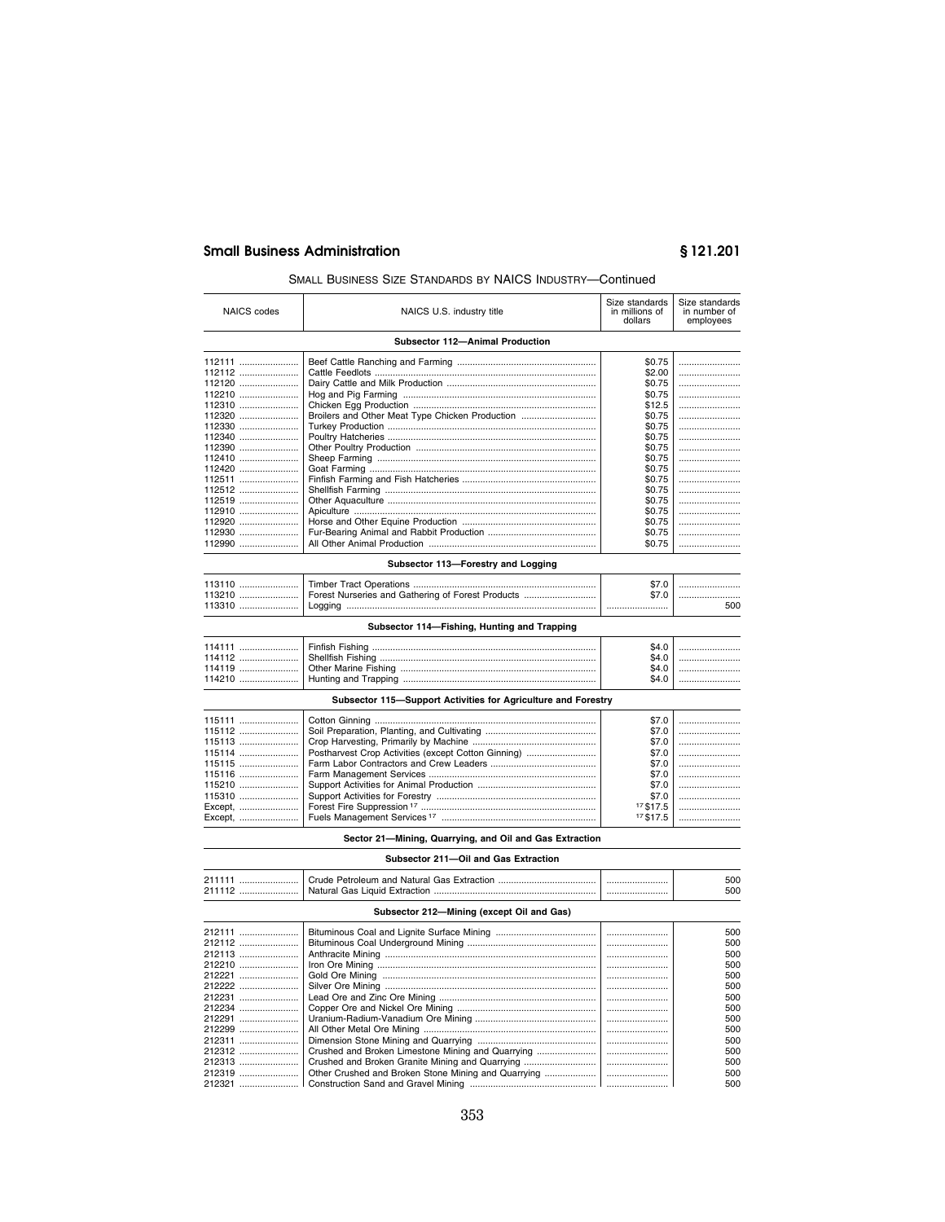SMALL BUSINESS SIZE STANDARDS BY NAICS INDUSTRY—Continued

| NAICS codes | NAICS U.S. industry title | Size standards in millions of dollars | Size standards in number of employees |
|---|---|---|---|
| | **Subsector 112—Animal Production** | | |
| 112111 | Beef Cattle Ranching and Farming | $0.75 | |
| 112112 | Cattle Feedlots | $2.00 | |
| 112120 | Dairy Cattle and Milk Production | $0.75 | |
| 112210 | Hog and Pig Farming | $0.75 | |
| 112310 | Chicken Egg Production | $12.5 | |
| 112320 | Broilers and Other Meat Type Chicken Production | $0.75 | |
| 112330 | Turkey Production | $0.75 | |
| 112340 | Poultry Hatcheries | $0.75 | |
| 112390 | Other Poultry Production | $0.75 | |
| 112410 | Sheep Farming | $0.75 | |
| 112420 | Goat Farming | $0.75 | |
| 112511 | Finfish Farming and Fish Hatcheries | $0.75 | |
| 112512 | Shellfish Farming | $0.75 | |
| 112519 | Other Aquaculture | $0.75 | |
| 112910 | Apiculture | $0.75 | |
| 112920 | Horse and Other Equine Production | $0.75 | |
| 112930 | Fur-Bearing Animal and Rabbit Production | $0.75 | |
| 112990 | All Other Animal Production | $0.75 | |
| | **Subsector 113—Forestry and Logging** | | |
| 113110 | Timber Tract Operations | $7.0 | |
| 113210 | Forest Nurseries and Gathering of Forest Products | $7.0 | |
| 113310 | Logging | | 500 |
| | **Subsector 114—Fishing, Hunting and Trapping** | | |
| 114111 | Finfish Fishing | $4.0 | |
| 114112 | Shellfish Fishing | $4.0 | |
| 114119 | Other Marine Fishing | $4.0 | |
| 114210 | Hunting and Trapping | $4.0 | |
| | **Subsector 115—Support Activities for Agriculture and Forestry** | | |
| 115111 | Cotton Ginning | $7.0 | |
| 115112 | Soil Preparation, Planting, and Cultivating | $7.0 | |
| 115113 | Crop Harvesting, Primarily by Machine | $7.0 | |
| 115114 | Postharvest Crop Activities (except Cotton Ginning) | $7.0 | |
| 115115 | Farm Labor Contractors and Crew Leaders | $7.0 | |
| 115116 | Farm Management Services | $7.0 | |
| 115210 | Support Activities for Animal Production | $7.0 | |
| 115310 | Support Activities for Forestry | $7.0 | |
| Except, | Forest Fire Suppression [17] | [17] $17.5 | |
| Except, | Fuels Management Services [17] | [17] $17.5 | |
| | **Sector 21—Mining, Quarrying, and Oil and Gas Extraction** | | |
| | **Subsector 211—Oil and Gas Extraction** | | |
| 211111 | Crude Petroleum and Natural Gas Extraction | | 500 |
| 211112 | Natural Gas Liquid Extraction | | 500 |
| | **Subsector 212—Mining (except Oil and Gas)** | | |
| 212111 | Bituminous Coal and Lignite Surface Mining | | 500 |
| 212112 | Bituminous Coal Underground Mining | | 500 |
| 212113 | Anthracite Mining | | 500 |
| 212210 | Iron Ore Mining | | 500 |
| 212221 | Gold Ore Mining | | 500 |
| 212222 | Silver Ore Mining | | 500 |
| 212231 | Lead Ore and Zinc Ore Mining | | 500 |
| 212234 | Copper Ore and Nickel Ore Mining | | 500 |
| 212291 | Uranium-Radium-Vanadium Ore Mining | | 500 |
| 212299 | All Other Metal Ore Mining | | 500 |
| 212311 | Dimension Stone Mining and Quarrying | | 500 |
| 212312 | Crushed and Broken Limestone Mining and Quarrying | | 500 |
| 212313 | Crushed and Broken Granite Mining and Quarrying | | 500 |
| 212319 | Other Crushed and Broken Stone Mining and Quarrying | | 500 |
| 212321 | Construction Sand and Gravel Mining | | 500 |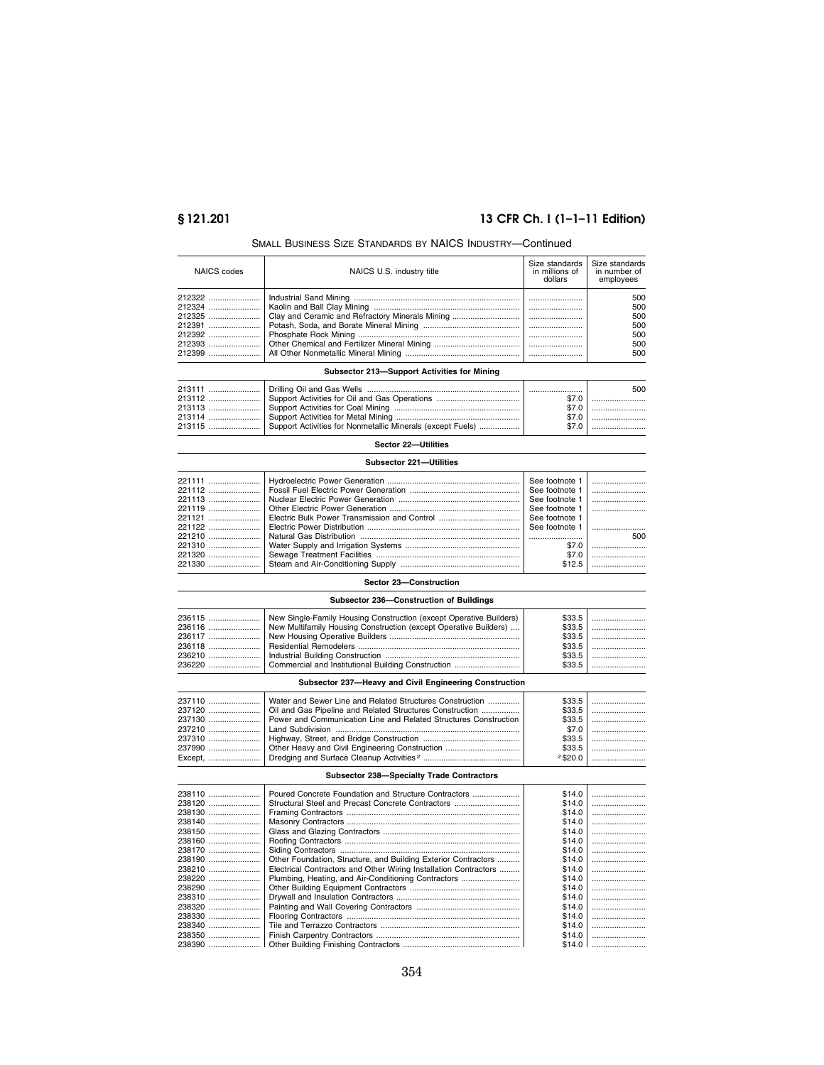## SMALL BUSINESS SIZE STANDARDS BY NAICS INDUSTRY—Continued

| NAICS codes | NAICS U.S. industry title | Size standards in millions of dollars | Size standards in number of employees |
|---|---|---|---|
| 212322 | Industrial Sand Mining | | 500 |
| 212324 | Kaolin and Ball Clay Mining | | 500 |
| 212325 | Clay and Ceramic and Refractory Minerals Mining | | 500 |
| 212391 | Potash, Soda, and Borate Mineral Mining | | 500 |
| 212392 | Phosphate Rock Mining | | 500 |
| 212393 | Other Chemical and Fertilizer Mineral Mining | | 500 |
| 212399 | All Other Nonmetallic Mineral Mining | | 500 |
| | **Subsector 213—Support Activities for Mining** | | |
| 213111 | Drilling Oil and Gas Wells | | 500 |
| 213112 | Support Activities for Oil and Gas Operations | $7.0 | |
| 213113 | Support Activities for Coal Mining | $7.0 | |
| 213114 | Support Activities for Metal Mining | $7.0 | |
| 213115 | Support Activities for Nonmetallic Minerals (except Fuels) | $7.0 | |
| | **Sector 22—Utilities** | | |
| | **Subsector 221—Utilities** | | |
| 221111 | Hydroelectric Power Generation | See footnote 1 | |
| 221112 | Fossil Fuel Electric Power Generation | See footnote 1 | |
| 221113 | Nuclear Electric Power Generation | See footnote 1 | |
| 221119 | Other Electric Power Generation | See footnote 1 | |
| 221121 | Electric Bulk Power Transmission and Control | See footnote 1 | |
| 221122 | Electric Power Distribution | See footnote 1 | |
| 221210 | Natural Gas Distribution | | 500 |
| 221310 | Water Supply and Irrigation Systems | $7.0 | |
| 221320 | Sewage Treatment Facilities | $7.0 | |
| 221330 | Steam and Air-Conditioning Supply | $12.5 | |
| | **Sector 23—Construction** | | |
| | **Subsector 236—Construction of Buildings** | | |
| 236115 | New Single-Family Housing Construction (except Operative Builders) | $33.5 | |
| 236116 | New Multifamily Housing Construction (except Operative Builders) | $33.5 | |
| 236117 | New Housing Operative Builders | $33.5 | |
| 236118 | Residential Remodelers | $33.5 | |
| 236210 | Industrial Building Construction | $33.5 | |
| 236220 | Commercial and Institutional Building Construction | $33.5 | |
| | **Subsector 237—Heavy and Civil Engineering Construction** | | |
| 237110 | Water and Sewer Line and Related Structures Construction | $33.5 | |
| 237120 | Oil and Gas Pipeline and Related Structures Construction | $33.5 | |
| 237130 | Power and Communication Line and Related Structures Construction | $33.5 | |
| 237210 | Land Subdivision | $7.0 | |
| 237310 | Highway, Street, and Bridge Construction | $33.5 | |
| 237990 | Other Heavy and Civil Engineering Construction | $33.5 | |
| Except, | Dredging and Surface Cleanup Activities [2] | [2] $20.0 | |
| | **Subsector 238—Specialty Trade Contractors** | | |
| 238110 | Poured Concrete Foundation and Structure Contractors | $14.0 | |
| 238120 | Structural Steel and Precast Concrete Contractors | $14.0 | |
| 238130 | Framing Contractors | $14.0 | |
| 238140 | Masonry Contractors | $14.0 | |
| 238150 | Glass and Glazing Contractors | $14.0 | |
| 238160 | Roofing Contractors | $14.0 | |
| 238170 | Siding Contractors | $14.0 | |
| 238190 | Other Foundation, Structure, and Building Exterior Contractors | $14.0 | |
| 238210 | Electrical Contractors and Other Wiring Installation Contractors | $14.0 | |
| 238220 | Plumbing, Heating, and Air-Conditioning Contractors | $14.0 | |
| 238290 | Other Building Equipment Contractors | $14.0 | |
| 238310 | Drywall and Insulation Contractors | $14.0 | |
| 238320 | Painting and Wall Covering Contractors | $14.0 | |
| 238330 | Flooring Contractors | $14.0 | |
| 238340 | Tile and Terrazzo Contractors | $14.0 | |
| 238350 | Finish Carpentry Contractors | $14.0 | |
| 238390 | Other Building Finishing Contractors | $14.0 | |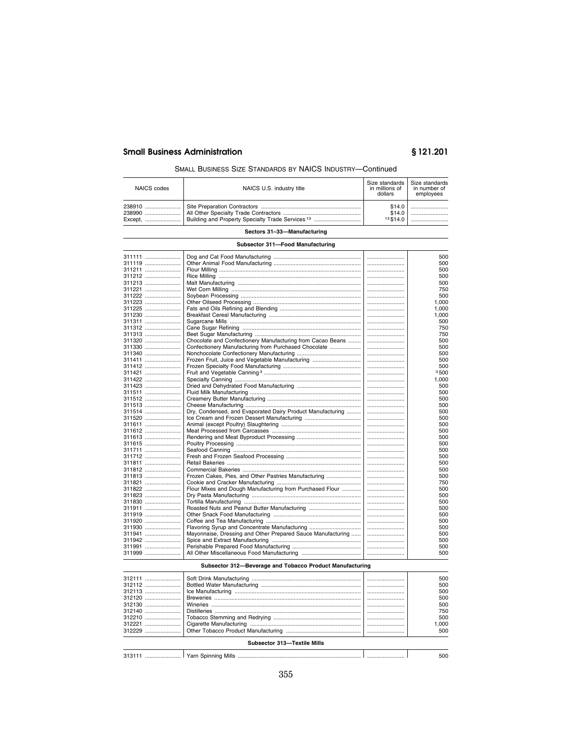SMALL BUSINESS SIZE STANDARDS BY NAICS INDUSTRY—Continued

| NAICS codes | NAICS U.S. industry title | Size standards in millions of dollars | Size standards in number of employees |
|---|---|---|---|
| 238910 | Site Preparation Contractors | $14.0 | |
| 238990 | All Other Specialty Trade Contractors | $14.0 | |
| Except, | Building and Property Specialty Trade Services [13] | [13] $14.0 | |
| **Sectors 31–33—Manufacturing** | | | |
| **Subsector 311—Food Manufacturing** | | | |
| 311111 | Dog and Cat Food Manufacturing | | 500 |
| 311119 | Other Animal Food Manufacturing | | 500 |
| 311211 | Flour Milling | | 500 |
| 311212 | Rice Milling | | 500 |
| 311213 | Malt Manufacturing | | 500 |
| 311221 | Wet Corn Milling | | 750 |
| 311222 | Soybean Processing | | 500 |
| 311223 | Other Oilseed Processing | | 1,000 |
| 311225 | Fats and Oils Refining and Blending | | 1,000 |
| 311230 | Breakfast Cereal Manufacturing | | 1,000 |
| 311311 | Sugarcane Mills | | 500 |
| 311312 | Cane Sugar Refining | | 750 |
| 311313 | Beet Sugar Manufacturing | | 750 |
| 311320 | Chocolate and Confectionery Manufacturing from Cacao Beans | | 500 |
| 311330 | Confectionery Manufacturing from Purchased Chocolate | | 500 |
| 311340 | Nonchocolate Confectionery Manufacturing | | 500 |
| 311411 | Frozen Fruit, Juice and Vegetable Manufacturing | | 500 |
| 311412 | Frozen Specialty Food Manufacturing | | 500 |
| 311421 | Fruit and Vegetable Canning [3] | | [3] 500 |
| 311422 | Specialty Canning | | 1,000 |
| 311423 | Dried and Dehydrated Food Manufacturing | | 500 |
| 311511 | Fluid Milk Manufacturing | | 500 |
| 311512 | Creamery Butter Manufacturing | | 500 |
| 311513 | Cheese Manufacturing | | 500 |
| 311514 | Dry, Condensed, and Evaporated Dairy Product Manufacturing | | 500 |
| 311520 | Ice Cream and Frozen Dessert Manufacturing | | 500 |
| 311611 | Animal (except Poultry) Slaughtering | | 500 |
| 311612 | Meat Processed from Carcasses | | 500 |
| 311613 | Rendering and Meat Byproduct Processing | | 500 |
| 311615 | Poultry Processing | | 500 |
| 311711 | Seafood Canning | | 500 |
| 311712 | Fresh and Frozen Seafood Processing | | 500 |
| 311811 | Retail Bakeries | | 500 |
| 311812 | Commercial Bakeries | | 500 |
| 311813 | Frozen Cakes, Pies, and Other Pastries Manufacturing | | 500 |
| 311821 | Cookie and Cracker Manufacturing | | 750 |
| 311822 | Flour Mixes and Dough Manufacturing from Purchased Flour | | 500 |
| 311823 | Dry Pasta Manufacturing | | 500 |
| 311830 | Tortilla Manufacturing | | 500 |
| 311911 | Roasted Nuts and Peanut Butter Manufacturing | | 500 |
| 311919 | Other Snack Food Manufacturing | | 500 |
| 311920 | Coffee and Tea Manufacturing | | 500 |
| 311930 | Flavoring Syrup and Concentrate Manufacturing | | 500 |
| 311941 | Mayonnaise, Dressing and Other Prepared Sauce Manufacturing | | 500 |
| 311942 | Spice and Extract Manufacturing | | 500 |
| 311991 | Perishable Prepared Food Manufacturing | | 500 |
| 311999 | All Other Miscellaneous Food Manufacturing | | 500 |
| **Subsector 312—Beverage and Tobacco Product Manufacturing** | | | |
| 312111 | Soft Drink Manufacturing | | 500 |
| 312112 | Bottled Water Manufacturing | | 500 |
| 312113 | Ice Manufacturing | | 500 |
| 312120 | Breweries | | 500 |
| 312130 | Wineries | | 500 |
| 312140 | Distilleries | | 750 |
| 312210 | Tobacco Stemming and Redrying | | 500 |
| 312221 | Cigarette Manufacturing | | 1,000 |
| 312229 | Other Tobacco Product Manufacturing | | 500 |
| **Subsector 313—Textile Mills** | | | |
| 313111 | Yarn Spinning Mills | | 500 |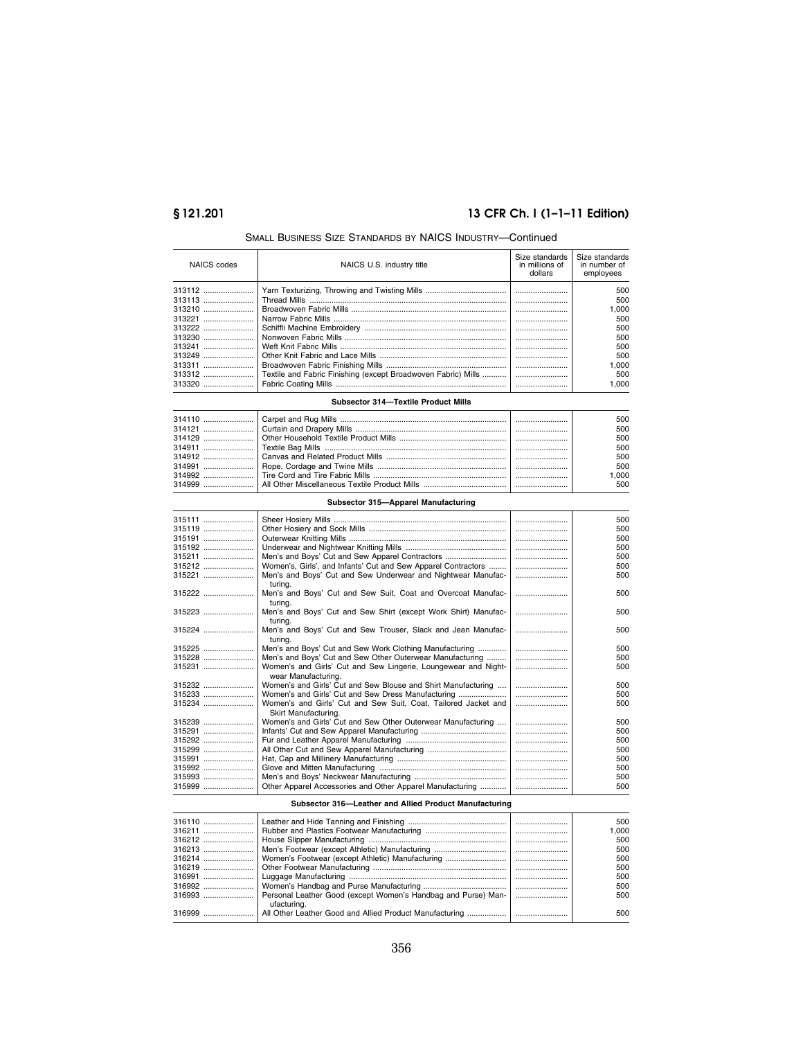SMALL BUSINESS SIZE STANDARDS BY NAICS INDUSTRY—Continued

| NAICS codes | NAICS U.S. industry title | Size standards in millions of dollars | Size standards in number of employees |
|---|---|---|---|
| 313112 | Yarn Texturizing, Throwing and Twisting Mills | | 500 |
| 313113 | Thread Mills | | 500 |
| 313210 | Broadwoven Fabric Mills | | 1,000 |
| 313221 | Narrow Fabric Mills | | 500 |
| 313222 | Schiffli Machine Embroidery | | 500 |
| 313230 | Nonwoven Fabric Mills | | 500 |
| 313241 | Weft Knit Fabric Mills | | 500 |
| 313249 | Other Knit Fabric and Lace Mills | | 500 |
| 313311 | Broadwoven Fabric Finishing Mills | | 1,000 |
| 313312 | Textile and Fabric Finishing (except Broadwoven Fabric) Mills | | 500 |
| 313320 | Fabric Coating Mills | | 1,000 |
| | **Subsector 314—Textile Product Mills** | | |
| 314110 | Carpet and Rug Mills | | 500 |
| 314121 | Curtain and Drapery Mills | | 500 |
| 314129 | Other Household Textile Product Mills | | 500 |
| 314911 | Textile Bag Mills | | 500 |
| 314912 | Canvas and Related Product Mills | | 500 |
| 314991 | Rope, Cordage and Twine Mills | | 500 |
| 314992 | Tire Cord and Tire Fabric Mills | | 1,000 |
| 314999 | All Other Miscellaneous Textile Product Mills | | 500 |
| | **Subsector 315—Apparel Manufacturing** | | |
| 315111 | Sheer Hosiery Mills | | 500 |
| 315119 | Other Hosiery and Sock Mills | | 500 |
| 315191 | Outerwear Knitting Mills | | 500 |
| 315192 | Underwear and Nightwear Knitting Mills | | 500 |
| 315211 | Men's and Boys' Cut and Sew Apparel Contractors | | 500 |
| 315212 | Women's, Girls', and Infants' Cut and Sew Apparel Contractors | | 500 |
| 315221 | Men's and Boys' Cut and Sew Underwear and Nightwear Manufacturing. | | 500 |
| 315222 | Men's and Boys' Cut and Sew Suit, Coat and Overcoat Manufacturing. | | 500 |
| 315223 | Men's and Boys' Cut and Sew Shirt (except Work Shirt) Manufacturing. | | 500 |
| 315224 | Men's and Boys' Cut and Sew Trouser, Slack and Jean Manufacturing. | | 500 |
| 315225 | Men's and Boys' Cut and Sew Work Clothing Manufacturing | | 500 |
| 315228 | Men's and Boys' Cut and Sew Other Outerwear Manufacturing | | 500 |
| 315231 | Women's and Girls' Cut and Sew Lingerie, Loungewear and Nightwear Manufacturing. | | 500 |
| 315232 | Women's and Girls' Cut and Sew Blouse and Shirt Manufacturing | | 500 |
| 315233 | Women's and Girls' Cut and Sew Dress Manufacturing | | 500 |
| 315234 | Women's and Girls' Cut and Sew Suit, Coat, Tailored Jacket and Skirt Manufacturing. | | 500 |
| 315239 | Women's and Girls' Cut and Sew Other Outerwear Manufacturing | | 500 |
| 315291 | Infants' Cut and Sew Apparel Manufacturing | | 500 |
| 315292 | Fur and Leather Apparel Manufacturing | | 500 |
| 315299 | All Other Cut and Sew Apparel Manufacturing | | 500 |
| 315991 | Hat, Cap and Millinery Manufacturing | | 500 |
| 315992 | Glove and Mitten Manufacturing | | 500 |
| 315993 | Men's and Boys' Neckwear Manufacturing | | 500 |
| 315999 | Other Apparel Accessories and Other Apparel Manufacturing | | 500 |
| | **Subsector 316—Leather and Allied Product Manufacturing** | | |
| 316110 | Leather and Hide Tanning and Finishing | | 500 |
| 316211 | Rubber and Plastics Footwear Manufacturing | | 1,000 |
| 316212 | House Slipper Manufacturing | | 500 |
| 316213 | Men's Footwear (except Athletic) Manufacturing | | 500 |
| 316214 | Women's Footwear (except Athletic) Manufacturing | | 500 |
| 316219 | Other Footwear Manufacturing | | 500 |
| 316991 | Luggage Manufacturing | | 500 |
| 316992 | Women's Handbag and Purse Manufacturing | | 500 |
| 316993 | Personal Leather Good (except Women's Handbag and Purse) Manufacturing. | | 500 |
| 316999 | All Other Leather Good and Allied Product Manufacturing | | 500 |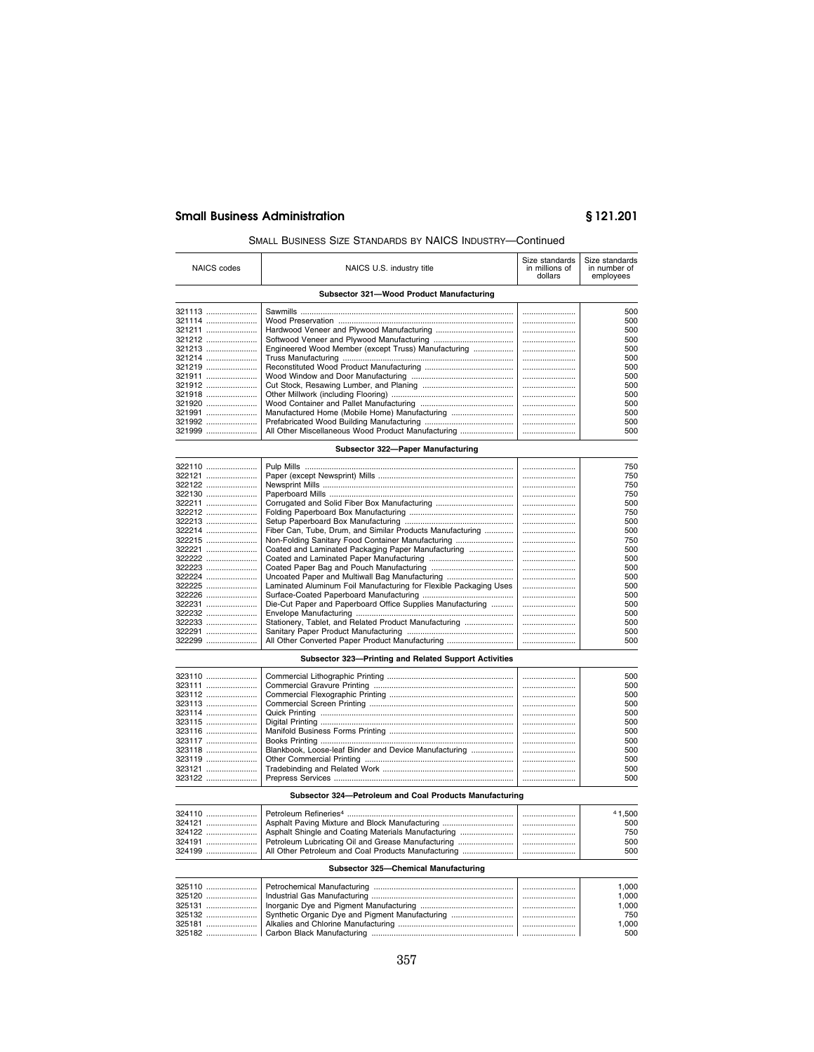SMALL BUSINESS SIZE STANDARDS BY NAICS INDUSTRY—Continued

| NAICS codes | NAICS U.S. industry title | Size standards in millions of dollars | Size standards in number of employees |
|---|---|---|---|
| | **Subsector 321—Wood Product Manufacturing** | | |
| 321113 | Sawmills | | 500 |
| 321114 | Wood Preservation | | 500 |
| 321211 | Hardwood Veneer and Plywood Manufacturing | | 500 |
| 321212 | Softwood Veneer and Plywood Manufacturing | | 500 |
| 321213 | Engineered Wood Member (except Truss) Manufacturing | | 500 |
| 321214 | Truss Manufacturing | | 500 |
| 321219 | Reconstituted Wood Product Manufacturing | | 500 |
| 321911 | Wood Window and Door Manufacturing | | 500 |
| 321912 | Cut Stock, Resawing Lumber, and Planing | | 500 |
| 321918 | Other Millwork (including Flooring) | | 500 |
| 321920 | Wood Container and Pallet Manufacturing | | 500 |
| 321991 | Manufactured Home (Mobile Home) Manufacturing | | 500 |
| 321992 | Prefabricated Wood Building Manufacturing | | 500 |
| 321999 | All Other Miscellaneous Wood Product Manufacturing | | 500 |
| | **Subsector 322—Paper Manufacturing** | | |
| 322110 | Pulp Mills | | 750 |
| 322121 | Paper (except Newsprint) Mills | | 750 |
| 322122 | Newsprint Mills | | 750 |
| 322130 | Paperboard Mills | | 750 |
| 322211 | Corrugated and Solid Fiber Box Manufacturing | | 500 |
| 322212 | Folding Paperboard Box Manufacturing | | 750 |
| 322213 | Setup Paperboard Box Manufacturing | | 500 |
| 322214 | Fiber Can, Tube, Drum, and Similar Products Manufacturing | | 500 |
| 322215 | Non-Folding Sanitary Food Container Manufacturing | | 750 |
| 322221 | Coated and Laminated Packaging Paper Manufacturing | | 500 |
| 322222 | Coated and Laminated Paper Manufacturing | | 500 |
| 322223 | Coated Paper Bag and Pouch Manufacturing | | 500 |
| 322224 | Uncoated Paper and Multiwall Bag Manufacturing | | 500 |
| 322225 | Laminated Aluminum Foil Manufacturing for Flexible Packaging Uses | | 500 |
| 322226 | Surface-Coated Paperboard Manufacturing | | 500 |
| 322231 | Die-Cut Paper and Paperboard Office Supplies Manufacturing | | 500 |
| 322232 | Envelope Manufacturing | | 500 |
| 322233 | Stationery, Tablet, and Related Product Manufacturing | | 500 |
| 322291 | Sanitary Paper Product Manufacturing | | 500 |
| 322299 | All Other Converted Paper Product Manufacturing | | 500 |
| | **Subsector 323—Printing and Related Support Activities** | | |
| 323110 | Commercial Lithographic Printing | | 500 |
| 323111 | Commercial Gravure Printing | | 500 |
| 323112 | Commercial Flexographic Printing | | 500 |
| 323113 | Commercial Screen Printing | | 500 |
| 323114 | Quick Printing | | 500 |
| 323115 | Digital Printing | | 500 |
| 323116 | Manifold Business Forms Printing | | 500 |
| 323117 | Books Printing | | 500 |
| 323118 | Blankbook, Loose-leaf Binder and Device Manufacturing | | 500 |
| 323119 | Other Commercial Printing | | 500 |
| 323121 | Tradebinding and Related Work | | 500 |
| 323122 | Prepress Services | | 500 |
| | **Subsector 324—Petroleum and Coal Products Manufacturing** | | |
| 324110 | Petroleum Refineries[4] | | [4] 1,500 |
| 324121 | Asphalt Paving Mixture and Block Manufacturing | | 500 |
| 324122 | Asphalt Shingle and Coating Materials Manufacturing | | 750 |
| 324191 | Petroleum Lubricating Oil and Grease Manufacturing | | 500 |
| 324199 | All Other Petroleum and Coal Products Manufacturing | | 500 |
| | **Subsector 325—Chemical Manufacturing** | | |
| 325110 | Petrochemical Manufacturing | | 1,000 |
| 325120 | Industrial Gas Manufacturing | | 1,000 |
| 325131 | Inorganic Dye and Pigment Manufacturing | | 1,000 |
| 325132 | Synthetic Organic Dye and Pigment Manufacturing | | 750 |
| 325181 | Alkalies and Chlorine Manufacturing | | 1,000 |
| 325182 | Carbon Black Manufacturing | | 500 |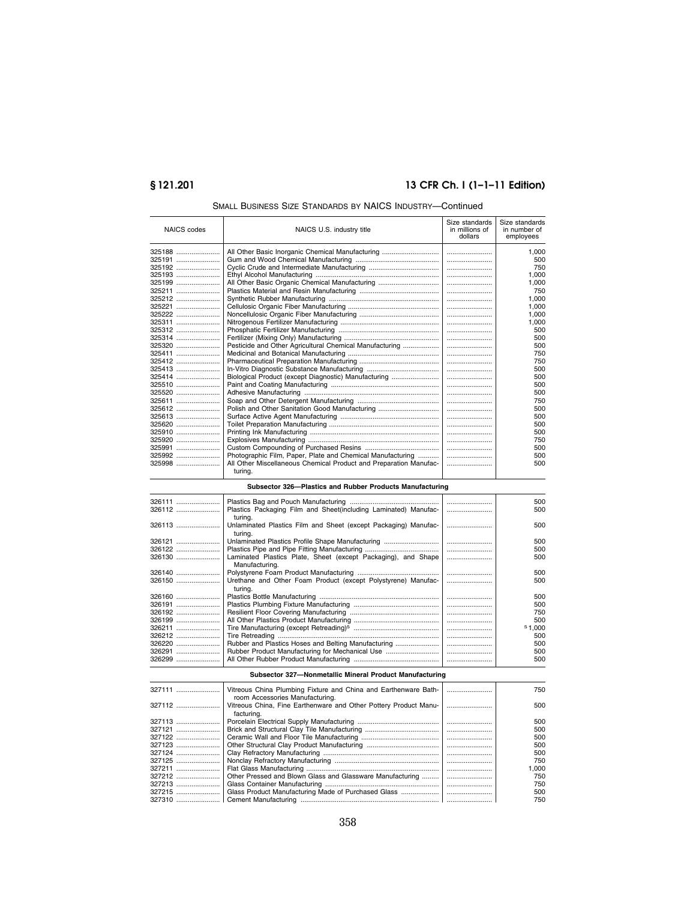SMALL BUSINESS SIZE STANDARDS BY NAICS INDUSTRY—Continued

| NAICS codes | NAICS U.S. industry title | Size standards in millions of dollars | Size standards in number of employees |
|---|---|---|---|
| 325188 | All Other Basic Inorganic Chemical Manufacturing | | 1,000 |
| 325191 | Gum and Wood Chemical Manufacturing | | 500 |
| 325192 | Cyclic Crude and Intermediate Manufacturing | | 750 |
| 325193 | Ethyl Alcohol Manufacturing | | 1,000 |
| 325199 | All Other Basic Organic Chemical Manufacturing | | 1,000 |
| 325211 | Plastics Material and Resin Manufacturing | | 750 |
| 325212 | Synthetic Rubber Manufacturing | | 1,000 |
| 325221 | Cellulosic Organic Fiber Manufacturing | | 1,000 |
| 325222 | Noncellulosic Organic Fiber Manufacturing | | 1,000 |
| 325311 | Nitrogenous Fertilizer Manufacturing | | 1,000 |
| 325312 | Phosphatic Fertilizer Manufacturing | | 500 |
| 325314 | Fertilizer (Mixing Only) Manufacturing | | 500 |
| 325320 | Pesticide and Other Agricultural Chemical Manufacturing | | 500 |
| 325411 | Medicinal and Botanical Manufacturing | | 750 |
| 325412 | Pharmaceutical Preparation Manufacturing | | 750 |
| 325413 | In-Vitro Diagnostic Substance Manufacturing | | 500 |
| 325414 | Biological Product (except Diagnostic) Manufacturing | | 500 |
| 325510 | Paint and Coating Manufacturing | | 500 |
| 325520 | Adhesive Manufacturing | | 500 |
| 325611 | Soap and Other Detergent Manufacturing | | 750 |
| 325612 | Polish and Other Sanitation Good Manufacturing | | 500 |
| 325613 | Surface Active Agent Manufacturing | | 500 |
| 325620 | Toilet Preparation Manufacturing | | 500 |
| 325910 | Printing Ink Manufacturing | | 500 |
| 325920 | Explosives Manufacturing | | 750 |
| 325991 | Custom Compounding of Purchased Resins | | 500 |
| 325992 | Photographic Film, Paper, Plate and Chemical Manufacturing | | 500 |
| 325998 | All Other Miscellaneous Chemical Product and Preparation Manufacturing. | | 500 |
| | **Subsector 326—Plastics and Rubber Products Manufacturing** | | |
| 326111 | Plastics Bag and Pouch Manufacturing | | 500 |
| 326112 | Plastics Packaging Film and Sheet(including Laminated) Manufacturing. | | 500 |
| 326113 | Unlaminated Plastics Film and Sheet (except Packaging) Manufacturing. | | 500 |
| 326121 | Unlaminated Plastics Profile Shape Manufacturing | | 500 |
| 326122 | Plastics Pipe and Pipe Fitting Manufacturing | | 500 |
| 326130 | Laminated Plastics Plate, Sheet (except Packaging), and Shape Manufacturing. | | 500 |
| 326140 | Polystyrene Foam Product Manufacturing | | 500 |
| 326150 | Urethane and Other Foam Product (except Polystyrene) Manufacturing. | | 500 |
| 326160 | Plastics Bottle Manufacturing | | 500 |
| 326191 | Plastics Plumbing Fixture Manufacturing | | 500 |
| 326192 | Resilient Floor Covering Manufacturing | | 750 |
| 326199 | All Other Plastics Product Manufacturing | | 500 |
| 326211 | Tire Manufacturing (except Retreading)[5] | | [5] 1,000 |
| 326212 | Tire Retreading | | 500 |
| 326220 | Rubber and Plastics Hoses and Belting Manufacturing | | 500 |
| 326291 | Rubber Product Manufacturing for Mechanical Use | | 500 |
| 326299 | All Other Rubber Product Manufacturing | | 500 |
| | **Subsector 327—Nonmetallic Mineral Product Manufacturing** | | |
| 327111 | Vitreous China Plumbing Fixture and China and Earthenware Bathroom Accessories Manufacturing. | | 750 |
| 327112 | Vitreous China, Fine Earthenware and Other Pottery Product Manufacturing. | | 500 |
| 327113 | Porcelain Electrical Supply Manufacturing | | 500 |
| 327121 | Brick and Structural Clay Tile Manufacturing | | 500 |
| 327122 | Ceramic Wall and Floor Tile Manufacturing | | 500 |
| 327123 | Other Structural Clay Product Manufacturing | | 500 |
| 327124 | Clay Refractory Manufacturing | | 500 |
| 327125 | Nonclay Refractory Manufacturing | | 750 |
| 327211 | Flat Glass Manufacturing | | 1,000 |
| 327212 | Other Pressed and Blown Glass and Glassware Manufacturing | | 750 |
| 327213 | Glass Container Manufacturing | | 750 |
| 327215 | Glass Product Manufacturing Made of Purchased Glass | | 500 |
| 327310 | Cement Manufacturing | | 750 |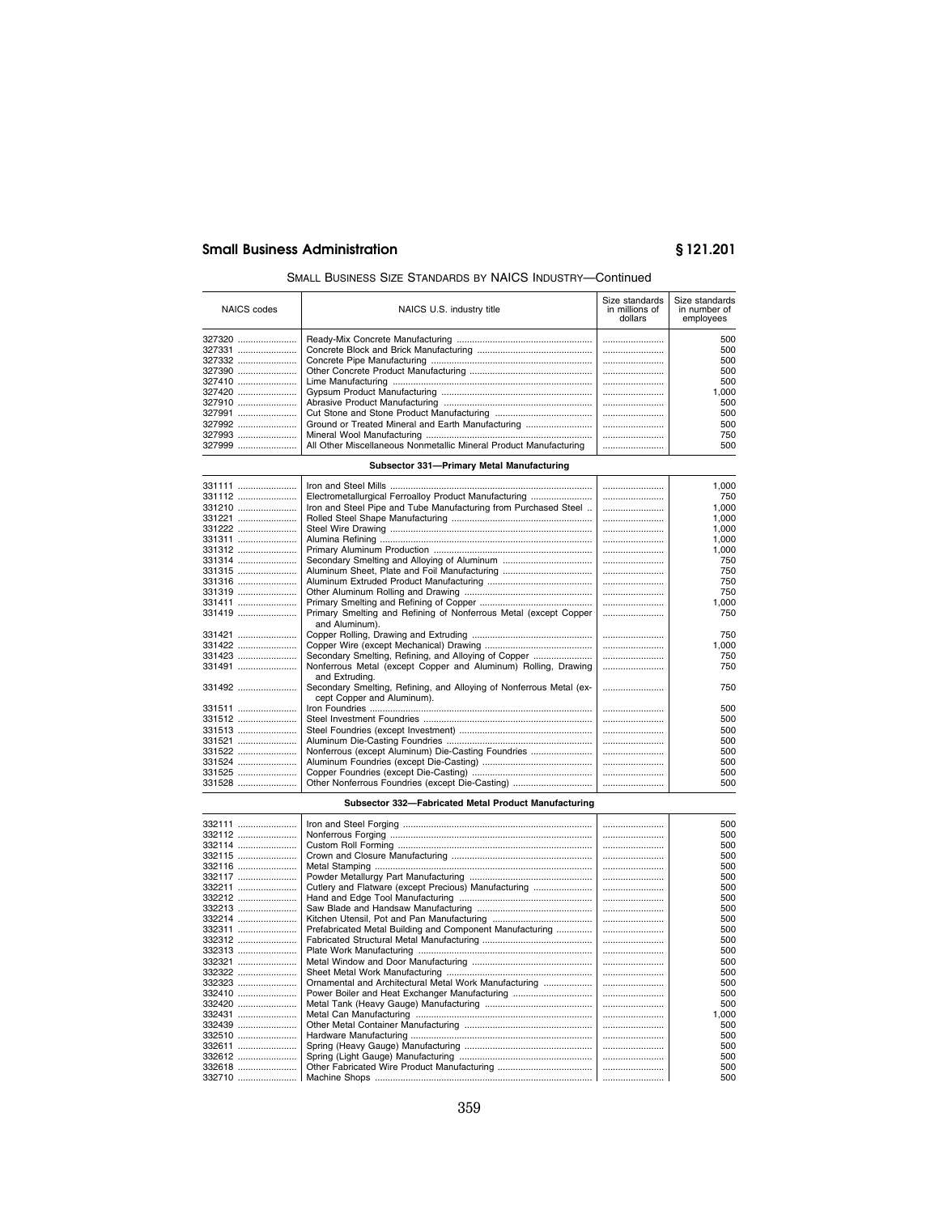SMALL BUSINESS SIZE STANDARDS BY NAICS INDUSTRY—Continued

| NAICS codes | NAICS U.S. industry title | Size standards in millions of dollars | Size standards in number of employees |
|---|---|---|---|
| 327320 | Ready-Mix Concrete Manufacturing | | 500 |
| 327331 | Concrete Block and Brick Manufacturing | | 500 |
| 327332 | Concrete Pipe Manufacturing | | 500 |
| 327390 | Other Concrete Product Manufacturing | | 500 |
| 327410 | Lime Manufacturing | | 500 |
| 327420 | Gypsum Product Manufacturing | | 1,000 |
| 327910 | Abrasive Product Manufacturing | | 500 |
| 327991 | Cut Stone and Stone Product Manufacturing | | 500 |
| 327992 | Ground or Treated Mineral and Earth Manufacturing | | 500 |
| 327993 | Mineral Wool Manufacturing | | 750 |
| 327999 | All Other Miscellaneous Nonmetallic Mineral Product Manufacturing | | 500 |
| | **Subsector 331—Primary Metal Manufacturing** | | |
| 331111 | Iron and Steel Mills | | 1,000 |
| 331112 | Electrometallurgical Ferroalloy Product Manufacturing | | 750 |
| 331210 | Iron and Steel Pipe and Tube Manufacturing from Purchased Steel | | 1,000 |
| 331221 | Rolled Steel Shape Manufacturing | | 1,000 |
| 331222 | Steel Wire Drawing | | 1,000 |
| 331311 | Alumina Refining | | 1,000 |
| 331312 | Primary Aluminum Production | | 1,000 |
| 331314 | Secondary Smelting and Alloying of Aluminum | | 750 |
| 331315 | Aluminum Sheet, Plate and Foil Manufacturing | | 750 |
| 331316 | Aluminum Extruded Product Manufacturing | | 750 |
| 331319 | Other Aluminum Rolling and Drawing | | 750 |
| 331411 | Primary Smelting and Refining of Copper | | 1,000 |
| 331419 | Primary Smelting and Refining of Nonferrous Metal (except Copper and Aluminum). | | 750 |
| 331421 | Copper Rolling, Drawing and Extruding | | 750 |
| 331422 | Copper Wire (except Mechanical) Drawing | | 1,000 |
| 331423 | Secondary Smelting, Refining, and Alloying of Copper | | 750 |
| 331491 | Nonferrous Metal (except Copper and Aluminum) Rolling, Drawing and Extruding. | | 750 |
| 331492 | Secondary Smelting, Refining, and Alloying of Nonferrous Metal (except Copper and Aluminum). | | 750 |
| 331511 | Iron Foundries | | 500 |
| 331512 | Steel Investment Foundries | | 500 |
| 331513 | Steel Foundries (except Investment) | | 500 |
| 331521 | Aluminum Die-Casting Foundries | | 500 |
| 331522 | Nonferrous (except Aluminum) Die-Casting Foundries | | 500 |
| 331524 | Aluminum Foundries (except Die-Casting) | | 500 |
| 331525 | Copper Foundries (except Die-Casting) | | 500 |
| 331528 | Other Nonferrous Foundries (except Die-Casting) | | 500 |
| | **Subsector 332—Fabricated Metal Product Manufacturing** | | |
| 332111 | Iron and Steel Forging | | 500 |
| 332112 | Nonferrous Forging | | 500 |
| 332114 | Custom Roll Forming | | 500 |
| 332115 | Crown and Closure Manufacturing | | 500 |
| 332116 | Metal Stamping | | 500 |
| 332117 | Powder Metallurgy Part Manufacturing | | 500 |
| 332211 | Cutlery and Flatware (except Precious) Manufacturing | | 500 |
| 332212 | Hand and Edge Tool Manufacturing | | 500 |
| 332213 | Saw Blade and Handsaw Manufacturing | | 500 |
| 332214 | Kitchen Utensil, Pot and Pan Manufacturing | | 500 |
| 332311 | Prefabricated Metal Building and Component Manufacturing | | 500 |
| 332312 | Fabricated Structural Metal Manufacturing | | 500 |
| 332313 | Plate Work Manufacturing | | 500 |
| 332321 | Metal Window and Door Manufacturing | | 500 |
| 332322 | Sheet Metal Work Manufacturing | | 500 |
| 332323 | Ornamental and Architectural Metal Work Manufacturing | | 500 |
| 332410 | Power Boiler and Heat Exchanger Manufacturing | | 500 |
| 332420 | Metal Tank (Heavy Gauge) Manufacturing | | 500 |
| 332431 | Metal Can Manufacturing | | 1,000 |
| 332439 | Other Metal Container Manufacturing | | 500 |
| 332510 | Hardware Manufacturing | | 500 |
| 332611 | Spring (Heavy Gauge) Manufacturing | | 500 |
| 332612 | Spring (Light Gauge) Manufacturing | | 500 |
| 332618 | Other Fabricated Wire Product Manufacturing | | 500 |
| 332710 | Machine Shops | | 500 |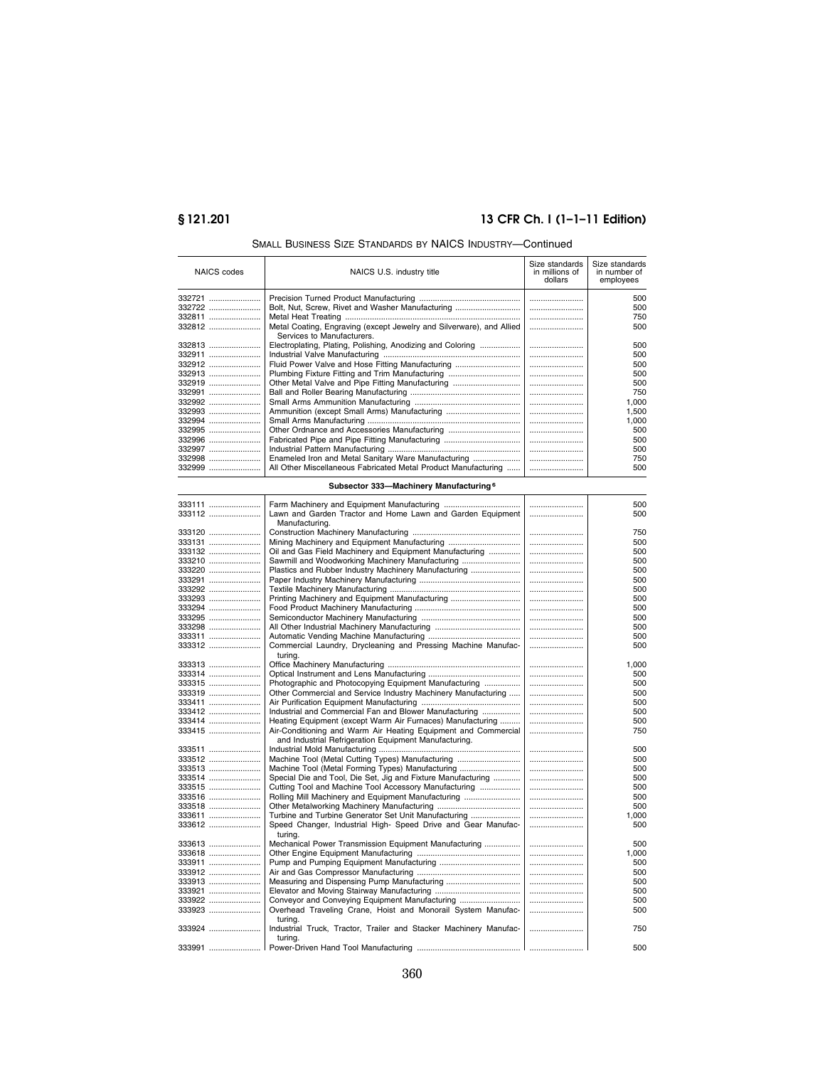SMALL BUSINESS SIZE STANDARDS BY NAICS INDUSTRY—Continued

| NAICS codes | NAICS U.S. industry title | Size standards in millions of dollars | Size standards in number of employees |
|---|---|---|---|
| 332721 | Precision Turned Product Manufacturing | | 500 |
| 332722 | Bolt, Nut, Screw, Rivet and Washer Manufacturing | | 500 |
| 332811 | Metal Heat Treating | | 750 |
| 332812 | Metal Coating, Engraving (except Jewelry and Silverware), and Allied Services to Manufacturers. | | 500 |
| 332813 | Electroplating, Plating, Polishing, Anodizing and Coloring | | 500 |
| 332911 | Industrial Valve Manufacturing | | 500 |
| 332912 | Fluid Power Valve and Hose Fitting Manufacturing | | 500 |
| 332913 | Plumbing Fixture Fitting and Trim Manufacturing | | 500 |
| 332919 | Other Metal Valve and Pipe Fitting Manufacturing | | 500 |
| 332991 | Ball and Roller Bearing Manufacturing | | 750 |
| 332992 | Small Arms Ammunition Manufacturing | | 1,000 |
| 332993 | Ammunition (except Small Arms) Manufacturing | | 1,500 |
| 332994 | Small Arms Manufacturing | | 1,000 |
| 332995 | Other Ordnance and Accessories Manufacturing | | 500 |
| 332996 | Fabricated Pipe and Pipe Fitting Manufacturing | | 500 |
| 332997 | Industrial Pattern Manufacturing | | 500 |
| 332998 | Enameled Iron and Metal Sanitary Ware Manufacturing | | 750 |
| 332999 | All Other Miscellaneous Fabricated Metal Product Manufacturing | | 500 |
| | **Subsector 333—Machinery Manufacturing [6]** | | |
| 333111 | Farm Machinery and Equipment Manufacturing | | 500 |
| 333112 | Lawn and Garden Tractor and Home Lawn and Garden Equipment Manufacturing. | | 500 |
| 333120 | Construction Machinery Manufacturing | | 750 |
| 333131 | Mining Machinery and Equipment Manufacturing | | 500 |
| 333132 | Oil and Gas Field Machinery and Equipment Manufacturing | | 500 |
| 333210 | Sawmill and Woodworking Machinery Manufacturing | | 500 |
| 333220 | Plastics and Rubber Industry Machinery Manufacturing | | 500 |
| 333291 | Paper Industry Machinery Manufacturing | | 500 |
| 333292 | Textile Machinery Manufacturing | | 500 |
| 333293 | Printing Machinery and Equipment Manufacturing | | 500 |
| 333294 | Food Product Machinery Manufacturing | | 500 |
| 333295 | Semiconductor Machinery Manufacturing | | 500 |
| 333298 | All Other Industrial Machinery Manufacturing | | 500 |
| 333311 | Automatic Vending Machine Manufacturing | | 500 |
| 333312 | Commercial Laundry, Drycleaning and Pressing Machine Manufacturing. | | 500 |
| 333313 | Office Machinery Manufacturing | | 1,000 |
| 333314 | Optical Instrument and Lens Manufacturing | | 500 |
| 333315 | Photographic and Photocopying Equipment Manufacturing | | 500 |
| 333319 | Other Commercial and Service Industry Machinery Manufacturing | | 500 |
| 333411 | Air Purification Equipment Manufacturing | | 500 |
| 333412 | Industrial and Commercial Fan and Blower Manufacturing | | 500 |
| 333414 | Heating Equipment (except Warm Air Furnaces) Manufacturing | | 500 |
| 333415 | Air-Conditioning and Warm Air Heating Equipment and Commercial and Industrial Refrigeration Equipment Manufacturing. | | 750 |
| 333511 | Industrial Mold Manufacturing | | 500 |
| 333512 | Machine Tool (Metal Cutting Types) Manufacturing | | 500 |
| 333513 | Machine Tool (Metal Forming Types) Manufacturing | | 500 |
| 333514 | Special Die and Tool, Die Set, Jig and Fixture Manufacturing | | 500 |
| 333515 | Cutting Tool and Machine Tool Accessory Manufacturing | | 500 |
| 333516 | Rolling Mill Machinery and Equipment Manufacturing | | 500 |
| 333518 | Other Metalworking Machinery Manufacturing | | 500 |
| 333611 | Turbine and Turbine Generator Set Unit Manufacturing | | 1,000 |
| 333612 | Speed Changer, Industrial High- Speed Drive and Gear Manufacturing. | | 500 |
| 333613 | Mechanical Power Transmission Equipment Manufacturing | | 500 |
| 333618 | Other Engine Equipment Manufacturing | | 1,000 |
| 333911 | Pump and Pumping Equipment Manufacturing | | 500 |
| 333912 | Air and Gas Compressor Manufacturing | | 500 |
| 333913 | Measuring and Dispensing Pump Manufacturing | | 500 |
| 333921 | Elevator and Moving Stairway Manufacturing | | 500 |
| 333922 | Conveyor and Conveying Equipment Manufacturing | | 500 |
| 333923 | Overhead Traveling Crane, Hoist and Monorail System Manufacturing. | | 500 |
| 333924 | Industrial Truck, Tractor, Trailer and Stacker Machinery Manufacturing. | | 750 |
| 333991 | Power-Driven Hand Tool Manufacturing | | 500 |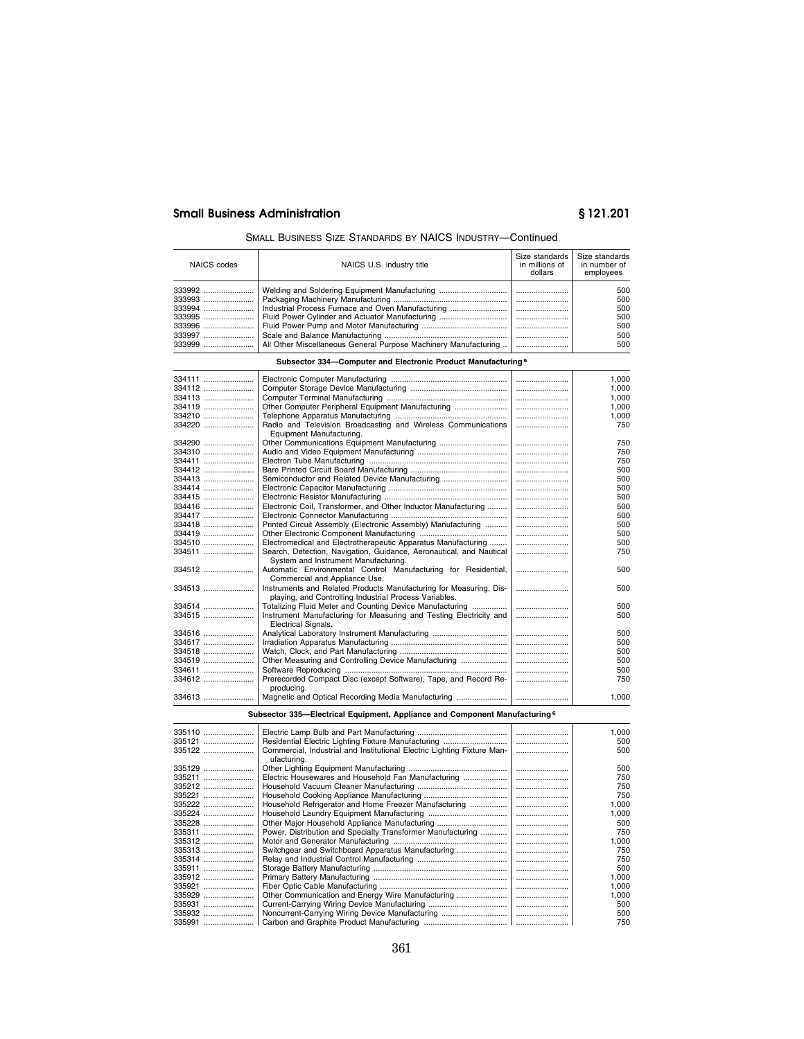SMALL BUSINESS SIZE STANDARDS BY NAICS INDUSTRY—Continued

| NAICS codes | NAICS U.S. industry title | Size standards in millions of dollars | Size standards in number of employees |
|---|---|---|---|
| 333992 | Welding and Soldering Equipment Manufacturing | | 500 |
| 333993 | Packaging Machinery Manufacturing | | 500 |
| 333994 | Industrial Process Furnace and Oven Manufacturing | | 500 |
| 333995 | Fluid Power Cylinder and Actuator Manufacturing | | 500 |
| 333996 | Fluid Power Pump and Motor Manufacturing | | 500 |
| 333997 | Scale and Balance Manufacturing | | 500 |
| 333999 | All Other Miscellaneous General Purpose Machinery Manufacturing | | 500 |
| **Subsector 334—Computer and Electronic Product Manufacturing[6]** | | | |
| 334111 | Electronic Computer Manufacturing | | 1,000 |
| 334112 | Computer Storage Device Manufacturing | | 1,000 |
| 334113 | Computer Terminal Manufacturing | | 1,000 |
| 334119 | Other Computer Peripheral Equipment Manufacturing | | 1,000 |
| 334210 | Telephone Apparatus Manufacturing | | 1,000 |
| 334220 | Radio and Television Broadcasting and Wireless Communications Equipment Manufacturing. | | 750 |
| 334290 | Other Communications Equipment Manufacturing | | 750 |
| 334310 | Audio and Video Equipment Manufacturing | | 750 |
| 334411 | Electron Tube Manufacturing | | 750 |
| 334412 | Bare Printed Circuit Board Manufacturing | | 500 |
| 334413 | Semiconductor and Related Device Manufacturing | | 500 |
| 334414 | Electronic Capacitor Manufacturing | | 500 |
| 334415 | Electronic Resistor Manufacturing | | 500 |
| 334416 | Electronic Coil, Transformer, and Other Inductor Manufacturing | | 500 |
| 334417 | Electronic Connector Manufacturing | | 500 |
| 334418 | Printed Circuit Assembly (Electronic Assembly) Manufacturing | | 500 |
| 334419 | Other Electronic Component Manufacturing | | 500 |
| 334510 | Electromedical and Electrotherapeutic Apparatus Manufacturing | | 500 |
| 334511 | Search, Detection, Navigation, Guidance, Aeronautical, and Nautical System and Instrument Manufacturing. | | 750 |
| 334512 | Automatic Environmental Control Manufacturing for Residential, Commercial and Appliance Use. | | 500 |
| 334513 | Instruments and Related Products Manufacturing for Measuring, Displaying, and Controlling Industrial Process Variables. | | 500 |
| 334514 | Totalizing Fluid Meter and Counting Device Manufacturing | | 500 |
| 334515 | Instrument Manufacturing for Measuring and Testing Electricity and Electrical Signals. | | 500 |
| 334516 | Analytical Laboratory Instrument Manufacturing | | 500 |
| 334517 | Irradiation Apparatus Manufacturing | | 500 |
| 334518 | Watch, Clock, and Part Manufacturing | | 500 |
| 334519 | Other Measuring and Controlling Device Manufacturing | | 500 |
| 334611 | Software Reproducing | | 500 |
| 334612 | Prerecorded Compact Disc (except Software), Tape, and Record Reproducing. | | 750 |
| 334613 | Magnetic and Optical Recording Media Manufacturing | | 1,000 |
| **Subsector 335—Electrical Equipment, Appliance and Component Manufacturing[6]** | | | |
| 335110 | Electric Lamp Bulb and Part Manufacturing | | 1,000 |
| 335121 | Residential Electric Lighting Fixture Manufacturing | | 500 |
| 335122 | Commercial, Industrial and Institutional Electric Lighting Fixture Manufacturing. | | 500 |
| 335129 | Other Lighting Equipment Manufacturing | | 500 |
| 335211 | Electric Housewares and Household Fan Manufacturing | | 750 |
| 335212 | Household Vacuum Cleaner Manufacturing | | 750 |
| 335221 | Household Cooking Appliance Manufacturing | | 750 |
| 335222 | Household Refrigerator and Home Freezer Manufacturing | | 1,000 |
| 335224 | Household Laundry Equipment Manufacturing | | 1,000 |
| 335228 | Other Major Household Appliance Manufacturing | | 500 |
| 335311 | Power, Distribution and Specialty Transformer Manufacturing | | 750 |
| 335312 | Motor and Generator Manufacturing | | 1,000 |
| 335313 | Switchgear and Switchboard Apparatus Manufacturing | | 750 |
| 335314 | Relay and Industrial Control Manufacturing | | 750 |
| 335911 | Storage Battery Manufacturing | | 500 |
| 335912 | Primary Battery Manufacturing | | 1,000 |
| 335921 | Fiber Optic Cable Manufacturing | | 1,000 |
| 335929 | Other Communication and Energy Wire Manufacturing | | 1,000 |
| 335931 | Current-Carrying Wiring Device Manufacturing | | 500 |
| 335932 | Noncurrent-Carrying Wiring Device Manufacturing | | 500 |
| 335991 | Carbon and Graphite Product Manufacturing | | 750 |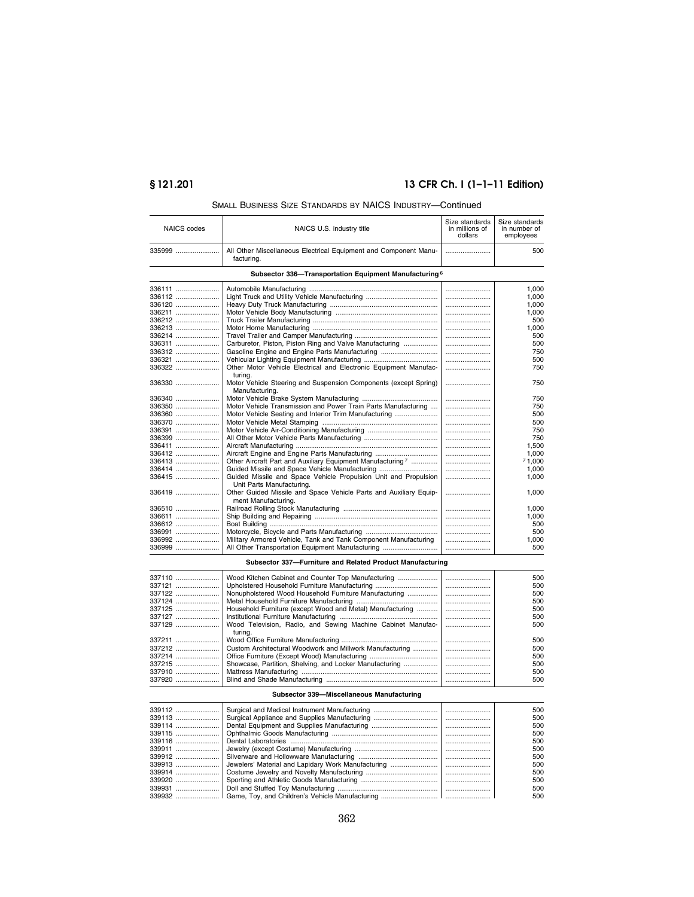SMALL BUSINESS SIZE STANDARDS BY NAICS INDUSTRY—Continued

| NAICS codes | NAICS U.S. industry title | Size standards in millions of dollars | Size standards in number of employees |
|---|---|---|---|
| 335999 | All Other Miscellaneous Electrical Equipment and Component Manufacturing. | | 500 |
| **Subsector 336—Transportation Equipment Manufacturing**[6] | | | |
| 336111 | Automobile Manufacturing | | 1,000 |
| 336112 | Light Truck and Utility Vehicle Manufacturing | | 1,000 |
| 336120 | Heavy Duty Truck Manufacturing | | 1,000 |
| 336211 | Motor Vehicle Body Manufacturing | | 1,000 |
| 336212 | Truck Trailer Manufacturing | | 500 |
| 336213 | Motor Home Manufacturing | | 1,000 |
| 336214 | Travel Trailer and Camper Manufacturing | | 500 |
| 336311 | Carburetor, Piston, Piston Ring and Valve Manufacturing | | 500 |
| 336312 | Gasoline Engine and Engine Parts Manufacturing | | 750 |
| 336321 | Vehicular Lighting Equipment Manufacturing | | 500 |
| 336322 | Other Motor Vehicle Electrical and Electronic Equipment Manufacturing. | | 750 |
| 336330 | Motor Vehicle Steering and Suspension Components (except Spring) Manufacturing. | | 750 |
| 336340 | Motor Vehicle Brake System Manufacturing | | 750 |
| 336350 | Motor Vehicle Transmission and Power Train Parts Manufacturing | | 750 |
| 336360 | Motor Vehicle Seating and Interior Trim Manufacturing | | 500 |
| 336370 | Motor Vehicle Metal Stamping | | 500 |
| 336391 | Motor Vehicle Air-Conditioning Manufacturing | | 750 |
| 336399 | All Other Motor Vehicle Parts Manufacturing | | 750 |
| 336411 | Aircraft Manufacturing | | 1,500 |
| 336412 | Aircraft Engine and Engine Parts Manufacturing | | 1,000 |
| 336413 | Other Aircraft Part and Auxiliary Equipment Manufacturing[7] | | [7] 1,000 |
| 336414 | Guided Missile and Space Vehicle Manufacturing | | 1,000 |
| 336415 | Guided Missile and Space Vehicle Propulsion Unit and Propulsion Unit Parts Manufacturing. | | 1,000 |
| 336419 | Other Guided Missile and Space Vehicle Parts and Auxiliary Equipment Manufacturing. | | 1,000 |
| 336510 | Railroad Rolling Stock Manufacturing | | 1,000 |
| 336611 | Ship Building and Repairing | | 1,000 |
| 336612 | Boat Building | | 500 |
| 336991 | Motorcycle, Bicycle and Parts Manufacturing | | 500 |
| 336992 | Military Armored Vehicle, Tank and Tank Component Manufacturing | | 1,000 |
| 336999 | All Other Transportation Equipment Manufacturing | | 500 |
| **Subsector 337—Furniture and Related Product Manufacturing** | | | |
| 337110 | Wood Kitchen Cabinet and Counter Top Manufacturing | | 500 |
| 337121 | Upholstered Household Furniture Manufacturing | | 500 |
| 337122 | Nonupholstered Wood Household Furniture Manufacturing | | 500 |
| 337124 | Metal Household Furniture Manufacturing | | 500 |
| 337125 | Household Furniture (except Wood and Metal) Manufacturing | | 500 |
| 337127 | Institutional Furniture Manufacturing | | 500 |
| 337129 | Wood Television, Radio, and Sewing Machine Cabinet Manufacturing. | | 500 |
| 337211 | Wood Office Furniture Manufacturing | | 500 |
| 337212 | Custom Architectural Woodwork and Millwork Manufacturing | | 500 |
| 337214 | Office Furniture (Except Wood) Manufacturing | | 500 |
| 337215 | Showcase, Partition, Shelving, and Locker Manufacturing | | 500 |
| 337910 | Mattress Manufacturing | | 500 |
| 337920 | Blind and Shade Manufacturing | | 500 |
| **Subsector 339—Miscellaneous Manufacturing** | | | |
| 339112 | Surgical and Medical Instrument Manufacturing | | 500 |
| 339113 | Surgical Appliance and Supplies Manufacturing | | 500 |
| 339114 | Dental Equipment and Supplies Manufacturing | | 500 |
| 339115 | Ophthalmic Goods Manufacturing | | 500 |
| 339116 | Dental Laboratories | | 500 |
| 339911 | Jewelry (except Costume) Manufacturing | | 500 |
| 339912 | Silverware and Hollowware Manufacturing | | 500 |
| 339913 | Jewelers' Material and Lapidary Work Manufacturing | | 500 |
| 339914 | Costume Jewelry and Novelty Manufacturing | | 500 |
| 339920 | Sporting and Athletic Goods Manufacturing | | 500 |
| 339931 | Doll and Stuffed Toy Manufacturing | | 500 |
| 339932 | Game, Toy, and Children's Vehicle Manufacturing | | 500 |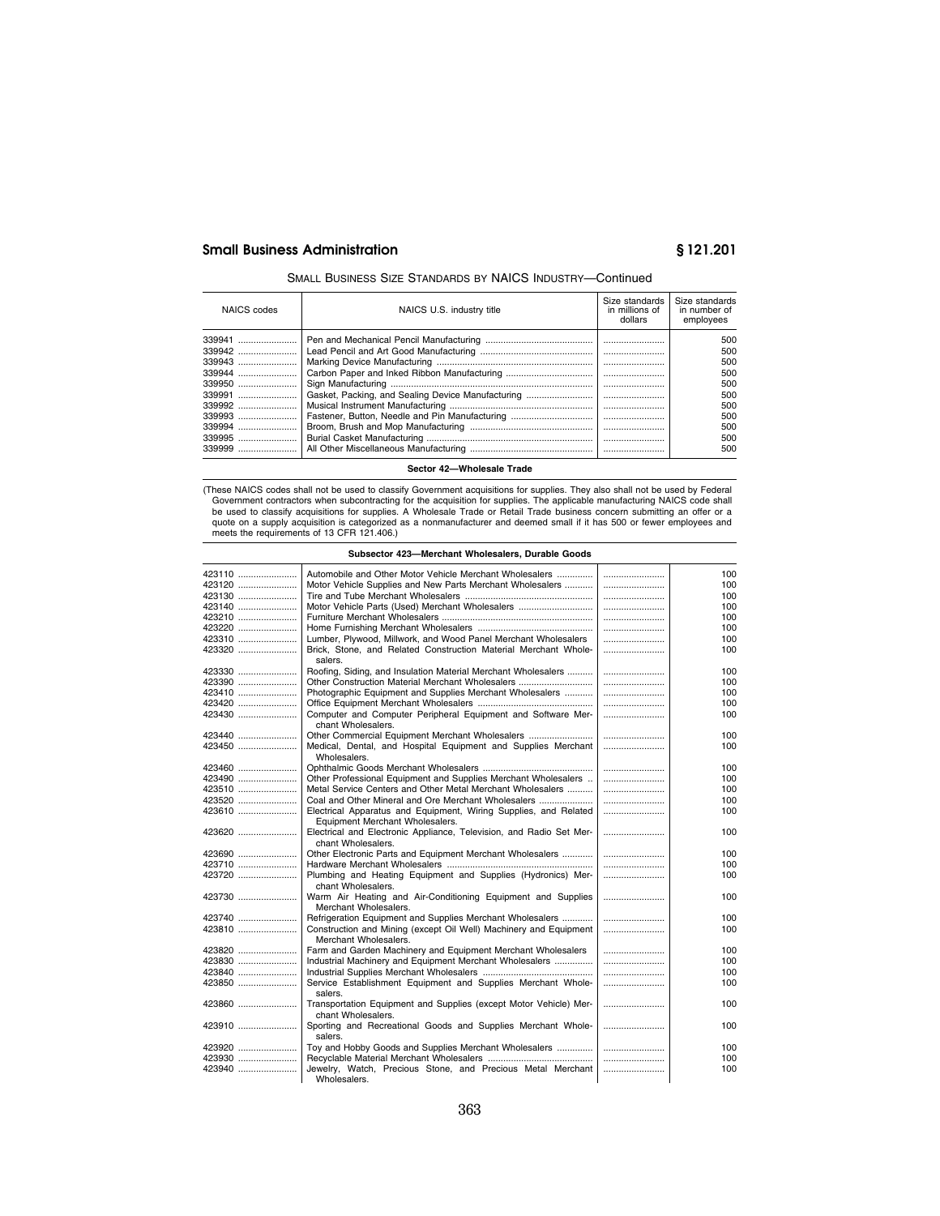SMALL BUSINESS SIZE STANDARDS BY NAICS INDUSTRY—Continued

| NAICS codes | NAICS U.S. industry title | Size standards in millions of dollars | Size standards in number of employees |
|---|---|---|---|
| 339941 | Pen and Mechanical Pencil Manufacturing | | 500 |
| 339942 | Lead Pencil and Art Good Manufacturing | | 500 |
| 339943 | Marking Device Manufacturing | | 500 |
| 339944 | Carbon Paper and Inked Ribbon Manufacturing | | 500 |
| 339950 | Sign Manufacturing | | 500 |
| 339991 | Gasket, Packing, and Sealing Device Manufacturing | | 500 |
| 339992 | Musical Instrument Manufacturing | | 500 |
| 339993 | Fastener, Button, Needle and Pin Manufacturing | | 500 |
| 339994 | Broom, Brush and Mop Manufacturing | | 500 |
| 339995 | Burial Casket Manufacturing | | 500 |
| 339999 | All Other Miscellaneous Manufacturing | | 500 |
| | **Sector 42—Wholesale Trade** | | |
| | (These NAICS codes shall not be used to classify Government acquisitions for supplies. They also shall not be used by Federal Government contractors when subcontracting for the acquisition for supplies. The applicable manufacturing NAICS code shall be used to classify acquisitions for supplies. A Wholesale Trade or Retail Trade business concern submitting an offer or a quote on a supply acquisition is categorized as a nonmanufacturer and deemed small if it has 500 or fewer employees and meets the requirements of 13 CFR 121.406.) | | |
| | **Subsector 423—Merchant Wholesalers, Durable Goods** | | |
| 423110 | Automobile and Other Motor Vehicle Merchant Wholesalers | | 100 |
| 423120 | Motor Vehicle Supplies and New Parts Merchant Wholesalers | | 100 |
| 423130 | Tire and Tube Merchant Wholesalers | | 100 |
| 423140 | Motor Vehicle Parts (Used) Merchant Wholesalers | | 100 |
| 423210 | Furniture Merchant Wholesalers | | 100 |
| 423220 | Home Furnishing Merchant Wholesalers | | 100 |
| 423310 | Lumber, Plywood, Millwork, and Wood Panel Merchant Wholesalers | | 100 |
| 423320 | Brick, Stone, and Related Construction Material Merchant Wholesalers. | | 100 |
| 423330 | Roofing, Siding, and Insulation Material Merchant Wholesalers | | 100 |
| 423390 | Other Construction Material Merchant Wholesalers | | 100 |
| 423410 | Photographic Equipment and Supplies Merchant Wholesalers | | 100 |
| 423420 | Office Equipment Merchant Wholesalers | | 100 |
| 423430 | Computer and Computer Peripheral Equipment and Software Merchant Wholesalers. | | 100 |
| 423440 | Other Commercial Equipment Merchant Wholesalers | | 100 |
| 423450 | Medical, Dental, and Hospital Equipment and Supplies Merchant Wholesalers. | | 100 |
| 423460 | Ophthalmic Goods Merchant Wholesalers | | 100 |
| 423490 | Other Professional Equipment and Supplies Merchant Wholesalers | | 100 |
| 423510 | Metal Service Centers and Other Metal Merchant Wholesalers | | 100 |
| 423520 | Coal and Other Mineral and Ore Merchant Wholesalers | | 100 |
| 423610 | Electrical Apparatus and Equipment, Wiring Supplies, and Related Equipment Merchant Wholesalers. | | 100 |
| 423620 | Electrical and Electronic Appliance, Television, and Radio Set Merchant Wholesalers. | | 100 |
| 423690 | Other Electronic Parts and Equipment Merchant Wholesalers | | 100 |
| 423710 | Hardware Merchant Wholesalers | | 100 |
| 423720 | Plumbing and Heating Equipment and Supplies (Hydronics) Merchant Wholesalers. | | 100 |
| 423730 | Warm Air Heating and Air-Conditioning Equipment and Supplies Merchant Wholesalers. | | 100 |
| 423740 | Refrigeration Equipment and Supplies Merchant Wholesalers | | 100 |
| 423810 | Construction and Mining (except Oil Well) Machinery and Equipment Merchant Wholesalers. | | 100 |
| 423820 | Farm and Garden Machinery and Equipment Merchant Wholesalers | | 100 |
| 423830 | Industrial Machinery and Equipment Merchant Wholesalers | | 100 |
| 423840 | Industrial Supplies Merchant Wholesalers | | 100 |
| 423850 | Service Establishment Equipment and Supplies Merchant Wholesalers. | | 100 |
| 423860 | Transportation Equipment and Supplies (except Motor Vehicle) Merchant Wholesalers. | | 100 |
| 423910 | Sporting and Recreational Goods and Supplies Merchant Wholesalers. | | 100 |
| 423920 | Toy and Hobby Goods and Supplies Merchant Wholesalers | | 100 |
| 423930 | Recyclable Material Merchant Wholesalers | | 100 |
| 423940 | Jewelry, Watch, Precious Stone, and Precious Metal Merchant Wholesalers. | | 100 |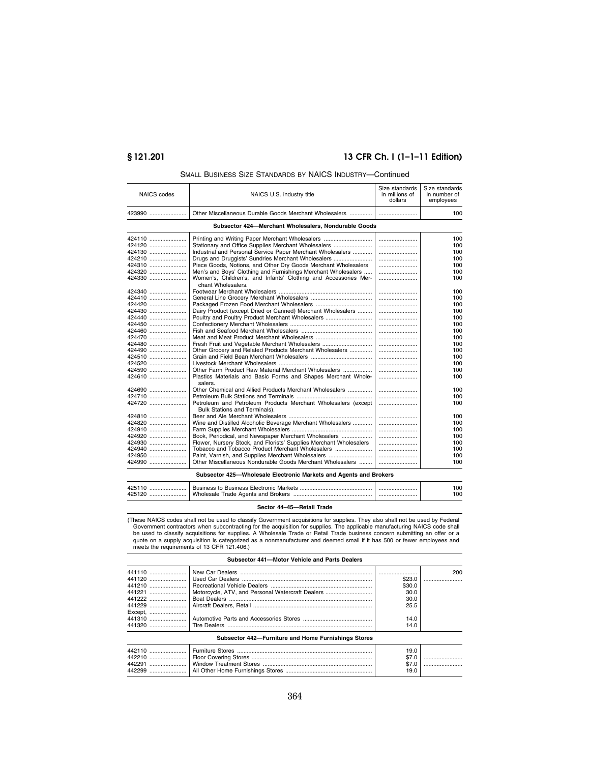SMALL BUSINESS SIZE STANDARDS BY NAICS INDUSTRY—Continued

| NAICS codes | NAICS U.S. industry title | Size standards in millions of dollars | Size standards in number of employees |
|---|---|---|---|
| 423990 | Other Miscellaneous Durable Goods Merchant Wholesalers | | 100 |
| | **Subsector 424—Merchant Wholesalers, Nondurable Goods** | | |
| 424110 | Printing and Writing Paper Merchant Wholesalers | | 100 |
| 424120 | Stationary and Office Supplies Merchant Wholesalers | | 100 |
| 424130 | Industrial and Personal Service Paper Merchant Wholesalers | | 100 |
| 424210 | Drugs and Druggists' Sundries Merchant Wholesalers | | 100 |
| 424310 | Piece Goods, Notions, and Other Dry Goods Merchant Wholesalers | | 100 |
| 424320 | Men's and Boys' Clothing and Furnishings Merchant Wholesalers | | 100 |
| 424330 | Women's, Children's, and Infants' Clothing and Accessories Merchant Wholesalers. | | 100 |
| 424340 | Footwear Merchant Wholesalers | | 100 |
| 424410 | General Line Grocery Merchant Wholesalers | | 100 |
| 424420 | Packaged Frozen Food Merchant Wholesalers | | 100 |
| 424430 | Dairy Product (except Dried or Canned) Merchant Wholesalers | | 100 |
| 424440 | Poultry and Poultry Product Merchant Wholesalers | | 100 |
| 424450 | Confectionery Merchant Wholesalers | | 100 |
| 424460 | Fish and Seafood Merchant Wholesalers | | 100 |
| 424470 | Meat and Meat Product Merchant Wholesalers | | 100 |
| 424480 | Fresh Fruit and Vegetable Merchant Wholesalers | | 100 |
| 424490 | Other Grocery and Related Products Merchant Wholesalers | | 100 |
| 424510 | Grain and Field Bean Merchant Wholesalers | | 100 |
| 424520 | Livestock Merchant Wholesalers | | 100 |
| 424590 | Other Farm Product Raw Material Merchant Wholesalers | | 100 |
| 424610 | Plastics Materials and Basic Forms and Shapes Merchant Wholesalers. | | 100 |
| 424690 | Other Chemical and Allied Products Merchant Wholesalers | | 100 |
| 424710 | Petroleum Bulk Stations and Terminals | | 100 |
| 424720 | Petroleum and Petroleum Products Merchant Wholesalers (except Bulk Stations and Terminals). | | 100 |
| 424810 | Beer and Ale Merchant Wholesalers | | 100 |
| 424820 | Wine and Distilled Alcoholic Beverage Merchant Wholesalers | | 100 |
| 424910 | Farm Supplies Merchant Wholesalers | | 100 |
| 424920 | Book, Periodical, and Newspaper Merchant Wholesalers | | 100 |
| 424930 | Flower, Nursery Stock, and Florists' Supplies Merchant Wholesalers | | 100 |
| 424940 | Tobacco and Tobacco Product Merchant Wholesalers | | 100 |
| 424950 | Paint, Varnish, and Supplies Merchant Wholesalers | | 100 |
| 424990 | Other Miscellaneous Nondurable Goods Merchant Wholesalers | | 100 |
| | **Subsector 425—Wholesale Electronic Markets and Agents and Brokers** | | |
| 425110 | Business to Business Electronic Markets | | 100 |
| 425120 | Wholesale Trade Agents and Brokers | | 100 |
| | **Sector 44–45—Retail Trade** | | |
| (These NAICS codes shall not be used to classify Government acquisitions for supplies. They also shall not be used by Federal Government contractors when subcontracting for the acquisition for supplies. The applicable manufacturing NAICS code shall be used to classify acquisitions for supplies. A Wholesale Trade or Retail Trade business concern submitting an offer or a quote on a supply acquisition is categorized as a nonmanufacturer and deemed small if it has 500 or fewer employees and meets the requirements of 13 CFR 121.406.) | | | |
| | **Subsector 441—Motor Vehicle and Parts Dealers** | | |
| 441110 | New Car Dealers | | 200 |
| 441120 | Used Car Dealers | $23.0 | |
| 441210 | Recreational Vehicle Dealers | $30.0 | |
| 441221 | Motorcycle, ATV, and Personal Watercraft Dealers | 30.0 | |
| 441222 | Boat Dealers | 30.0 | |
| 441229 | Aircraft Dealers, Retail | 25.5 | |
| Except, | | | |
| 441310 | Automotive Parts and Accessories Stores | 14.0 | |
| 441320 | Tire Dealers | 14.0 | |
| | **Subsector 442—Furniture and Home Furnishings Stores** | | |
| 442110 | Furniture Stores | 19.0 | |
| 442210 | Floor Covering Stores | $7.0 | |
| 442291 | Window Treatment Stores | $7.0 | |
| 442299 | All Other Home Furnishings Stores | 19.0 | |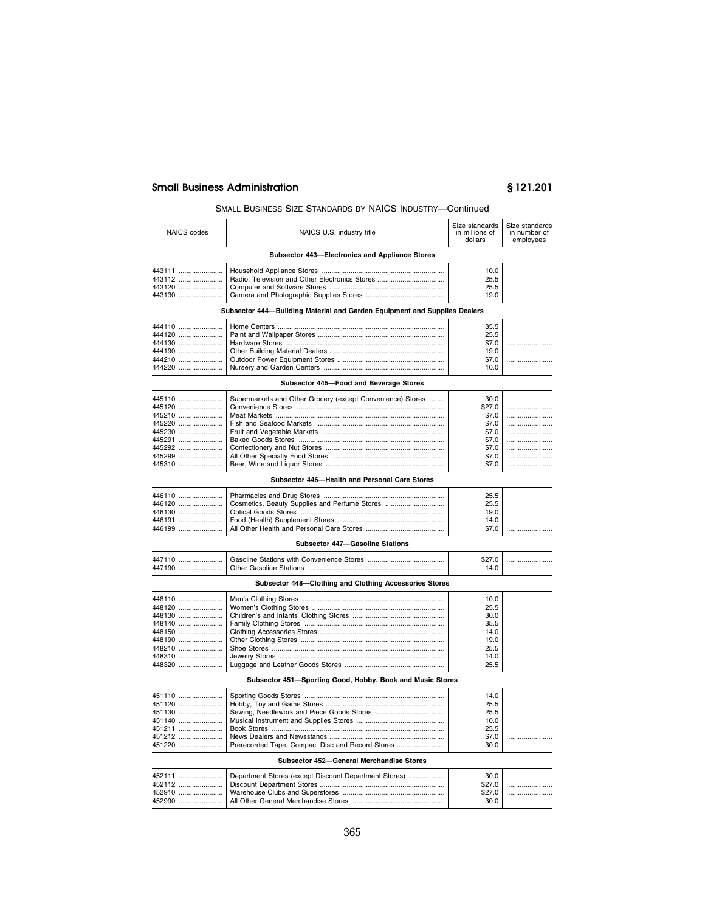SMALL BUSINESS SIZE STANDARDS BY NAICS INDUSTRY—Continued

| NAICS codes | NAICS U.S. industry title | Size standards in millions of dollars | Size standards in number of employees |
|---|---|---|---|
| | **Subsector 443—Electronics and Appliance Stores** | | |
| 443111 | Household Appliance Stores | 10.0 | |
| 443112 | Radio, Television and Other Electronics Stores | 25.5 | |
| 443120 | Computer and Software Stores | 25.5 | |
| 443130 | Camera and Photographic Supplies Stores | 19.0 | |
| | **Subsector 444—Building Material and Garden Equipment and Supplies Dealers** | | |
| 444110 | Home Centers | 35.5 | |
| 444120 | Paint and Wallpaper Stores | 25.5 | |
| 444130 | Hardware Stores | $7.0 | |
| 444190 | Other Building Material Dealers | 19.0 | |
| 444210 | Outdoor Power Equipment Stores | $7.0 | |
| 444220 | Nursery and Garden Centers | 10.0 | |
| | **Subsector 445—Food and Beverage Stores** | | |
| 445110 | Supermarkets and Other Grocery (except Convenience) Stores | 30.0 | |
| 445120 | Convenience Stores | $27.0 | |
| 445210 | Meat Markets | $7.0 | |
| 445220 | Fish and Seafood Markets | $7.0 | |
| 445230 | Fruit and Vegetable Markets | $7.0 | |
| 445291 | Baked Goods Stores | $7.0 | |
| 445292 | Confectionery and Nut Stores | $7.0 | |
| 445299 | All Other Specialty Food Stores | $7.0 | |
| 445310 | Beer, Wine and Liquor Stores | $7.0 | |
| | **Subsector 446—Health and Personal Care Stores** | | |
| 446110 | Pharmacies and Drug Stores | 25.5 | |
| 446120 | Cosmetics, Beauty Supplies and Perfume Stores | 25.5 | |
| 446130 | Optical Goods Stores | 19.0 | |
| 446191 | Food (Health) Supplement Stores | 14.0 | |
| 446199 | All Other Health and Personal Care Stores | $7.0 | |
| | **Subsector 447—Gasoline Stations** | | |
| 447110 | Gasoline Stations with Convenience Stores | $27.0 | |
| 447190 | Other Gasoline Stations | 14.0 | |
| | **Subsector 448—Clothing and Clothing Accessories Stores** | | |
| 448110 | Men's Clothing Stores | 10.0 | |
| 448120 | Women's Clothing Stores | 25.5 | |
| 448130 | Children's and Infants' Clothing Stores | 30.0 | |
| 448140 | Family Clothing Stores | 35.5 | |
| 448150 | Clothing Accessories Stores | 14.0 | |
| 448190 | Other Clothing Stores | 19.0 | |
| 448210 | Shoe Stores | 25.5 | |
| 448310 | Jewelry Stores | 14.0 | |
| 448320 | Luggage and Leather Goods Stores | 25.5 | |
| | **Subsector 451—Sporting Good, Hobby, Book and Music Stores** | | |
| 451110 | Sporting Goods Stores | 14.0 | |
| 451120 | Hobby, Toy and Game Stores | 25.5 | |
| 451130 | Sewing, Needlework and Piece Goods Stores | 25.5 | |
| 451140 | Musical Instrument and Supplies Stores | 10.0 | |
| 451211 | Book Stores | 25.5 | |
| 451212 | News Dealers and Newsstands | $7.0 | |
| 451220 | Prerecorded Tape, Compact Disc and Record Stores | 30.0 | |
| | **Subsector 452—General Merchandise Stores** | | |
| 452111 | Department Stores (except Discount Department Stores) | 30.0 | |
| 452112 | Discount Department Stores | $27.0 | |
| 452910 | Warehouse Clubs and Superstores | $27.0 | |
| 452990 | All Other General Merchandise Stores | 30.0 | |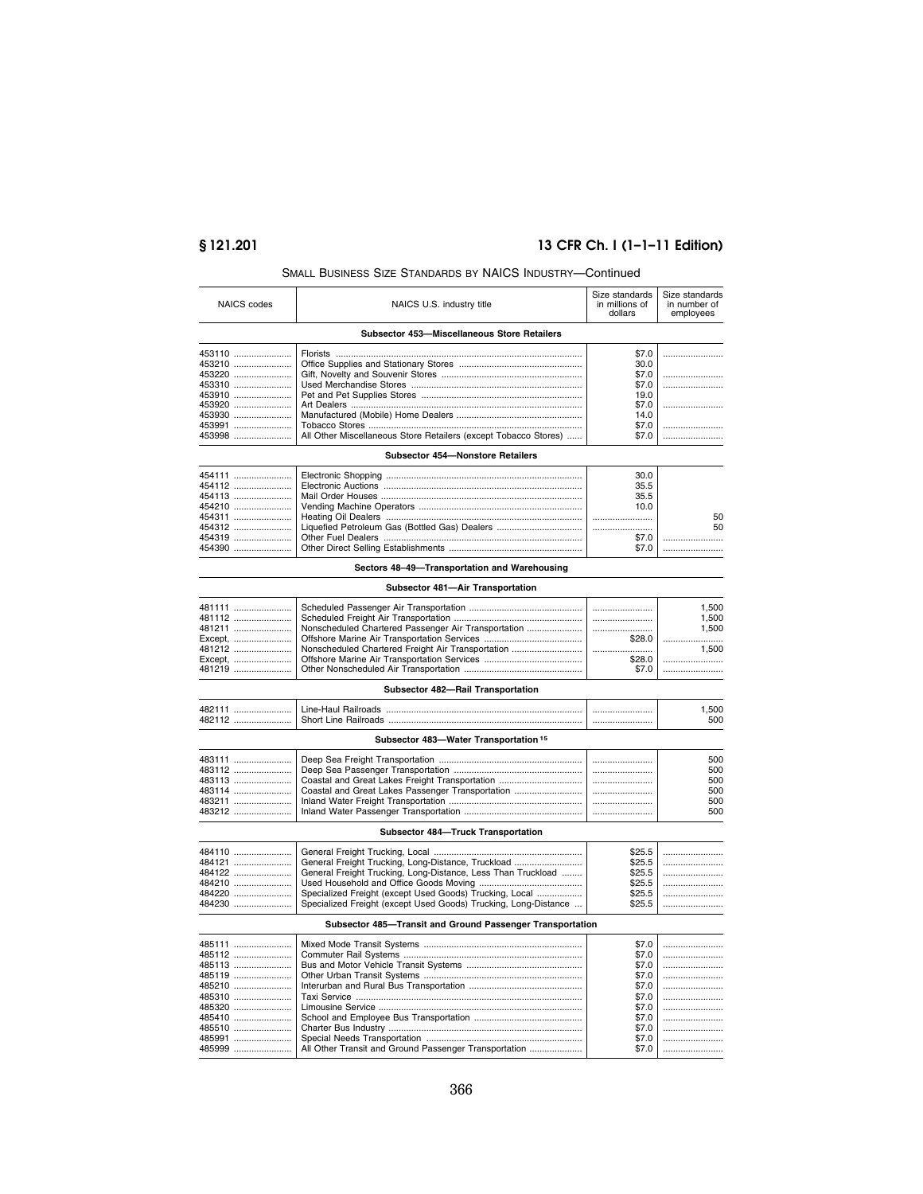SMALL BUSINESS SIZE STANDARDS BY NAICS INDUSTRY—Continued

| NAICS codes | NAICS U.S. industry title | Size standards in millions of dollars | Size standards in number of employees |
|---|---|---|---|
| | **Subsector 453—Miscellaneous Store Retailers** | | |
| 453110 | Florists | $7.0 | |
| 453210 | Office Supplies and Stationary Stores | 30.0 | |
| 453220 | Gift, Novelty and Souvenir Stores | $7.0 | |
| 453310 | Used Merchandise Stores | $7.0 | |
| 453910 | Pet and Pet Supplies Stores | 19.0 | |
| 453920 | Art Dealers | $7.0 | |
| 453930 | Manufactured (Mobile) Home Dealers | 14.0 | |
| 453991 | Tobacco Stores | $7.0 | |
| 453998 | All Other Miscellaneous Store Retailers (except Tobacco Stores) | $7.0 | |
| | **Subsector 454—Nonstore Retailers** | | |
| 454111 | Electronic Shopping | 30.0 | |
| 454112 | Electronic Auctions | 35.5 | |
| 454113 | Mail Order Houses | 35.5 | |
| 454210 | Vending Machine Operators | 10.0 | |
| 454311 | Heating Oil Dealers | | 50 |
| 454312 | Liquefied Petroleum Gas (Bottled Gas) Dealers | | 50 |
| 454319 | Other Fuel Dealers | $7.0 | |
| 454390 | Other Direct Selling Establishments | $7.0 | |
| | **Sectors 48–49—Transportation and Warehousing** | | |
| | **Subsector 481—Air Transportation** | | |
| 481111 | Scheduled Passenger Air Transportation | | 1,500 |
| 481112 | Scheduled Freight Air Transportation | | 1,500 |
| 481211 | Nonscheduled Chartered Passenger Air Transportation | | 1,500 |
| Except, | Offshore Marine Air Transportation Services | $28.0 | |
| 481212 | Nonscheduled Chartered Freight Air Transportation | | 1,500 |
| Except, | Offshore Marine Air Transportation Services | $28.0 | |
| 481219 | Other Nonscheduled Air Transportation | $7.0 | |
| | **Subsector 482—Rail Transportation** | | |
| 482111 | Line-Haul Railroads | | 1,500 |
| 482112 | Short Line Railroads | | 500 |
| | **Subsector 483—Water Transportation [15]** | | |
| 483111 | Deep Sea Freight Transportation | | 500 |
| 483112 | Deep Sea Passenger Transportation | | 500 |
| 483113 | Coastal and Great Lakes Freight Transportation | | 500 |
| 483114 | Coastal and Great Lakes Passenger Transportation | | 500 |
| 483211 | Inland Water Freight Transportation | | 500 |
| 483212 | Inland Water Passenger Transportation | | 500 |
| | **Subsector 484—Truck Transportation** | | |
| 484110 | General Freight Trucking, Local | $25.5 | |
| 484121 | General Freight Trucking, Long-Distance, Truckload | $25.5 | |
| 484122 | General Freight Trucking, Long-Distance, Less Than Truckload | $25.5 | |
| 484210 | Used Household and Office Goods Moving | $25.5 | |
| 484220 | Specialized Freight (except Used Goods) Trucking, Local | $25.5 | |
| 484230 | Specialized Freight (except Used Goods) Trucking, Long-Distance | $25.5 | |
| | **Subsector 485—Transit and Ground Passenger Transportation** | | |
| 485111 | Mixed Mode Transit Systems | $7.0 | |
| 485112 | Commuter Rail Systems | $7.0 | |
| 485113 | Bus and Motor Vehicle Transit Systems | $7.0 | |
| 485119 | Other Urban Transit Systems | $7.0 | |
| 485210 | Interurban and Rural Bus Transportation | $7.0 | |
| 485310 | Taxi Service | $7.0 | |
| 485320 | Limousine Service | $7.0 | |
| 485410 | School and Employee Bus Transportation | $7.0 | |
| 485510 | Charter Bus Industry | $7.0 | |
| 485991 | Special Needs Transportation | $7.0 | |
| 485999 | All Other Transit and Ground Passenger Transportation | $7.0 | |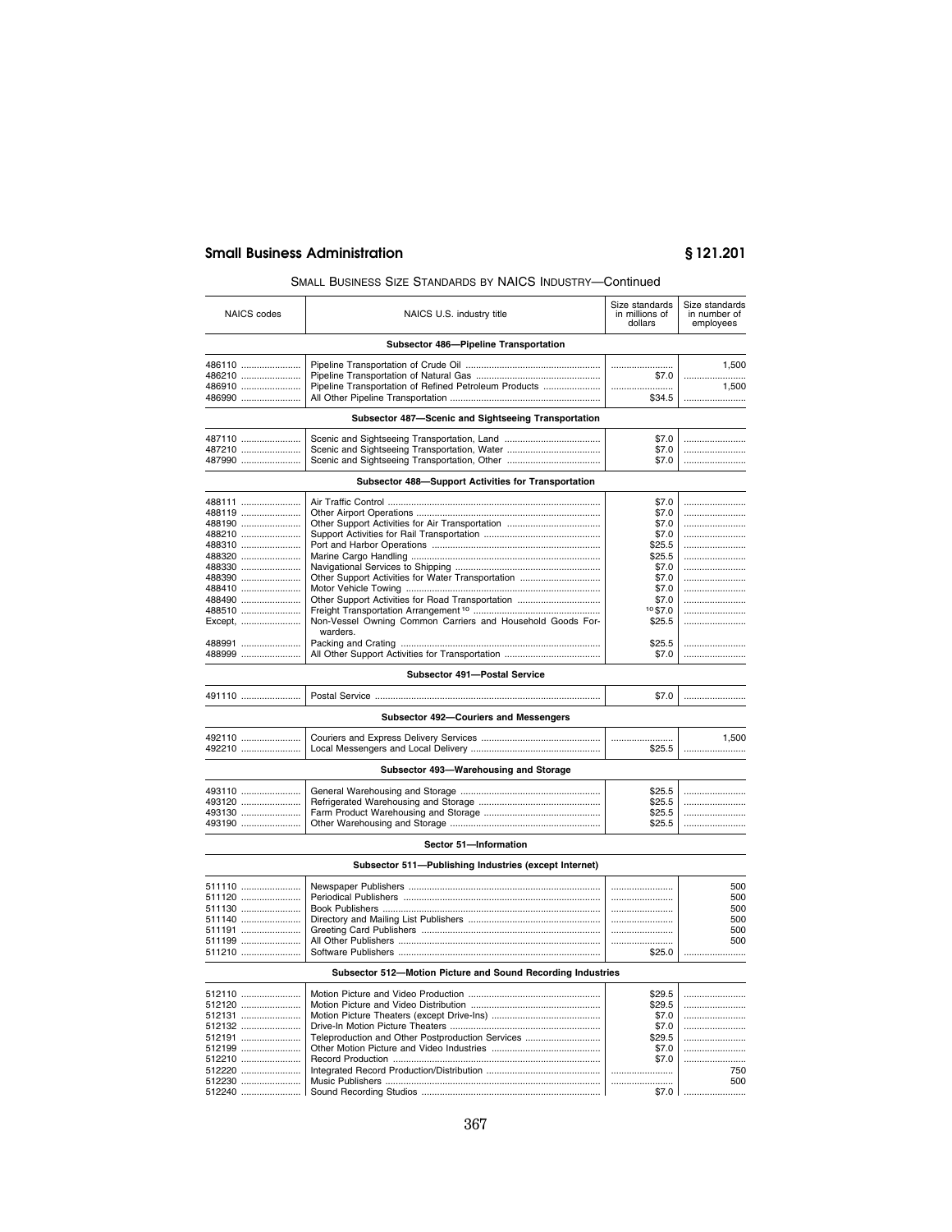SMALL BUSINESS SIZE STANDARDS BY NAICS INDUSTRY—Continued

| NAICS codes | NAICS U.S. industry title | Size standards in millions of dollars | Size standards in number of employees |
|---|---|---|---|
| | **Subsector 486—Pipeline Transportation** | | |
| 486110 | Pipeline Transportation of Crude Oil | | 1,500 |
| 486210 | Pipeline Transportation of Natural Gas | $7.0 | |
| 486910 | Pipeline Transportation of Refined Petroleum Products | | 1,500 |
| 486990 | All Other Pipeline Transportation | $34.5 | |
| | **Subsector 487—Scenic and Sightseeing Transportation** | | |
| 487110 | Scenic and Sightseeing Transportation, Land | $7.0 | |
| 487210 | Scenic and Sightseeing Transportation, Water | $7.0 | |
| 487990 | Scenic and Sightseeing Transportation, Other | $7.0 | |
| | **Subsector 488—Support Activities for Transportation** | | |
| 488111 | Air Traffic Control | $7.0 | |
| 488119 | Other Airport Operations | $7.0 | |
| 488190 | Other Support Activities for Air Transportation | $7.0 | |
| 488210 | Support Activities for Rail Transportation | $7.0 | |
| 488310 | Port and Harbor Operations | $25.5 | |
| 488320 | Marine Cargo Handling | $25.5 | |
| 488330 | Navigational Services to Shipping | $7.0 | |
| 488390 | Other Support Activities for Water Transportation | $7.0 | |
| 488410 | Motor Vehicle Towing | $7.0 | |
| 488490 | Other Support Activities for Road Transportation | $7.0 | |
| 488510 | Freight Transportation Arrangement [10] | [10] $7.0 | |
| Except, | Non-Vessel Owning Common Carriers and Household Goods Forwarders. | $25.5 | |
| 488991 | Packing and Crating | $25.5 | |
| 488999 | All Other Support Activities for Transportation | $7.0 | |
| | **Subsector 491—Postal Service** | | |
| 491110 | Postal Service | $7.0 | |
| | **Subsector 492—Couriers and Messengers** | | |
| 492110 | Couriers and Express Delivery Services | | 1,500 |
| 492210 | Local Messengers and Local Delivery | $25.5 | |
| | **Subsector 493—Warehousing and Storage** | | |
| 493110 | General Warehousing and Storage | $25.5 | |
| 493120 | Refrigerated Warehousing and Storage | $25.5 | |
| 493130 | Farm Product Warehousing and Storage | $25.5 | |
| 493190 | Other Warehousing and Storage | $25.5 | |
| | **Sector 51—Information** | | |
| | **Subsector 511—Publishing Industries (except Internet)** | | |
| 511110 | Newspaper Publishers | | 500 |
| 511120 | Periodical Publishers | | 500 |
| 511130 | Book Publishers | | 500 |
| 511140 | Directory and Mailing List Publishers | | 500 |
| 511191 | Greeting Card Publishers | | 500 |
| 511199 | All Other Publishers | | 500 |
| 511210 | Software Publishers | $25.0 | |
| | **Subsector 512—Motion Picture and Sound Recording Industries** | | |
| 512110 | Motion Picture and Video Production | $29.5 | |
| 512120 | Motion Picture and Video Distribution | $29.5 | |
| 512131 | Motion Picture Theaters (except Drive-Ins) | $7.0 | |
| 512132 | Drive-In Motion Picture Theaters | $7.0 | |
| 512191 | Teleproduction and Other Postproduction Services | $29.5 | |
| 512199 | Other Motion Picture and Video Industries | $7.0 | |
| 512210 | Record Production | $7.0 | |
| 512220 | Integrated Record Production/Distribution | | 750 |
| 512230 | Music Publishers | | 500 |
| 512240 | Sound Recording Studios | $7.0 | |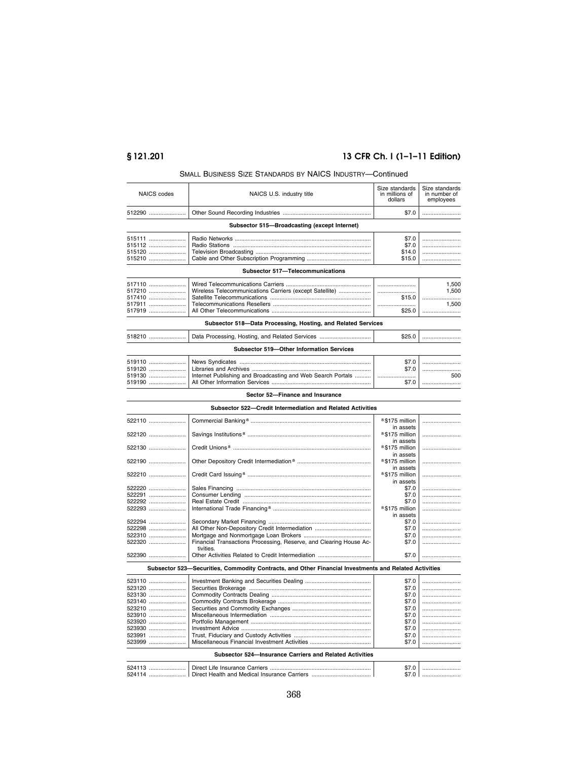SMALL BUSINESS SIZE STANDARDS BY NAICS INDUSTRY—Continued

| NAICS codes | NAICS U.S. industry title | Size standards in millions of dollars | Size standards in number of employees |
|---|---|---|---|
| 512290 | Other Sound Recording Industries | $7.0 | |
| | **Subsector 515—Broadcasting (except Internet)** | | |
| 515111 | Radio Networks | $7.0 | |
| 515112 | Radio Stations | $7.0 | |
| 515120 | Television Broadcasting | $14.0 | |
| 515210 | Cable and Other Subscription Programming | $15.0 | |
| | **Subsector 517—Telecommunications** | | |
| 517110 | Wired Telecommunications Carriers | | 1,500 |
| 517210 | Wireless Telecommunications Carriers (except Satellite) | | 1,500 |
| 517410 | Satellite Telecommunications | $15.0 | |
| 517911 | Telecommunications Resellers | | 1,500 |
| 517919 | All Other Telecommunications | $25.0 | |
| | **Subsector 518—Data Processing, Hosting, and Related Services** | | |
| 518210 | Data Processing, Hosting, and Related Services | $25.0 | |
| | **Subsector 519—Other Information Services** | | |
| 519110 | News Syndicates | $7.0 | |
| 519120 | Libraries and Archives | $7.0 | |
| 519130 | Internet Publishing and Broadcasting and Web Search Portals | | 500 |
| 519190 | All Other Information Services | $7.0 | |
| | **Sector 52—Finance and Insurance** | | |
| | **Subsector 522—Credit Intermediation and Related Activities** | | |
| 522110 | Commercial Banking [8] | [8] $175 million in assets | |
| 522120 | Savings Institutions [8] | [8] $175 million in assets | |
| 522130 | Credit Unions [8] | [8] $175 million in assets | |
| 522190 | Other Depository Credit Intermediation [8] | [8] $175 million in assets | |
| 522210 | Credit Card Issuing [8] | [8] $175 million in assets | |
| 522220 | Sales Financing | $7.0 | |
| 522291 | Consumer Lending | $7.0 | |
| 522292 | Real Estate Credit | $7.0 | |
| 522293 | International Trade Financing [8] | [8] $175 million in assets | |
| 522294 | Secondary Market Financing | $7.0 | |
| 522298 | All Other Non-Depository Credit Intermediation | $7.0 | |
| 522310 | Mortgage and Nonmortgage Loan Brokers | $7.0 | |
| 522320 | Financial Transactions Processing, Reserve, and Clearing House Activities. | $7.0 | |
| 522390 | Other Activities Related to Credit Intermediation | $7.0 | |
| | **Subsector 523—Securities, Commodity Contracts, and Other Financial Investments and Related Activities** | | |
| 523110 | Investment Banking and Securities Dealing | $7.0 | |
| 523120 | Securities Brokerage | $7.0 | |
| 523130 | Commodity Contracts Dealing | $7.0 | |
| 523140 | Commodity Contracts Brokerage | $7.0 | |
| 523210 | Securities and Commodity Exchanges | $7.0 | |
| 523910 | Miscellaneous Intermediation | $7.0 | |
| 523920 | Portfolio Management | $7.0 | |
| 523930 | Investment Advice | $7.0 | |
| 523991 | Trust, Fiduciary and Custody Activities | $7.0 | |
| 523999 | Miscellaneous Financial Investment Activities | $7.0 | |
| | **Subsector 524—Insurance Carriers and Related Activities** | | |
| 524113 | Direct Life Insurance Carriers | $7.0 | |
| 524114 | Direct Health and Medical Insurance Carriers | $7.0 | |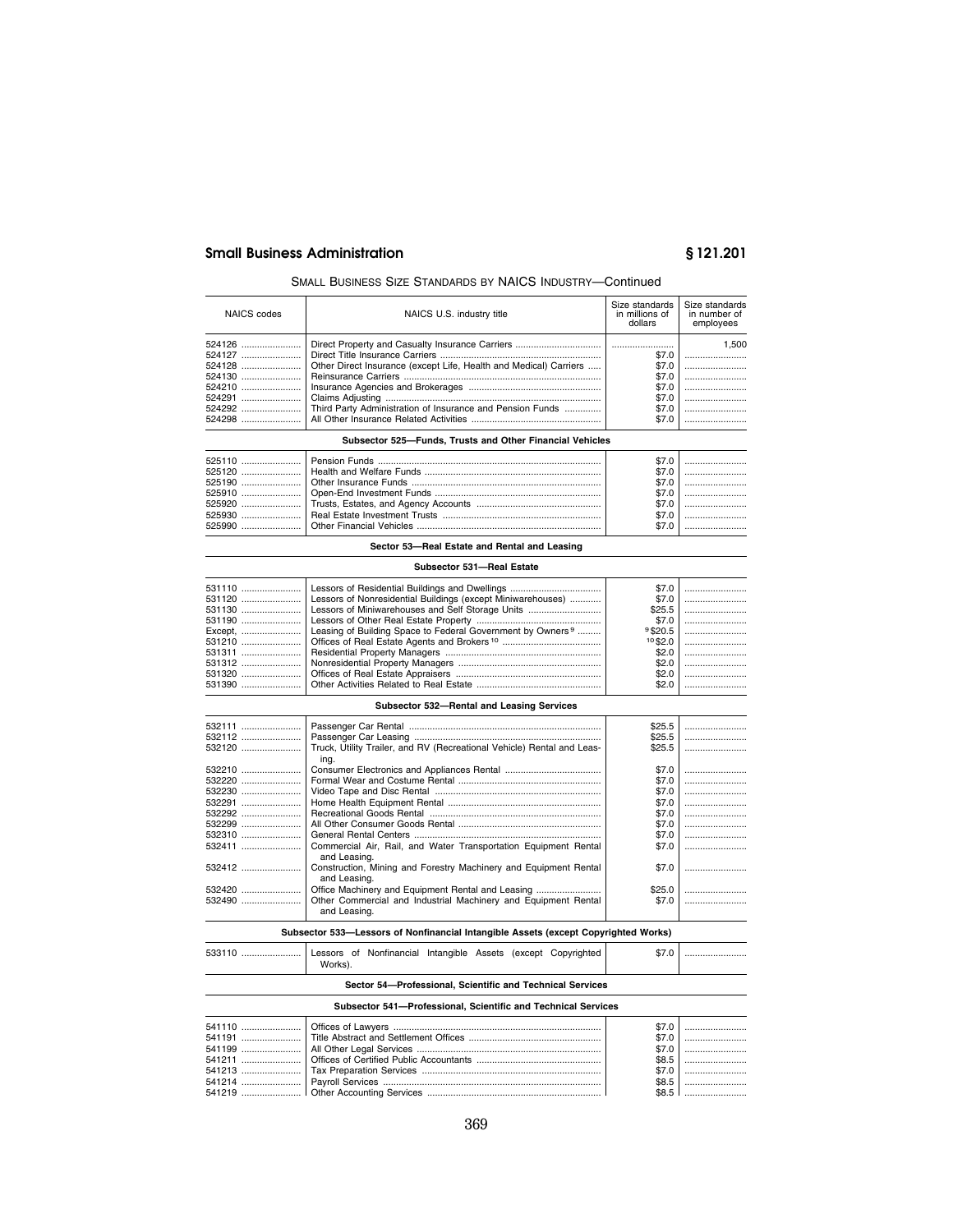SMALL BUSINESS SIZE STANDARDS BY NAICS INDUSTRY—Continued

| NAICS codes | NAICS U.S. industry title | Size standards in millions of dollars | Size standards in number of employees |
|---|---|---|---|
| 524126 | Direct Property and Casualty Insurance Carriers | | 1,500 |
| 524127 | Direct Title Insurance Carriers | $7.0 | |
| 524128 | Other Direct Insurance (except Life, Health and Medical) Carriers | $7.0 | |
| 524130 | Reinsurance Carriers | $7.0 | |
| 524210 | Insurance Agencies and Brokerages | $7.0 | |
| 524291 | Claims Adjusting | $7.0 | |
| 524292 | Third Party Administration of Insurance and Pension Funds | $7.0 | |
| 524298 | All Other Insurance Related Activities | $7.0 | |
| **Subsector 525—Funds, Trusts and Other Financial Vehicles** | | | |
| 525110 | Pension Funds | $7.0 | |
| 525120 | Health and Welfare Funds | $7.0 | |
| 525190 | Other Insurance Funds | $7.0 | |
| 525910 | Open-End Investment Funds | $7.0 | |
| 525920 | Trusts, Estates, and Agency Accounts | $7.0 | |
| 525930 | Real Estate Investment Trusts | $7.0 | |
| 525990 | Other Financial Vehicles | $7.0 | |
| **Sector 53—Real Estate and Rental and Leasing** | | | |
| **Subsector 531—Real Estate** | | | |
| 531110 | Lessors of Residential Buildings and Dwellings | $7.0 | |
| 531120 | Lessors of Nonresidential Buildings (except Miniwarehouses) | $7.0 | |
| 531130 | Lessors of Miniwarehouses and Self Storage Units | $25.5 | |
| 531190 | Lessors of Other Real Estate Property | $7.0 | |
| Except, | Leasing of Building Space to Federal Government by Owners [9] | [9] $20.5 | |
| 531210 | Offices of Real Estate Agents and Brokers [10] | [10] $2.0 | |
| 531311 | Residential Property Managers | $2.0 | |
| 531312 | Nonresidential Property Managers | $2.0 | |
| 531320 | Offices of Real Estate Appraisers | $2.0 | |
| 531390 | Other Activities Related to Real Estate | $2.0 | |
| **Subsector 532—Rental and Leasing Services** | | | |
| 532111 | Passenger Car Rental | $25.5 | |
| 532112 | Passenger Car Leasing | $25.5 | |
| 532120 | Truck, Utility Trailer, and RV (Recreational Vehicle) Rental and Leasing. | $25.5 | |
| 532210 | Consumer Electronics and Appliances Rental | $7.0 | |
| 532220 | Formal Wear and Costume Rental | $7.0 | |
| 532230 | Video Tape and Disc Rental | $7.0 | |
| 532291 | Home Health Equipment Rental | $7.0 | |
| 532292 | Recreational Goods Rental | $7.0 | |
| 532299 | All Other Consumer Goods Rental | $7.0 | |
| 532310 | General Rental Centers | $7.0 | |
| 532411 | Commercial Air, Rail, and Water Transportation Equipment Rental and Leasing. | $7.0 | |
| 532412 | Construction, Mining and Forestry Machinery and Equipment Rental and Leasing. | $7.0 | |
| 532420 | Office Machinery and Equipment Rental and Leasing | $25.0 | |
| 532490 | Other Commercial and Industrial Machinery and Equipment Rental and Leasing. | $7.0 | |
| **Subsector 533—Lessors of Nonfinancial Intangible Assets (except Copyrighted Works)** | | | |
| 533110 | Lessors of Nonfinancial Intangible Assets (except Copyrighted Works). | $7.0 | |
| **Sector 54—Professional, Scientific and Technical Services** | | | |
| **Subsector 541—Professional, Scientific and Technical Services** | | | |
| 541110 | Offices of Lawyers | $7.0 | |
| 541191 | Title Abstract and Settlement Offices | $7.0 | |
| 541199 | All Other Legal Services | $7.0 | |
| 541211 | Offices of Certified Public Accountants | $8.5 | |
| 541213 | Tax Preparation Services | $7.0 | |
| 541214 | Payroll Services | $8.5 | |
| 541219 | Other Accounting Services | $8.5 | |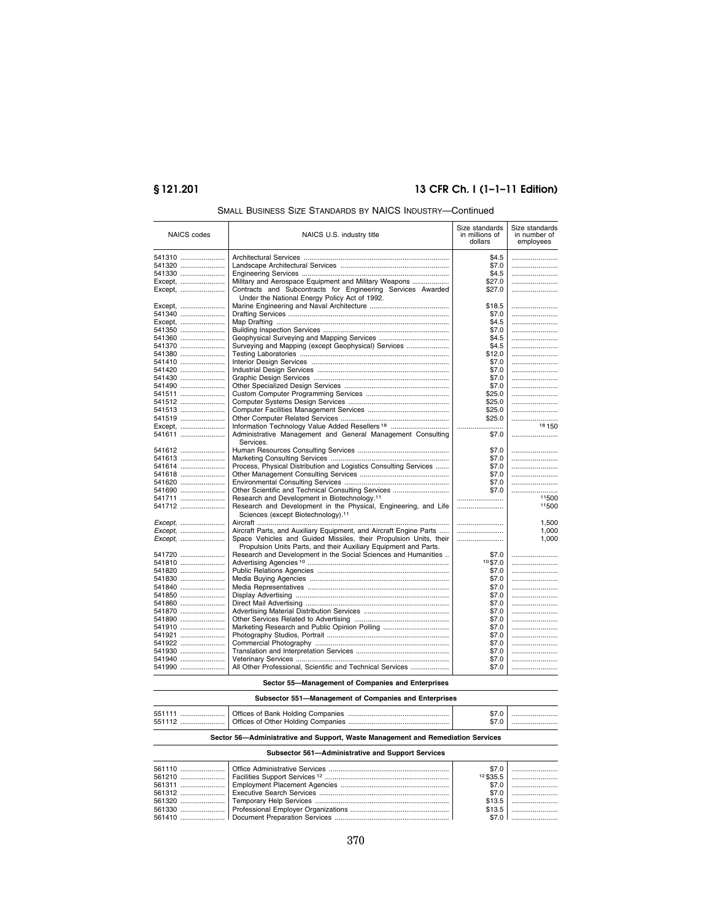SMALL BUSINESS SIZE STANDARDS BY NAICS INDUSTRY—Continued

| NAICS codes | NAICS U.S. industry title | Size standards in millions of dollars | Size standards in number of employees |
|---|---|---|---|
| 541310 | Architectural Services | $4.5 | |
| 541320 | Landscape Architectural Services | $7.0 | |
| 541330 | Engineering Services | $4.5 | |
| Except, | Military and Aerospace Equipment and Military Weapons | $27.0 | |
| Except, | Contracts and Subcontracts for Engineering Services Awarded Under the National Energy Policy Act of 1992. | $27.0 | |
| Except, | Marine Engineering and Naval Architecture | $18.5 | |
| 541340 | Drafting Services | $7.0 | |
| Except, | Map Drafting | $4.5 | |
| 541350 | Building Inspection Services | $7.0 | |
| 541360 | Geophysical Surveying and Mapping Services | $4.5 | |
| 541370 | Surveying and Mapping (except Geophysical) Services | $4.5 | |
| 541380 | Testing Laboratories | $12.0 | |
| 541410 | Interior Design Services | $7.0 | |
| 541420 | Industrial Design Services | $7.0 | |
| 541430 | Graphic Design Services | $7.0 | |
| 541490 | Other Specialized Design Services | $7.0 | |
| 541511 | Custom Computer Programming Services | $25.0 | |
| 541512 | Computer Systems Design Services | $25.0 | |
| 541513 | Computer Facilities Management Services | $25.0 | |
| 541519 | Other Computer Related Services | $25.0 | |
| Except, | Information Technology Value Added Resellers [18] | | [18] 150 |
| 541611 | Administrative Management and General Management Consulting Services. | $7.0 | |
| 541612 | Human Resources Consulting Services | $7.0 | |
| 541613 | Marketing Consulting Services | $7.0 | |
| 541614 | Process, Physical Distribution and Logistics Consulting Services | $7.0 | |
| 541618 | Other Management Consulting Services | $7.0 | |
| 541620 | Environmental Consulting Services | $7.0 | |
| 541690 | Other Scientific and Technical Consulting Services | $7.0 | |
| 541711 | Research and Development in Biotechnology.[11] | | [11] 500 |
| 541712 | Research and Development in the Physical, Engineering, and Life Sciences (except Biotechnology).[11] | | [11] 500 |
| *Except,* | Aircraft | | 1,500 |
| *Except,* | Aircraft Parts, and Auxiliary Equipment, and Aircraft Engine Parts | | 1,000 |
| *Except,* | Space Vehicles and Guided Missiles, their Propulsion Units, their Propulsion Units Parts, and their Auxiliary Equipment and Parts. | | 1,000 |
| 541720 | Research and Development in the Social Sciences and Humanities | $7.0 | |
| 541810 | Advertising Agencies [10] | [10] $7.0 | |
| 541820 | Public Relations Agencies | $7.0 | |
| 541830 | Media Buying Agencies | $7.0 | |
| 541840 | Media Representatives | $7.0 | |
| 541850 | Display Advertising | $7.0 | |
| 541860 | Direct Mail Advertising | $7.0 | |
| 541870 | Advertising Material Distribution Services | $7.0 | |
| 541890 | Other Services Related to Advertising | $7.0 | |
| 541910 | Marketing Research and Public Opinion Polling | $7.0 | |
| 541921 | Photography Studios, Portrait | $7.0 | |
| 541922 | Commercial Photography | $7.0 | |
| 541930 | Translation and Interpretation Services | $7.0 | |
| 541940 | Veterinary Services | $7.0 | |
| 541990 | All Other Professional, Scientific and Technical Services | $7.0 | |
| | **Sector 55—Management of Companies and Enterprises** | | |
| | **Subsector 551—Management of Companies and Enterprises** | | |
| 551111 | Offices of Bank Holding Companies | $7.0 | |
| 551112 | Offices of Other Holding Companies | $7.0 | |
| | **Sector 56—Administrative and Support, Waste Management and Remediation Services** | | |
| | **Subsector 561—Administrative and Support Services** | | |
| 561110 | Office Administrative Services | $7.0 | |
| 561210 | Facilities Support Services [12] | [12] $35.5 | |
| 561311 | Employment Placement Agencies | $7.0 | |
| 561312 | Executive Search Services | $7.0 | |
| 561320 | Temporary Help Services | $13.5 | |
| 561330 | Professional Employer Organizations | $13.5 | |
| 561410 | Document Preparation Services | $7.0 | |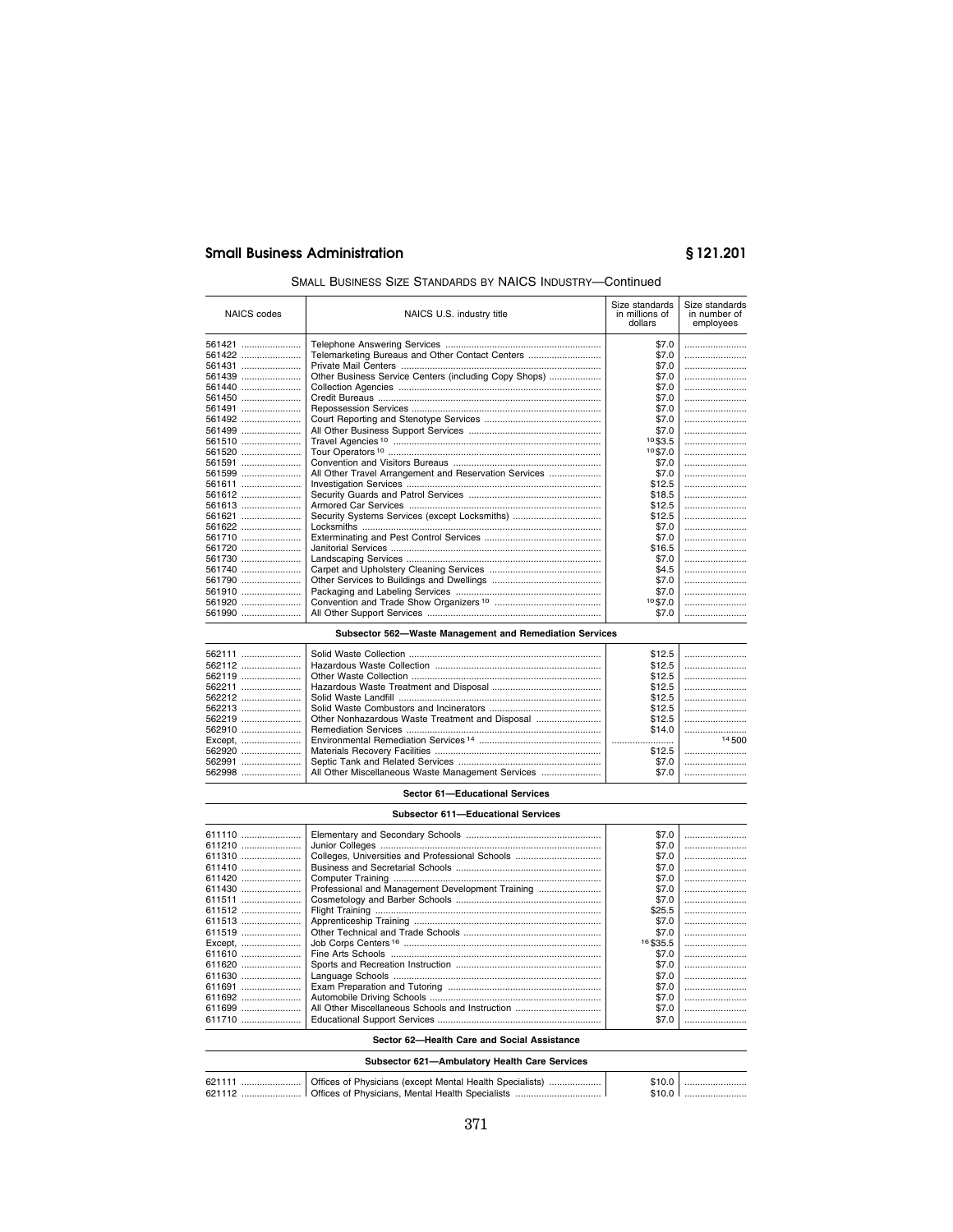SMALL BUSINESS SIZE STANDARDS BY NAICS INDUSTRY—Continued

| NAICS codes | NAICS U.S. industry title | Size standards in millions of dollars | Size standards in number of employees |
|---|---|---|---|
| 561421 | Telephone Answering Services | $7.0 | |
| 561422 | Telemarketing Bureaus and Other Contact Centers | $7.0 | |
| 561431 | Private Mail Centers | $7.0 | |
| 561439 | Other Business Service Centers (including Copy Shops) | $7.0 | |
| 561440 | Collection Agencies | $7.0 | |
| 561450 | Credit Bureaus | $7.0 | |
| 561491 | Repossession Services | $7.0 | |
| 561492 | Court Reporting and Stenotype Services | $7.0 | |
| 561499 | All Other Business Support Services | $7.0 | |
| 561510 | Travel Agencies [10] | [10] $3.5 | |
| 561520 | Tour Operators [10] | [10] $7.0 | |
| 561591 | Convention and Visitors Bureaus | $7.0 | |
| 561599 | All Other Travel Arrangement and Reservation Services | $7.0 | |
| 561611 | Investigation Services | $12.5 | |
| 561612 | Security Guards and Patrol Services | $18.5 | |
| 561613 | Armored Car Services | $12.5 | |
| 561621 | Security Systems Services (except Locksmiths) | $12.5 | |
| 561622 | Locksmiths | $7.0 | |
| 561710 | Exterminating and Pest Control Services | $7.0 | |
| 561720 | Janitorial Services | $16.5 | |
| 561730 | Landscaping Services | $7.0 | |
| 561740 | Carpet and Upholstery Cleaning Services | $4.5 | |
| 561790 | Other Services to Buildings and Dwellings | $7.0 | |
| 561910 | Packaging and Labeling Services | $7.0 | |
| 561920 | Convention and Trade Show Organizers [10] | [10] $7.0 | |
| 561990 | All Other Support Services | $7.0 | |
| | **Subsector 562—Waste Management and Remediation Services** | | |
| 562111 | Solid Waste Collection | $12.5 | |
| 562112 | Hazardous Waste Collection | $12.5 | |
| 562119 | Other Waste Collection | $12.5 | |
| 562211 | Hazardous Waste Treatment and Disposal | $12.5 | |
| 562212 | Solid Waste Landfill | $12.5 | |
| 562213 | Solid Waste Combustors and Incinerators | $12.5 | |
| 562219 | Other Nonhazardous Waste Treatment and Disposal | $12.5 | |
| 562910 | Remediation Services | $14.0 | |
| Except, | Environmental Remediation Services [14] | | [14] 500 |
| 562920 | Materials Recovery Facilities | $12.5 | |
| 562991 | Septic Tank and Related Services | $7.0 | |
| 562998 | All Other Miscellaneous Waste Management Services | $7.0 | |
| | **Sector 61—Educational Services** | | |
| | **Subsector 611—Educational Services** | | |
| 611110 | Elementary and Secondary Schools | $7.0 | |
| 611210 | Junior Colleges | $7.0 | |
| 611310 | Colleges, Universities and Professional Schools | $7.0 | |
| 611410 | Business and Secretarial Schools | $7.0 | |
| 611420 | Computer Training | $7.0 | |
| 611430 | Professional and Management Development Training | $7.0 | |
| 611511 | Cosmetology and Barber Schools | $7.0 | |
| 611512 | Flight Training | $25.5 | |
| 611513 | Apprenticeship Training | $7.0 | |
| 611519 | Other Technical and Trade Schools | $7.0 | |
| Except, | Job Corps Centers [16] | [16] $35.5 | |
| 611610 | Fine Arts Schools | $7.0 | |
| 611620 | Sports and Recreation Instruction | $7.0 | |
| 611630 | Language Schools | $7.0 | |
| 611691 | Exam Preparation and Tutoring | $7.0 | |
| 611692 | Automobile Driving Schools | $7.0 | |
| 611699 | All Other Miscellaneous Schools and Instruction | $7.0 | |
| 611710 | Educational Support Services | $7.0 | |
| | **Sector 62—Health Care and Social Assistance** | | |
| | **Subsector 621—Ambulatory Health Care Services** | | |
| 621111 | Offices of Physicians (except Mental Health Specialists) | $10.0 | |
| 621112 | Offices of Physicians, Mental Health Specialists | $10.0 | |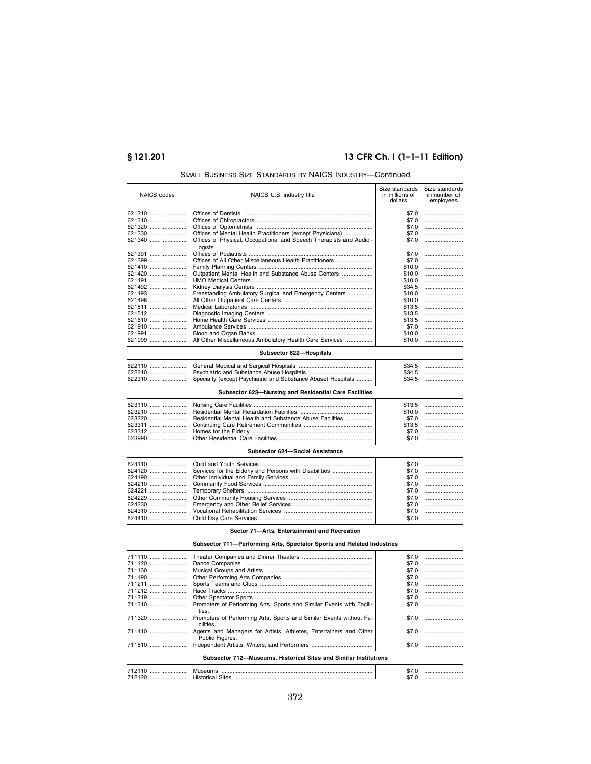SMALL BUSINESS SIZE STANDARDS BY NAICS INDUSTRY—Continued

| NAICS codes | NAICS U.S. industry title | Size standards in millions of dollars | Size standards in number of employees |
|---|---|---|---|
| 621210 | Offices of Dentists | $7.0 | |
| 621310 | Offices of Chiropractors | $7.0 | |
| 621320 | Offices of Optometrists | $7.0 | |
| 621330 | Offices of Mental Health Practitioners (except Physicians) | $7.0 | |
| 621340 | Offices of Physical, Occupational and Speech Therapists and Audiologists. | $7.0 | |
| 621391 | Offices of Podiatrists | $7.0 | |
| 621399 | Offices of All Other Miscellaneous Health Practitioners | $7.0 | |
| 621410 | Family Planning Centers | $10.0 | |
| 621420 | Outpatient Mental Health and Substance Abuse Centers | $10.0 | |
| 621491 | HMO Medical Centers | $10.0 | |
| 621492 | Kidney Dialysis Centers | $34.5 | |
| 621493 | Freestanding Ambulatory Surgical and Emergency Centers | $10.0 | |
| 621498 | All Other Outpatient Care Centers | $10.0 | |
| 621511 | Medical Laboratories | $13.5 | |
| 621512 | Diagnostic Imaging Centers | $13.5 | |
| 621610 | Home Health Care Services | $13.5 | |
| 621910 | Ambulance Services | $7.0 | |
| 621991 | Blood and Organ Banks | $10.0 | |
| 621999 | All Other Miscellaneous Ambulatory Health Care Services | $10.0 | |
| | **Subsector 622—Hospitals** | | |
| 622110 | General Medical and Surgical Hospitals | $34.5 | |
| 622210 | Psychiatric and Substance Abuse Hospitals | $34.5 | |
| 622310 | Specialty (except Psychiatric and Substance Abuse) Hospitals | $34.5 | |
| | **Subsector 623—Nursing and Residential Care Facilities** | | |
| 623110 | Nursing Care Facilities | $13.5 | |
| 623210 | Residential Mental Retardation Facilities | $10.0 | |
| 623220 | Residential Mental Health and Substance Abuse Facilities | $7.0 | |
| 623311 | Continuing Care Retirement Communities | $13.5 | |
| 623312 | Homes for the Elderly | $7.0 | |
| 623990 | Other Residential Care Facilities | $7.0 | |
| | **Subsector 624—Social Assistance** | | |
| 624110 | Child and Youth Services | $7.0 | |
| 624120 | Services for the Elderly and Persons with Disabilities | $7.0 | |
| 624190 | Other Individual and Family Services | $7.0 | |
| 624210 | Community Food Services | $7.0 | |
| 624221 | Temporary Shelters | $7.0 | |
| 624229 | Other Community Housing Services | $7.0 | |
| 624230 | Emergency and Other Relief Services | $7.0 | |
| 624310 | Vocational Rehabilitation Services | $7.0 | |
| 624410 | Child Day Care Services | $7.0 | |
| | **Sector 71—Arts, Entertainment and Recreation** | | |
| | **Subsector 711—Performing Arts, Spectator Sports and Related Industries** | | |
| 711110 | Theater Companies and Dinner Theaters | $7.0 | |
| 711120 | Dance Companies | $7.0 | |
| 711130 | Musical Groups and Artists | $7.0 | |
| 711190 | Other Performing Arts Companies | $7.0 | |
| 711211 | Sports Teams and Clubs | $7.0 | |
| 711212 | Race Tracks | $7.0 | |
| 711219 | Other Spectator Sports | $7.0 | |
| 711310 | Promoters of Performing Arts, Sports and Similar Events with Facilities. | $7.0 | |
| 711320 | Promoters of Performing Arts, Sports and Similar Events without Facilities. | $7.0 | |
| 711410 | Agents and Managers for Artists, Athletes, Entertainers and Other Public Figures. | $7.0 | |
| 711510 | Independent Artists, Writers, and Performers | $7.0 | |
| | **Subsector 712—Museums, Historical Sites and Similar Institutions** | | |
| 712110 | Museums | $7.0 | |
| 712120 | Historical Sites | $7.0 | |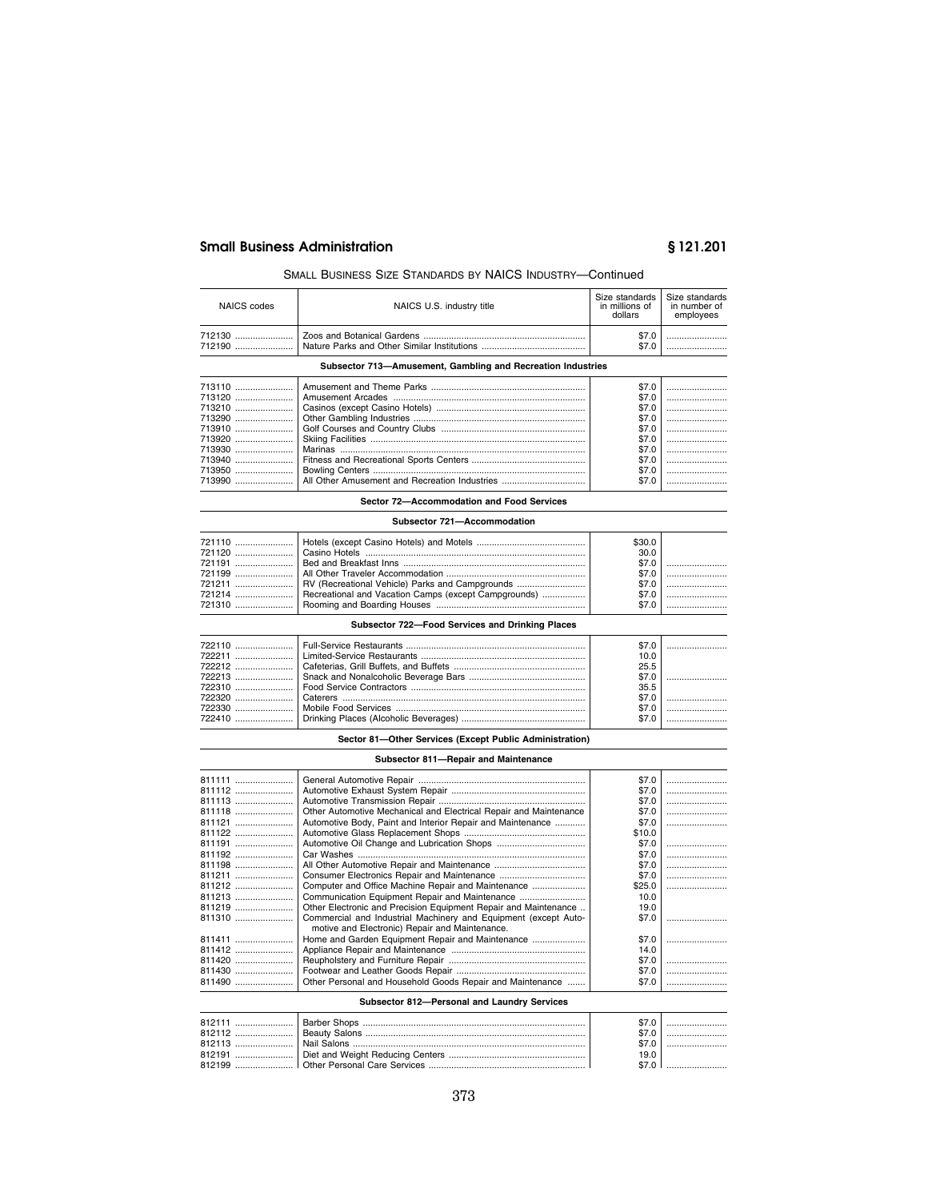SMALL BUSINESS SIZE STANDARDS BY NAICS INDUSTRY—Continued

| NAICS codes | NAICS U.S. industry title | Size standards in millions of dollars | Size standards in number of employees |
|---|---|---|---|
| 712130 | Zoos and Botanical Gardens | $7.0 | |
| 712190 | Nature Parks and Other Similar Institutions | $7.0 | |
| | **Subsector 713—Amusement, Gambling and Recreation Industries** | | |
| 713110 | Amusement and Theme Parks | $7.0 | |
| 713120 | Amusement Arcades | $7.0 | |
| 713210 | Casinos (except Casino Hotels) | $7.0 | |
| 713290 | Other Gambling Industries | $7.0 | |
| 713910 | Golf Courses and Country Clubs | $7.0 | |
| 713920 | Skiing Facilities | $7.0 | |
| 713930 | Marinas | $7.0 | |
| 713940 | Fitness and Recreational Sports Centers | $7.0 | |
| 713950 | Bowling Centers | $7.0 | |
| 713990 | All Other Amusement and Recreation Industries | $7.0 | |
| | **Sector 72—Accommodation and Food Services** | | |
| | **Subsector 721—Accommodation** | | |
| 721110 | Hotels (except Casino Hotels) and Motels | $30.0 | |
| 721120 | Casino Hotels | 30.0 | |
| 721191 | Bed and Breakfast Inns | $7.0 | |
| 721199 | All Other Traveler Accommodation | $7.0 | |
| 721211 | RV (Recreational Vehicle) Parks and Campgrounds | $7.0 | |
| 721214 | Recreational and Vacation Camps (except Campgrounds) | $7.0 | |
| 721310 | Rooming and Boarding Houses | $7.0 | |
| | **Subsector 722—Food Services and Drinking Places** | | |
| 722110 | Full-Service Restaurants | $7.0 | |
| 722211 | Limited-Service Restaurants | 10.0 | |
| 722212 | Cafeterias, Grill Buffets, and Buffets | 25.5 | |
| 722213 | Snack and Nonalcoholic Beverage Bars | $7.0 | |
| 722310 | Food Service Contractors | 35.5 | |
| 722320 | Caterers | $7.0 | |
| 722330 | Mobile Food Services | $7.0 | |
| 722410 | Drinking Places (Alcoholic Beverages) | $7.0 | |
| | **Sector 81—Other Services (Except Public Administration)** | | |
| | **Subsector 811—Repair and Maintenance** | | |
| 811111 | General Automotive Repair | $7.0 | |
| 811112 | Automotive Exhaust System Repair | $7.0 | |
| 811113 | Automotive Transmission Repair | $7.0 | |
| 811118 | Other Automotive Mechanical and Electrical Repair and Maintenance | $7.0 | |
| 811121 | Automotive Body, Paint and Interior Repair and Maintenance | $7.0 | |
| 811122 | Automotive Glass Replacement Shops | $10.0 | |
| 811191 | Automotive Oil Change and Lubrication Shops | $7.0 | |
| 811192 | Car Washes | $7.0 | |
| 811198 | All Other Automotive Repair and Maintenance | $7.0 | |
| 811211 | Consumer Electronics Repair and Maintenance | $7.0 | |
| 811212 | Computer and Office Machine Repair and Maintenance | $25.0 | |
| 811213 | Communication Equipment Repair and Maintenance | 10.0 | |
| 811219 | Other Electronic and Precision Equipment Repair and Maintenance | 19.0 | |
| 811310 | Commercial and Industrial Machinery and Equipment (except Automotive and Electronic) Repair and Maintenance. | $7.0 | |
| 811411 | Home and Garden Equipment Repair and Maintenance | $7.0 | |
| 811412 | Appliance Repair and Maintenance | 14.0 | |
| 811420 | Reupholstery and Furniture Repair | $7.0 | |
| 811430 | Footwear and Leather Goods Repair | $7.0 | |
| 811490 | Other Personal and Household Goods Repair and Maintenance | $7.0 | |
| | **Subsector 812—Personal and Laundry Services** | | |
| 812111 | Barber Shops | $7.0 | |
| 812112 | Beauty Salons | $7.0 | |
| 812113 | Nail Salons | $7.0 | |
| 812191 | Diet and Weight Reducing Centers | 19.0 | |
| 812199 | Other Personal Care Services | $7.0 | |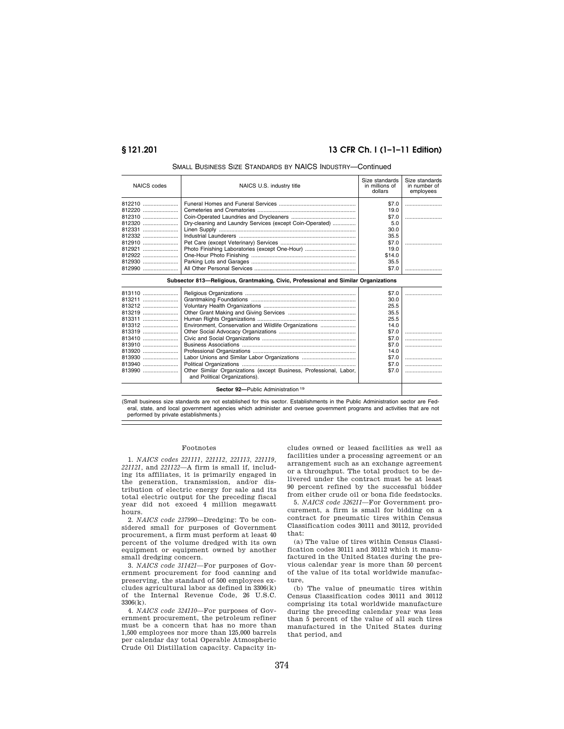SMALL BUSINESS SIZE STANDARDS BY NAICS INDUSTRY—Continued

| NAICS codes | NAICS U.S. industry title | Size standards in millions of dollars | Size standards in number of employees |
|---|---|---|---|
| 812210 | Funeral Homes and Funeral Services | $7.0 | |
| 812220 | Cemeteries and Crematories | 19.0 | |
| 812310 | Coin-Operated Laundries and Drycleaners | $7.0 | |
| 812320 | Dry-cleaning and Laundry Services (except Coin-Operated) | 5.0 | |
| 812331 | Linen Supply | 30.0 | |
| 812332 | Industrial Launderers | 35.5 | |
| 812910 | Pet Care (except Veterinary) Services | $7.0 | |
| 812921 | Photo Finishing Laboratories (except One-Hour) | 19.0 | |
| 812922 | One-Hour Photo Finishing | $14.0 | |
| 812930 | Parking Lots and Garages | 35.5 | |
| 812990 | All Other Personal Services | $7.0 | |
| | **Subsector 813—Religious, Grantmaking, Civic, Professional and Similar Organizations** | | |
| 813110 | Religious Organizations | $7.0 | |
| 813211 | Grantmaking Foundations | 30.0 | |
| 813212 | Voluntary Health Organizations | 25.5 | |
| 813219 | Other Grant Making and Giving Services | 35.5 | |
| 813311 | Human Rights Organizations | 25.5 | |
| 813312 | Environment, Conservation and Wildlife Organizations | 14.0 | |
| 813319 | Other Social Advocacy Organizations | $7.0 | |
| 813410 | Civic and Social Organizations | $7.0 | |
| 813910 | Business Associations | $7.0 | |
| 813920 | Professional Organizations | 14.0 | |
| 813930 | Labor Unions and Similar Labor Organizations | $7.0 | |
| 813940 | Political Organizations | $7.0 | |
| 813990 | Other Similar Organizations (except Business, Professional, Labor, and Political Organizations). | $7.0 | |
| | **Sector 92—**Public Administration [19] | | |

(Small business size standards are not established for this sector. Establishments in the Public Administration sector are Federal, state, and local government agencies which administer and oversee government programs and activities that are not performed by private establishments.)

Footnotes

1. *NAICS codes 221111, 221112, 221113, 221119, 221121*, and *221122*—A firm is small if, including its affiliates, it is primarily engaged in the generation, transmission, and/or distribution of electric energy for sale and its total electric output for the preceding fiscal year did not exceed 4 million megawatt hours.

2. *NAICS code 237990*—Dredging: To be considered small for purposes of Government procurement, a firm must perform at least 40 percent of the volume dredged with its own equipment or equipment owned by another small dredging concern.

3. *NAICS code 311421*—For purposes of Government procurement for food canning and preserving, the standard of 500 employees excludes agricultural labor as defined in 3306(k) of the Internal Revenue Code, 26 U.S.C. 3306(k).

4. *NAICS code 324110*—For purposes of Government procurement, the petroleum refiner must be a concern that has no more than 1,500 employees nor more than 125,000 barrels per calendar day total Operable Atmospheric Crude Oil Distillation capacity. Capacity includes owned or leased facilities as well as facilities under a processing agreement or an arrangement such as an exchange agreement or a throughput. The total product to be delivered under the contract must be at least 90 percent refined by the successful bidder from either crude oil or bona fide feedstocks.

5. *NAICS code 326211*—For Government procurement, a firm is small for bidding on a contract for pneumatic tires within Census Classification codes 30111 and 30112, provided that:

(a) The value of tires within Census Classification codes 30111 and 30112 which it manufactured in the United States during the previous calendar year is more than 50 percent of the value of its total worldwide manufacture,

(b) The value of pneumatic tires within Census Classification codes 30111 and 30112 comprising its total worldwide manufacture during the preceding calendar year was less than 5 percent of the value of all such tires manufactured in the United States during that period, and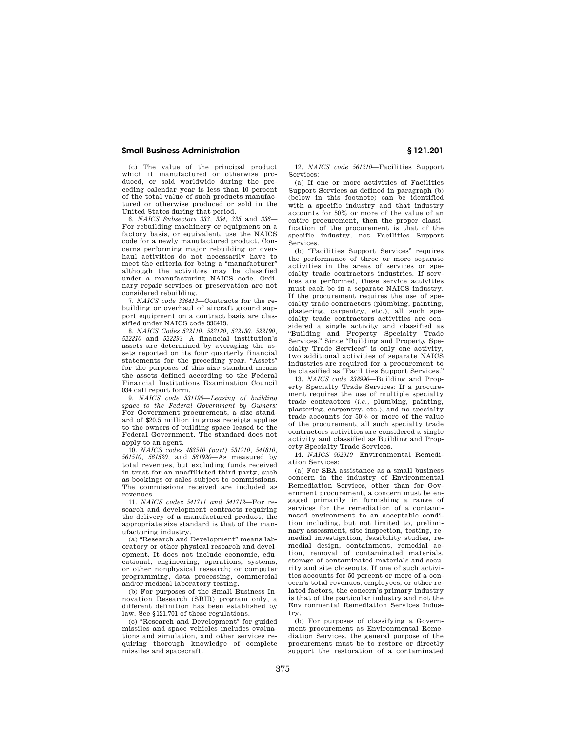(c) The value of the principal product which it manufactured or otherwise produced, or sold worldwide during the preceding calendar year is less than 10 percent of the total value of such products manufactured or otherwise produced or sold in the United States during that period.

6. *NAICS Subsectors 333, 334, 335* and *336*—For rebuilding machinery or equipment on a factory basis, or equivalent, use the NAICS code for a newly manufactured product. Concerns performing major rebuilding or overhaul activities do not necessarily have to meet the criteria for being a "manufacturer" although the activities may be classified under a manufacturing NAICS code. Ordinary repair services or preservation are not considered rebuilding.

7. *NAICS code 336413*—Contracts for the rebuilding or overhaul of aircraft ground support equipment on a contract basis are classified under NAICS code 336413.

8. *NAICS Codes 522110, 522120, 522130, 522190, 522210* and *522293*—A financial institution's assets are determined by averaging the assets reported on its four quarterly financial statements for the preceding year. "Assets" for the purposes of this size standard means the assets defined according to the Federal Financial Institutions Examination Council 034 call report form.

9. *NAICS code 531190—Leasing of building space to the Federal Government by Owners:* For Government procurement, a size standard of $20.5 million in gross receipts applies to the owners of building space leased to the Federal Government. The standard does not apply to an agent.

10. *NAICS codes 488510 (part) 531210, 541810, 561510, 561520,* and *561920*—As measured by total revenues, but excluding funds received in trust for an unaffiliated third party, such as bookings or sales subject to commissions. The commissions received are included as revenues.

11. *NAICS codes 541711 and 541712*—For research and development contracts requiring the delivery of a manufactured product, the appropriate size standard is that of the manufacturing industry.

(a) "Research and Development" means laboratory or other physical research and development. It does not include economic, educational, engineering, operations, systems, or other nonphysical research; or computer programming, data processing, commercial and/or medical laboratory testing.

(b) For purposes of the Small Business Innovation Research (SBIR) program only, a different definition has been established by law. See § 121.701 of these regulations.

(c) "Research and Development" for guided missiles and space vehicles includes evaluations and simulation, and other services requiring thorough knowledge of complete missiles and spacecraft.

12. *NAICS code 561210*—Facilities Support Services:

(a) If one or more activities of Facilities Support Services as defined in paragraph (b) (below in this footnote) can be identified with a specific industry and that industry accounts for 50% or more of the value of an entire procurement, then the proper classification of the procurement is that of the specific industry, not Facilities Support Services.

(b) "Facilities Support Services" requires the performance of three or more separate activities in the areas of services or specialty trade contractors industries. If services are performed, these service activities must each be in a separate NAICS industry. If the procurement requires the use of specialty trade contractors (plumbing, painting, plastering, carpentry, etc.), all such specialty trade contractors activities are considered a single activity and classified as "Building and Property Specialty Trade Services." Since "Building and Property Specialty Trade Services" is only one activity, two additional activities of separate NAICS industries are required for a procurement to be classified as "Facilities Support Services."

13. *NAICS code 238990*—Building and Property Specialty Trade Services: If a procurement requires the use of multiple specialty trade contractors (*i.e.*, plumbing, painting, plastering, carpentry, etc.), and no specialty trade accounts for 50% or more of the value of the procurement, all such specialty trade contractors activities are considered a single activity and classified as Building and Property Specialty Trade Services.

14. *NAICS 562910*—Environmental Remediation Services:

(a) For SBA assistance as a small business concern in the industry of Environmental Remediation Services, other than for Government procurement, a concern must be engaged primarily in furnishing a range of services for the remediation of a contaminated environment to an acceptable condition including, but not limited to, preliminary assessment, site inspection, testing, remedial investigation, feasibility studies, remedial design, containment, remedial action, removal of contaminated materials, storage of contaminated materials and security and site closeouts. If one of such activities accounts for 50 percent or more of a concern's total revenues, employees, or other related factors, the concern's primary industry is that of the particular industry and not the Environmental Remediation Services Industry.

(b) For purposes of classifying a Government procurement as Environmental Remediation Services, the general purpose of the procurement must be to restore or directly support the restoration of a contaminated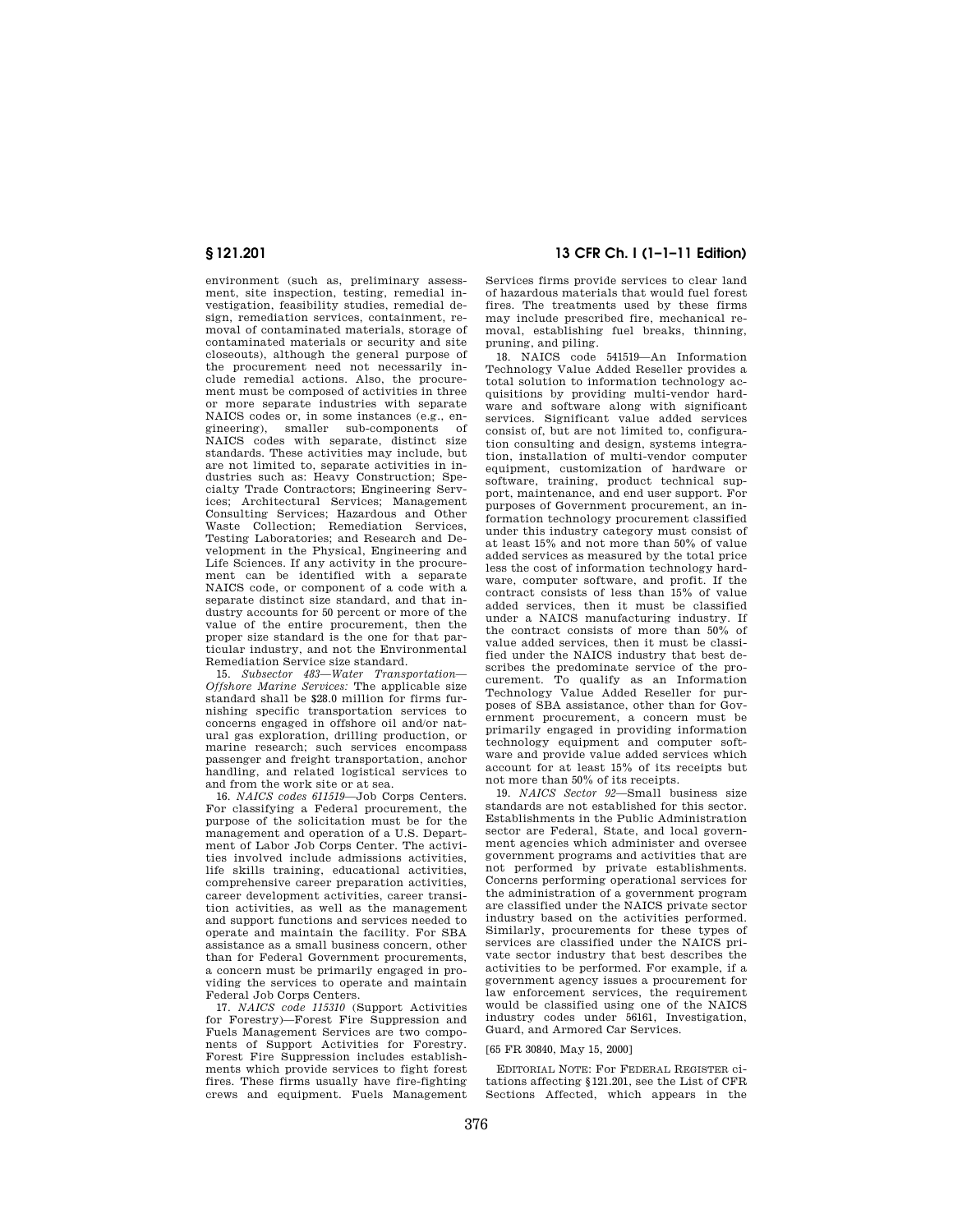environment (such as, preliminary assessment, site inspection, testing, remedial investigation, feasibility studies, remedial design, remediation services, containment, removal of contaminated materials, storage of contaminated materials or security and site closeouts), although the general purpose of the procurement need not necessarily include remedial actions. Also, the procurement must be composed of activities in three or more separate industries with separate NAICS codes or, in some instances (e.g., engineering), smaller sub-components of NAICS codes with separate, distinct size standards. These activities may include, but are not limited to, separate activities in industries such as: Heavy Construction; Specialty Trade Contractors; Engineering Services; Architectural Services; Management Consulting Services; Hazardous and Other Waste Collection; Remediation Services, Testing Laboratories; and Research and Development in the Physical, Engineering and Life Sciences. If any activity in the procurement can be identified with a separate NAICS code, or component of a code with a separate distinct size standard, and that industry accounts for 50 percent or more of the value of the entire procurement, then the proper size standard is the one for that particular industry, and not the Environmental Remediation Service size standard.

15. *Subsector 483—Water Transportation—Offshore Marine Services:* The applicable size standard shall be $28.0 million for firms furnishing specific transportation services to concerns engaged in offshore oil and/or natural gas exploration, drilling production, or marine research; such services encompass passenger and freight transportation, anchor handling, and related logistical services to and from the work site or at sea.

16. *NAICS codes 611519*—Job Corps Centers. For classifying a Federal procurement, the purpose of the solicitation must be for the management and operation of a U.S. Department of Labor Job Corps Center. The activities involved include admissions activities, life skills training, educational activities, comprehensive career preparation activities, career development activities, career transition activities, as well as the management and support functions and services needed to operate and maintain the facility. For SBA assistance as a small business concern, other than for Federal Government procurements, a concern must be primarily engaged in providing the services to operate and maintain Federal Job Corps Centers.

17. *NAICS code 115310* (Support Activities for Forestry)—Forest Fire Suppression and Fuels Management Services are two components of Support Activities for Forestry. Forest Fire Suppression includes establishments which provide services to fight forest fires. These firms usually have fire-fighting crews and equipment. Fuels Management Services firms provide services to clear land of hazardous materials that would fuel forest fires. The treatments used by these firms may include prescribed fire, mechanical removal, establishing fuel breaks, thinning, pruning, and piling.

18. NAICS code 541519—An Information Technology Value Added Reseller provides a total solution to information technology acquisitions by providing multi-vendor hardware and software along with significant services. Significant value added services consist of, but are not limited to, configuration consulting and design, systems integration, installation of multi-vendor computer equipment, customization of hardware or software, training, product technical support, maintenance, and end user support. For purposes of Government procurement, an information technology procurement classified under this industry category must consist of at least 15% and not more than 50% of value added services as measured by the total price less the cost of information technology hardware, computer software, and profit. If the contract consists of less than 15% of value added services, then it must be classified under a NAICS manufacturing industry. If the contract consists of more than 50% of value added services, then it must be classified under the NAICS industry that best describes the predominate service of the procurement. To qualify as an Information Technology Value Added Reseller for purposes of SBA assistance, other than for Government procurement, a concern must be primarily engaged in providing information technology equipment and computer software and provide value added services which account for at least 15% of its receipts but not more than 50% of its receipts.

19. *NAICS Sector 92*—Small business size standards are not established for this sector. Establishments in the Public Administration sector are Federal, State, and local government agencies which administer and oversee government programs and activities that are not performed by private establishments. Concerns performing operational services for the administration of a government program are classified under the NAICS private sector industry based on the activities performed. Similarly, procurements for these types of services are classified under the NAICS private sector industry that best describes the activities to be performed. For example, if a government agency issues a procurement for law enforcement services, the requirement would be classified using one of the NAICS industry codes under 56161, Investigation, Guard, and Armored Car Services.

[65 FR 30840, May 15, 2000]

EDITORIAL NOTE: For FEDERAL REGISTER citations affecting §121.201, see the List of CFR Sections Affected, which appears in the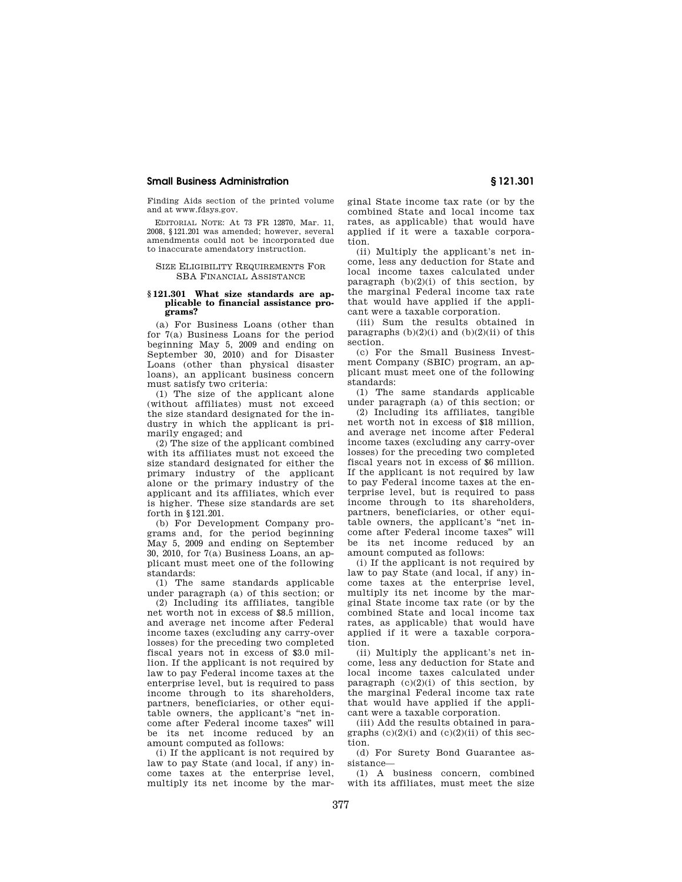Finding Aids section of the printed volume and at www.fdsys.gov.

EDITORIAL NOTE: At 73 FR 12870, Mar. 11, 2008, §121.201 was amended; however, several amendments could not be incorporated due to inaccurate amendatory instruction.

## SIZE ELIGIBILITY REQUIREMENTS FOR SBA FINANCIAL ASSISTANCE

### § 121.301 What size standards are applicable to financial assistance programs?

(a) For Business Loans (other than for 7(a) Business Loans for the period beginning May 5, 2009 and ending on September 30, 2010) and for Disaster Loans (other than physical disaster loans), an applicant business concern must satisfy two criteria:

(1) The size of the applicant alone (without affiliates) must not exceed the size standard designated for the industry in which the applicant is primarily engaged; and

(2) The size of the applicant combined with its affiliates must not exceed the size standard designated for either the primary industry of the applicant alone or the primary industry of the applicant and its affiliates, which ever is higher. These size standards are set forth in §121.201.

(b) For Development Company programs and, for the period beginning May 5, 2009 and ending on September 30, 2010, for 7(a) Business Loans, an applicant must meet one of the following standards:

(1) The same standards applicable under paragraph (a) of this section; or

(2) Including its affiliates, tangible net worth not in excess of $8.5 million, and average net income after Federal income taxes (excluding any carry-over losses) for the preceding two completed fiscal years not in excess of $3.0 million. If the applicant is not required by law to pay Federal income taxes at the enterprise level, but is required to pass income through to its shareholders, partners, beneficiaries, or other equitable owners, the applicant's "net income after Federal income taxes" will be its net income reduced by an amount computed as follows:

(i) If the applicant is not required by law to pay State (and local, if any) income taxes at the enterprise level, multiply its net income by the marginal State income tax rate (or by the combined State and local income tax rates, as applicable) that would have applied if it were a taxable corporation.

(ii) Multiply the applicant's net income, less any deduction for State and local income taxes calculated under paragraph (b)(2)(i) of this section, by the marginal Federal income tax rate that would have applied if the applicant were a taxable corporation.

(iii) Sum the results obtained in paragraphs (b)(2)(i) and (b)(2)(ii) of this section.

(c) For the Small Business Investment Company (SBIC) program, an applicant must meet one of the following standards:

(1) The same standards applicable under paragraph (a) of this section; or

(2) Including its affiliates, tangible net worth not in excess of $18 million, and average net income after Federal income taxes (excluding any carry-over losses) for the preceding two completed fiscal years not in excess of $6 million. If the applicant is not required by law to pay Federal income taxes at the enterprise level, but is required to pass income through to its shareholders, partners, beneficiaries, or other equitable owners, the applicant's "net income after Federal income taxes" will be its net income reduced by an amount computed as follows:

(i) If the applicant is not required by law to pay State (and local, if any) income taxes at the enterprise level, multiply its net income by the marginal State income tax rate (or by the combined State and local income tax rates, as applicable) that would have applied if it were a taxable corporation.

(ii) Multiply the applicant's net income, less any deduction for State and local income taxes calculated under paragraph (c)(2)(i) of this section, by the marginal Federal income tax rate that would have applied if the applicant were a taxable corporation.

(iii) Add the results obtained in paragraphs (c)(2)(i) and (c)(2)(ii) of this section.

(d) For Surety Bond Guarantee assistance—

(1) A business concern, combined with its affiliates, must meet the size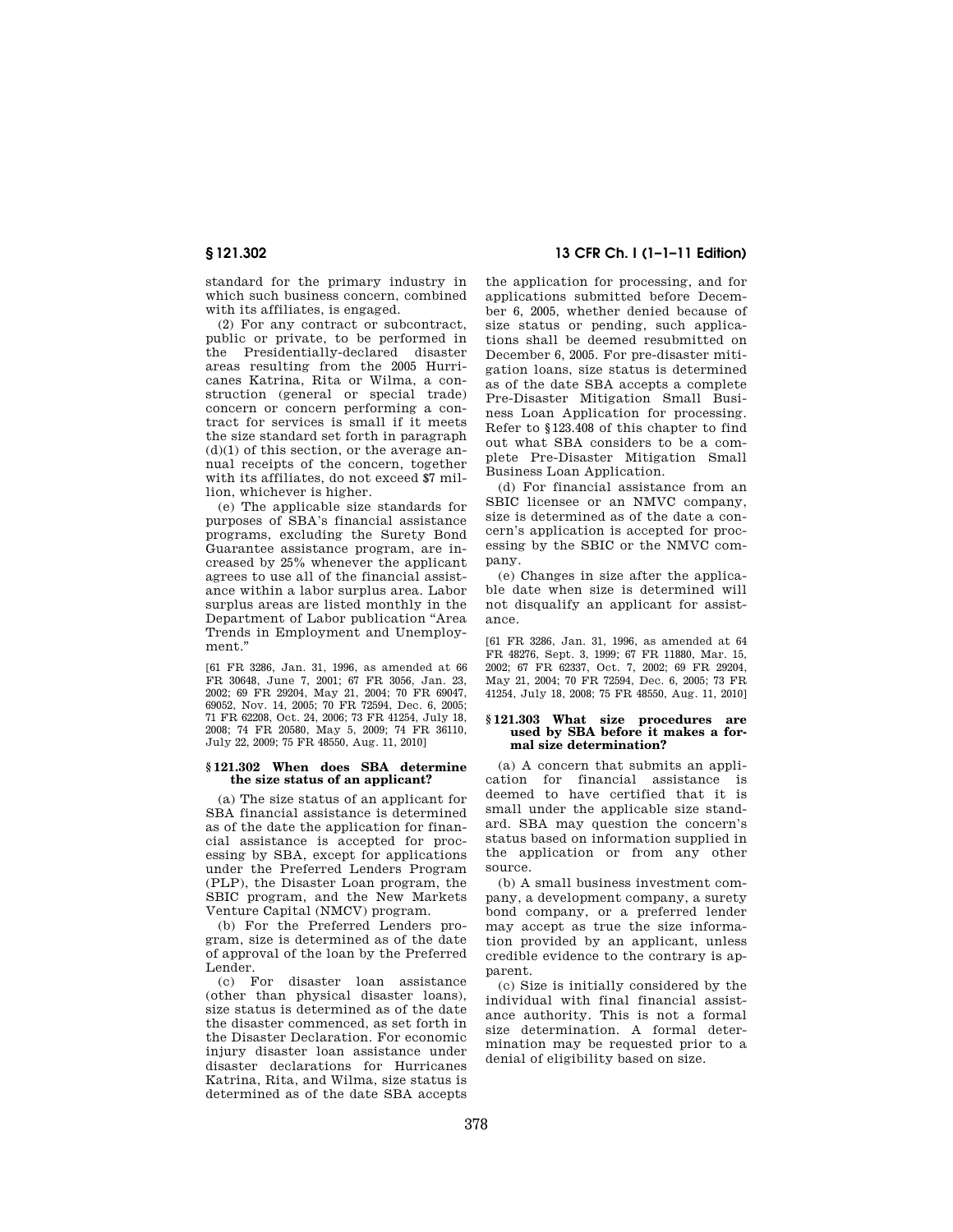standard for the primary industry in which such business concern, combined with its affiliates, is engaged.

(2) For any contract or subcontract, public or private, to be performed in the Presidentially-declared disaster areas resulting from the 2005 Hurricanes Katrina, Rita or Wilma, a construction (general or special trade) concern or concern performing a contract for services is small if it meets the size standard set forth in paragraph (d)(1) of this section, or the average annual receipts of the concern, together with its affiliates, do not exceed $7 million, whichever is higher.

(e) The applicable size standards for purposes of SBA's financial assistance programs, excluding the Surety Bond Guarantee assistance program, are increased by 25% whenever the applicant agrees to use all of the financial assistance within a labor surplus area. Labor surplus areas are listed monthly in the Department of Labor publication "Area Trends in Employment and Unemployment."

[61 FR 3286, Jan. 31, 1996, as amended at 66 FR 30648, June 7, 2001; 67 FR 3056, Jan. 23, 2002; 69 FR 29204, May 21, 2004; 70 FR 69047, 69052, Nov. 14, 2005; 70 FR 72594, Dec. 6, 2005; 71 FR 62208, Oct. 24, 2006; 73 FR 41254, July 18, 2008; 74 FR 20580, May 5, 2009; 74 FR 36110, July 22, 2009; 75 FR 48550, Aug. 11, 2010]

### § 121.302 When does SBA determine the size status of an applicant?

(a) The size status of an applicant for SBA financial assistance is determined as of the date the application for financial assistance is accepted for processing by SBA, except for applications under the Preferred Lenders Program (PLP), the Disaster Loan program, the SBIC program, and the New Markets Venture Capital (NMVC) program.

(b) For the Preferred Lenders program, size is determined as of the date of approval of the loan by the Preferred Lender.

(c) For disaster loan assistance (other than physical disaster loans), size status is determined as of the date the disaster commenced, as set forth in the Disaster Declaration. For economic injury disaster loan assistance under disaster declarations for Hurricanes Katrina, Rita, and Wilma, size status is determined as of the date SBA accepts the application for processing, and for applications submitted before December 6, 2005, whether denied because of size status or pending, such applications shall be deemed resubmitted on December 6, 2005. For pre-disaster mitigation loans, size status is determined as of the date SBA accepts a complete Pre-Disaster Mitigation Small Business Loan Application for processing. Refer to §123.408 of this chapter to find out what SBA considers to be a complete Pre-Disaster Mitigation Small Business Loan Application.

(d) For financial assistance from an SBIC licensee or an NMVC company, size is determined as of the date a concern's application is accepted for processing by the SBIC or the NMVC company.

(e) Changes in size after the applicable date when size is determined will not disqualify an applicant for assistance.

[61 FR 3286, Jan. 31, 1996, as amended at 64 FR 48276, Sept. 3, 1999; 67 FR 11880, Mar. 15, 2002; 67 FR 62337, Oct. 7, 2002; 69 FR 29204, May 21, 2004; 70 FR 72594, Dec. 6, 2005; 73 FR 41254, July 18, 2008; 75 FR 48550, Aug. 11, 2010]

### § 121.303 What size procedures are used by SBA before it makes a formal size determination?

(a) A concern that submits an application for financial assistance is deemed to have certified that it is small under the applicable size standard. SBA may question the concern's status based on information supplied in the application or from any other source.

(b) A small business investment company, a development company, a surety bond company, or a preferred lender may accept as true the size information provided by an applicant, unless credible evidence to the contrary is apparent.

(c) Size is initially considered by the individual with final financial assistance authority. This is not a formal size determination. A formal determination may be requested prior to a denial of eligibility based on size.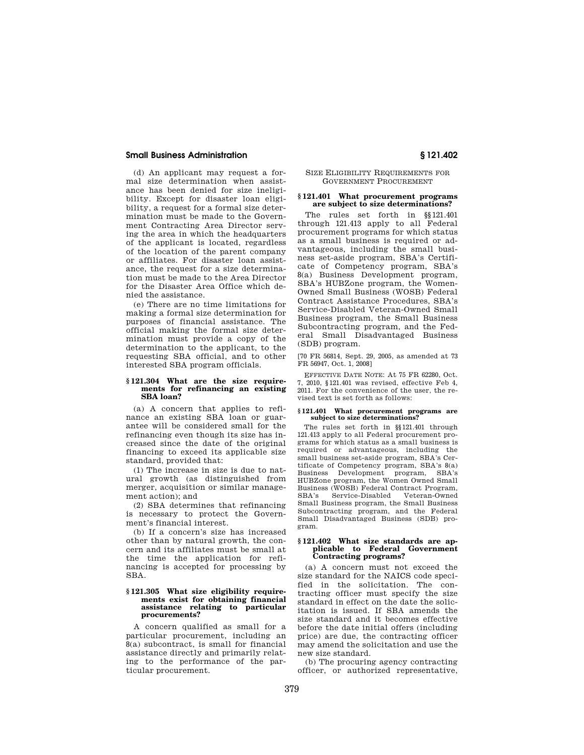(d) An applicant may request a formal size determination when assistance has been denied for size ineligibility. Except for disaster loan eligibility, a request for a formal size determination must be made to the Government Contracting Area Director serving the area in which the headquarters of the applicant is located, regardless of the location of the parent company or affiliates. For disaster loan assistance, the request for a size determination must be made to the Area Director for the Disaster Area Office which denied the assistance.

(e) There are no time limitations for making a formal size determination for purposes of financial assistance. The official making the formal size determination must provide a copy of the determination to the applicant, to the requesting SBA official, and to other interested SBA program officials.

### § 121.304 What are the size requirements for refinancing an existing SBA loan?

(a) A concern that applies to refinance an existing SBA loan or guarantee will be considered small for the refinancing even though its size has increased since the date of the original financing to exceed its applicable size standard, provided that:

(1) The increase in size is due to natural growth (as distinguished from merger, acquisition or similar management action); and

(2) SBA determines that refinancing is necessary to protect the Government's financial interest.

(b) If a concern's size has increased other than by natural growth, the concern and its affiliates must be small at the time the application for refinancing is accepted for processing by SBA.

### § 121.305 What size eligibility requirements exist for obtaining financial assistance relating to particular procurements?

A concern qualified as small for a particular procurement, including an 8(a) subcontract, is small for financial assistance directly and primarily relating to the performance of the particular procurement.

## Size Eligibility Requirements for Government Procurement

### § 121.401 What procurement programs are subject to size determinations?

The rules set forth in §§ 121.401 through 121.413 apply to all Federal procurement programs for which status as a small business is required or advantageous, including the small business set-aside program, SBA's Certificate of Competency program, SBA's 8(a) Business Development program, SBA's HUBZone program, the Women-Owned Small Business (WOSB) Federal Contract Assistance Procedures, SBA's Service-Disabled Veteran-Owned Small Business program, the Small Business Subcontracting program, and the Federal Small Disadvantaged Business (SDB) program.

[70 FR 56814, Sept. 29, 2005, as amended at 73 FR 56947, Oct. 1, 2008]

Effective Date Note: At 75 FR 62280, Oct. 7, 2010, § 121.401 was revised, effective Feb 4, 2011. For the convenience of the user, the revised text is set forth as follows:

**§ 121.401 What procurement programs are subject to size determinations?**

The rules set forth in §§ 121.401 through 121.413 apply to all Federal procurement programs for which status as a small business is required or advantageous, including the small business set-aside program, SBA's Certificate of Competency program, SBA's 8(a) Business Development program, SBA's HUBZone program, the Women Owned Small Business (WOSB) Federal Contract Program, SBA's Service-Disabled Veteran-Owned Small Business program, the Small Business Subcontracting program, and the Federal Small Disadvantaged Business (SDB) program.

### § 121.402 What size standards are applicable to Federal Government Contracting programs?

(a) A concern must not exceed the size standard for the NAICS code specified in the solicitation. The contracting officer must specify the size standard in effect on the date the solicitation is issued. If SBA amends the size standard and it becomes effective before the date initial offers (including price) are due, the contracting officer may amend the solicitation and use the new size standard.

(b) The procuring agency contracting officer, or authorized representative,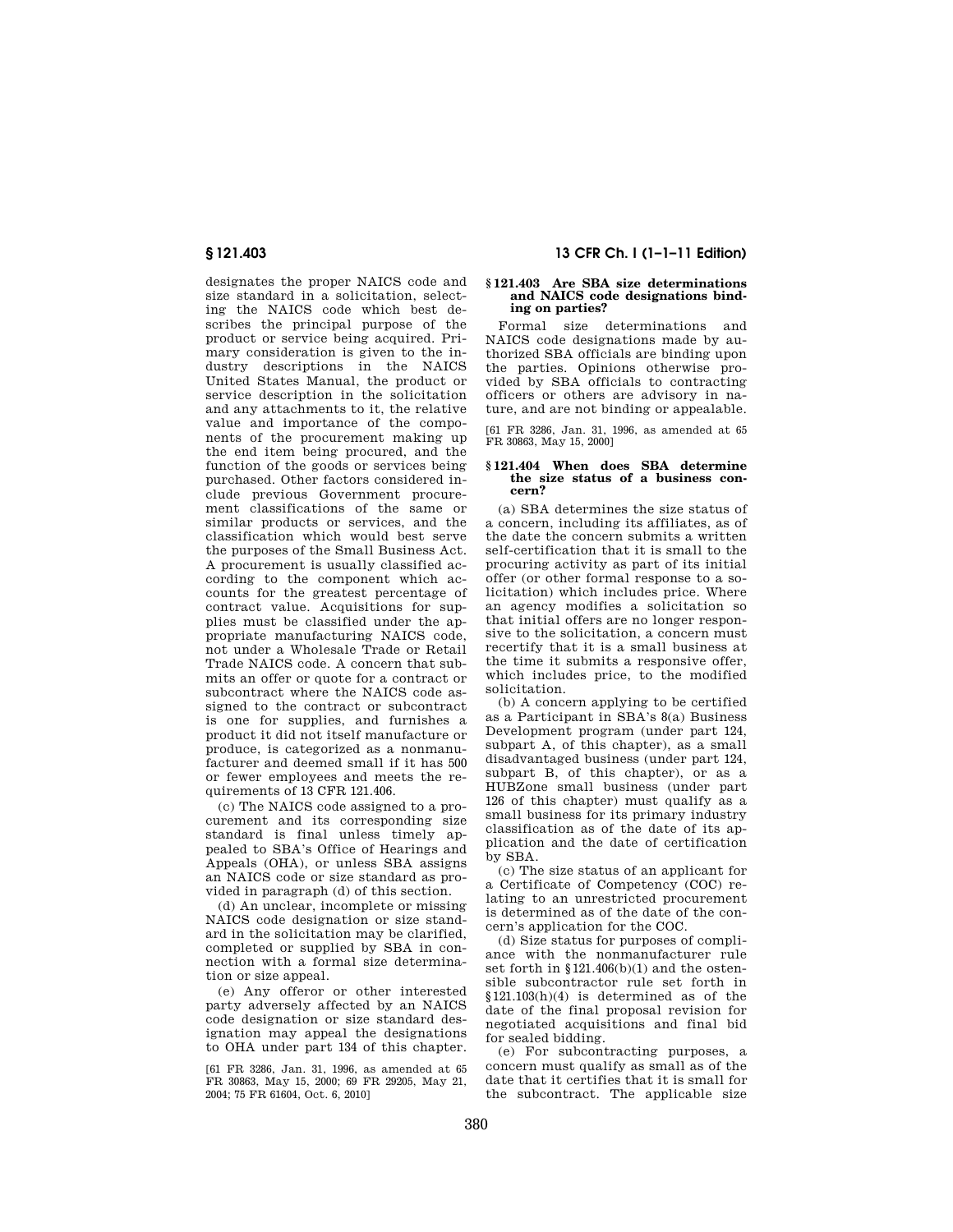designates the proper NAICS code and size standard in a solicitation, selecting the NAICS code which best describes the principal purpose of the product or service being acquired. Primary consideration is given to the industry descriptions in the NAICS United States Manual, the product or service description in the solicitation and any attachments to it, the relative value and importance of the components of the procurement making up the end item being procured, and the function of the goods or services being purchased. Other factors considered include previous Government procurement classifications of the same or similar products or services, and the classification which would best serve the purposes of the Small Business Act. A procurement is usually classified according to the component which accounts for the greatest percentage of contract value. Acquisitions for supplies must be classified under the appropriate manufacturing NAICS code, not under a Wholesale Trade or Retail Trade NAICS code. A concern that submits an offer or quote for a contract or subcontract where the NAICS code assigned to the contract or subcontract is one for supplies, and furnishes a product it did not itself manufacture or produce, is categorized as a nonmanufacturer and deemed small if it has 500 or fewer employees and meets the requirements of 13 CFR 121.406.

(c) The NAICS code assigned to a procurement and its corresponding size standard is final unless timely appealed to SBA's Office of Hearings and Appeals (OHA), or unless SBA assigns an NAICS code or size standard as provided in paragraph (d) of this section.

(d) An unclear, incomplete or missing NAICS code designation or size standard in the solicitation may be clarified, completed or supplied by SBA in connection with a formal size determination or size appeal.

(e) Any offeror or other interested party adversely affected by an NAICS code designation or size standard designation may appeal the designations to OHA under part 134 of this chapter.

[61 FR 3286, Jan. 31, 1996, as amended at 65 FR 30863, May 15, 2000; 69 FR 29205, May 21, 2004; 75 FR 61604, Oct. 6, 2010]

### § 121.403 Are SBA size determinations and NAICS code designations binding on parties?

Formal size determinations and NAICS code designations made by authorized SBA officials are binding upon the parties. Opinions otherwise provided by SBA officials to contracting officers or others are advisory in nature, and are not binding or appealable.

[61 FR 3286, Jan. 31, 1996, as amended at 65 FR 30863, May 15, 2000]

### § 121.404 When does SBA determine the size status of a business concern?

(a) SBA determines the size status of a concern, including its affiliates, as of the date the concern submits a written self-certification that it is small to the procuring activity as part of its initial offer (or other formal response to a solicitation) which includes price. Where an agency modifies a solicitation so that initial offers are no longer responsive to the solicitation, a concern must recertify that it is a small business at the time it submits a responsive offer, which includes price, to the modified solicitation.

(b) A concern applying to be certified as a Participant in SBA's 8(a) Business Development program (under part 124, subpart A, of this chapter), as a small disadvantaged business (under part 124, subpart B, of this chapter), or as a HUBZone small business (under part 126 of this chapter) must qualify as a small business for its primary industry classification as of the date of its application and the date of certification by SBA.

(c) The size status of an applicant for a Certificate of Competency (COC) relating to an unrestricted procurement is determined as of the date of the concern's application for the COC.

(d) Size status for purposes of compliance with the nonmanufacturer rule set forth in §121.406(b)(1) and the ostensible subcontractor rule set forth in §121.103(h)(4) is determined as of the date of the final proposal revision for negotiated acquisitions and final bid for sealed bidding.

(e) For subcontracting purposes, a concern must qualify as small as of the date that it certifies that it is small for the subcontract. The applicable size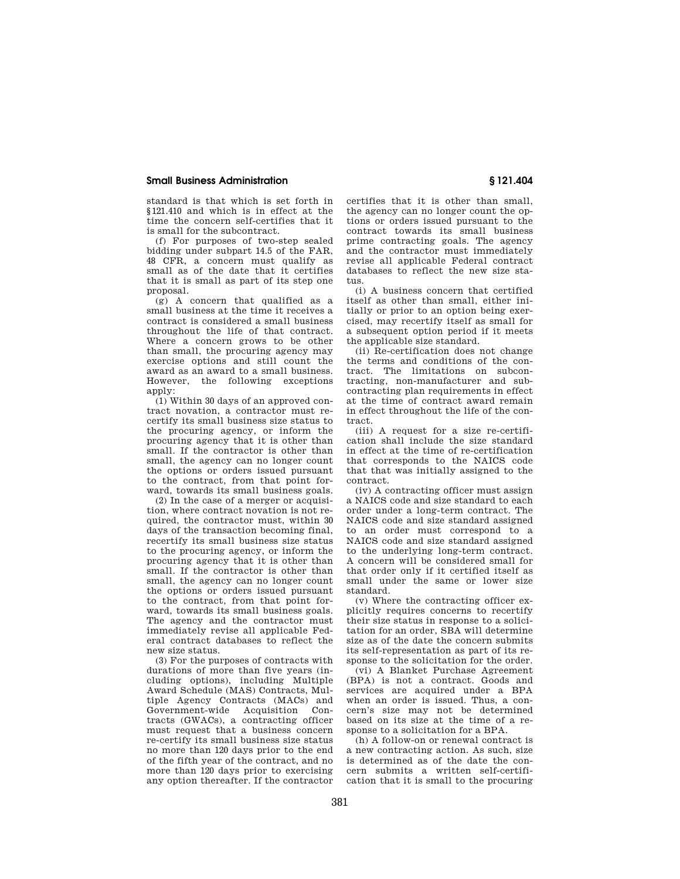standard is that which is set forth in §121.410 and which is in effect at the time the concern self-certifies that it is small for the subcontract.

(f) For purposes of two-step sealed bidding under subpart 14.5 of the FAR, 48 CFR, a concern must qualify as small as of the date that it certifies that it is small as part of its step one proposal.

(g) A concern that qualified as a small business at the time it receives a contract is considered a small business throughout the life of that contract. Where a concern grows to be other than small, the procuring agency may exercise options and still count the award as an award to a small business. However, the following exceptions apply:

(1) Within 30 days of an approved contract novation, a contractor must recertify its small business size status to the procuring agency, or inform the procuring agency that it is other than small. If the contractor is other than small, the agency can no longer count the options or orders issued pursuant to the contract, from that point forward, towards its small business goals.

(2) In the case of a merger or acquisition, where contract novation is not required, the contractor must, within 30 days of the transaction becoming final, recertify its small business size status to the procuring agency, or inform the procuring agency that it is other than small. If the contractor is other than small, the agency can no longer count the options or orders issued pursuant to the contract, from that point forward, towards its small business goals. The agency and the contractor must immediately revise all applicable Federal contract databases to reflect the new size status.

(3) For the purposes of contracts with durations of more than five years (including options), including Multiple Award Schedule (MAS) Contracts, Multiple Agency Contracts (MACs) and Government-wide Acquisition Contracts (GWACs), a contracting officer must request that a business concern re-certify its small business size status no more than 120 days prior to the end of the fifth year of the contract, and no more than 120 days prior to exercising any option thereafter. If the contractor certifies that it is other than small, the agency can no longer count the options or orders issued pursuant to the contract towards its small business prime contracting goals. The agency and the contractor must immediately revise all applicable Federal contract databases to reflect the new size status.

(i) A business concern that certified itself as other than small, either initially or prior to an option being exercised, may recertify itself as small for a subsequent option period if it meets the applicable size standard.

(ii) Re-certification does not change the terms and conditions of the contract. The limitations on subcontracting, non-manufacturer and subcontracting plan requirements in effect at the time of contract award remain in effect throughout the life of the contract.

(iii) A request for a size re-certification shall include the size standard in effect at the time of re-certification that corresponds to the NAICS code that that was initially assigned to the contract.

(iv) A contracting officer must assign a NAICS code and size standard to each order under a long-term contract. The NAICS code and size standard assigned to an order must correspond to a NAICS code and size standard assigned to the underlying long-term contract. A concern will be considered small for that order only if it certified itself as small under the same or lower size standard.

(v) Where the contracting officer explicitly requires concerns to recertify their size status in response to a solicitation for an order, SBA will determine size as of the date the concern submits its self-representation as part of its response to the solicitation for the order.

(vi) A Blanket Purchase Agreement (BPA) is not a contract. Goods and services are acquired under a BPA when an order is issued. Thus, a concern's size may not be determined based on its size at the time of a response to a solicitation for a BPA.

(h) A follow-on or renewal contract is a new contracting action. As such, size is determined as of the date the concern submits a written self-certification that it is small to the procuring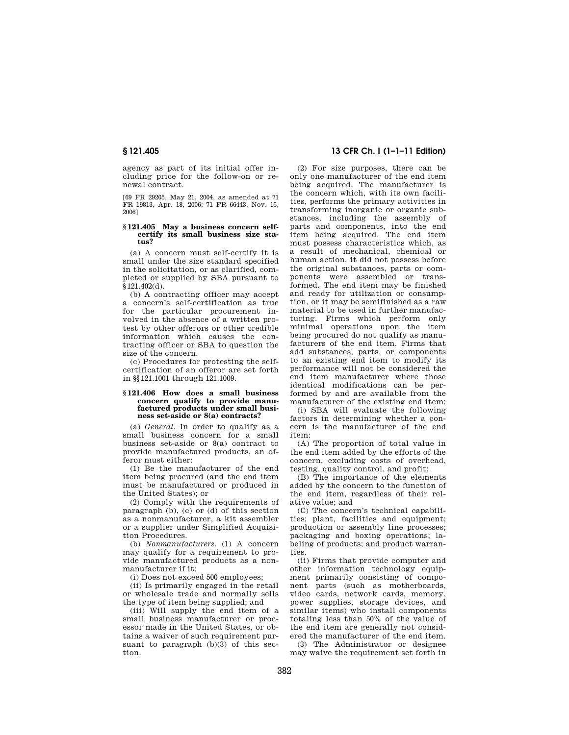agency as part of its initial offer including price for the follow-on or renewal contract.

[69 FR 29205, May 21, 2004, as amended at 71 FR 19813, Apr. 18, 2006; 71 FR 66443, Nov. 15, 2006]

### § 121.405 May a business concern self-certify its small business size status?

(a) A concern must self-certify it is small under the size standard specified in the solicitation, or as clarified, completed or supplied by SBA pursuant to § 121.402(d).

(b) A contracting officer may accept a concern's self-certification as true for the particular procurement involved in the absence of a written protest by other offerors or other credible information which causes the contracting officer or SBA to question the size of the concern.

(c) Procedures for protesting the self-certification of an offeror are set forth in §§ 121.1001 through 121.1009.

### § 121.406 How does a small business concern qualify to provide manufactured products under small business set-aside or 8(a) contracts?

(a) *General.* In order to qualify as a small business concern for a small business set-aside or 8(a) contract to provide manufactured products, an offeror must either:

(1) Be the manufacturer of the end item being procured (and the end item must be manufactured or produced in the United States); or

(2) Comply with the requirements of paragraph (b), (c) or (d) of this section as a nonmanufacturer, a kit assembler or a supplier under Simplified Acquisition Procedures.

(b) *Nonmanufacturers.* (1) A concern may qualify for a requirement to provide manufactured products as a nonmanufacturer if it:

(i) Does not exceed 500 employees;

(ii) Is primarily engaged in the retail or wholesale trade and normally sells the type of item being supplied; and

(iii) Will supply the end item of a small business manufacturer or processor made in the United States, or obtains a waiver of such requirement pursuant to paragraph (b)(3) of this section.

(2) For size purposes, there can be only one manufacturer of the end item being acquired. The manufacturer is the concern which, with its own facilities, performs the primary activities in transforming inorganic or organic substances, including the assembly of parts and components, into the end item being acquired. The end item must possess characteristics which, as a result of mechanical, chemical or human action, it did not possess before the original substances, parts or components were assembled or transformed. The end item may be finished and ready for utilization or consumption, or it may be semifinished as a raw material to be used in further manufacturing. Firms which perform only minimal operations upon the item being procured do not qualify as manufacturers of the end item. Firms that add substances, parts, or components to an existing end item to modify its performance will not be considered the end item manufacturer where those identical modifications can be performed by and are available from the manufacturer of the existing end item:

(i) SBA will evaluate the following factors in determining whether a concern is the manufacturer of the end item:

(A) The proportion of total value in the end item added by the efforts of the concern, excluding costs of overhead, testing, quality control, and profit;

(B) The importance of the elements added by the concern to the function of the end item, regardless of their relative value; and

(C) The concern's technical capabilities; plant, facilities and equipment; production or assembly line processes; packaging and boxing operations; labeling of products; and product warranties.

(ii) Firms that provide computer and other information technology equipment primarily consisting of component parts (such as motherboards, video cards, network cards, memory, power supplies, storage devices, and similar items) who install components totaling less than 50% of the value of the end item are generally not considered the manufacturer of the end item.

(3) The Administrator or designee may waive the requirement set forth in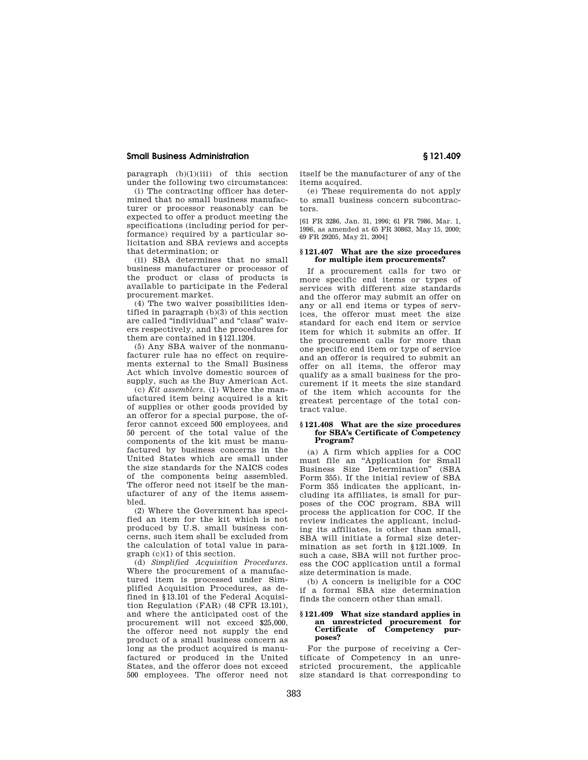paragraph (b)(1)(iii) of this section under the following two circumstances:

(i) The contracting officer has determined that no small business manufacturer or processor reasonably can be expected to offer a product meeting the specifications (including period for performance) required by a particular solicitation and SBA reviews and accepts that determination; or

(ii) SBA determines that no small business manufacturer or processor of the product or class of products is available to participate in the Federal procurement market.

(4) The two waiver possibilities identified in paragraph (b)(3) of this section are called "individual" and "class" waivers respectively, and the procedures for them are contained in §121.1204.

(5) Any SBA waiver of the nonmanufacturer rule has no effect on requirements external to the Small Business Act which involve domestic sources of supply, such as the Buy American Act.

(c) *Kit assemblers.* (1) Where the manufactured item being acquired is a kit of supplies or other goods provided by an offeror for a special purpose, the offeror cannot exceed 500 employees, and 50 percent of the total value of the components of the kit must be manufactured by business concerns in the United States which are small under the size standards for the NAICS codes of the components being assembled. The offeror need not itself be the manufacturer of any of the items assembled.

(2) Where the Government has specified an item for the kit which is not produced by U.S. small business concerns, such item shall be excluded from the calculation of total value in paragraph (c)(1) of this section.

(d) *Simplified Acquisition Procedures.* Where the procurement of a manufactured item is processed under Simplified Acquisition Procedures, as defined in §13.101 of the Federal Acquisition Regulation (FAR) (48 CFR 13.101), and where the anticipated cost of the procurement will not exceed $25,000, the offeror need not supply the end product of a small business concern as long as the product acquired is manufactured or produced in the United States, and the offeror does not exceed 500 employees. The offeror need not itself be the manufacturer of any of the items acquired.

(e) These requirements do not apply to small business concern subcontractors.

[61 FR 3286, Jan. 31, 1996; 61 FR 7986, Mar. 1, 1996, as amended at 65 FR 30863, May 15, 2000; 69 FR 29205, May 21, 2004]

### § 121.407 What are the size procedures for multiple item procurements?

If a procurement calls for two or more specific end items or types of services with different size standards and the offeror may submit an offer on any or all end items or types of services, the offeror must meet the size standard for each end item or service item for which it submits an offer. If the procurement calls for more than one specific end item or type of service and an offeror is required to submit an offer on all items, the offeror may qualify as a small business for the procurement if it meets the size standard of the item which accounts for the greatest percentage of the total contract value.

### § 121.408 What are the size procedures for SBA's Certificate of Competency Program?

(a) A firm which applies for a COC must file an "Application for Small Business Size Determination" (SBA Form 355). If the initial review of SBA Form 355 indicates the applicant, including its affiliates, is small for purposes of the COC program, SBA will process the application for COC. If the review indicates the applicant, including its affiliates, is other than small, SBA will initiate a formal size determination as set forth in §121.1009. In such a case, SBA will not further process the COC application until a formal size determination is made.

(b) A concern is ineligible for a COC if a formal SBA size determination finds the concern other than small.

### § 121.409 What size standard applies in an unrestricted procurement for Certificate of Competency purposes?

For the purpose of receiving a Certificate of Competency in an unrestricted procurement, the applicable size standard is that corresponding to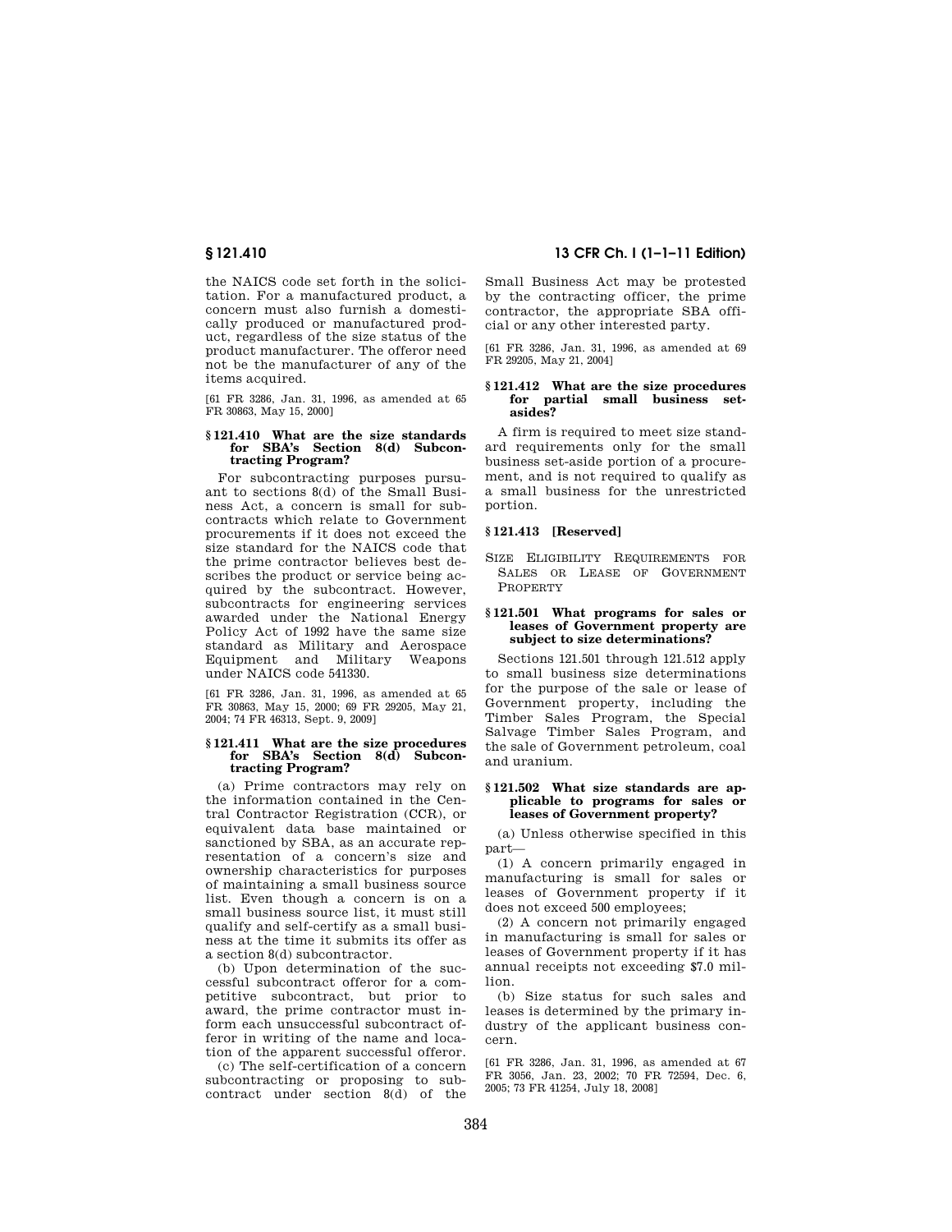the NAICS code set forth in the solicitation. For a manufactured product, a concern must also furnish a domestically produced or manufactured product, regardless of the size status of the product manufacturer. The offeror need not be the manufacturer of any of the items acquired.

[61 FR 3286, Jan. 31, 1996, as amended at 65 FR 30863, May 15, 2000]

### § 121.410 What are the size standards for SBA's Section 8(d) Subcontracting Program?

For subcontracting purposes pursuant to sections 8(d) of the Small Business Act, a concern is small for subcontracts which relate to Government procurements if it does not exceed the size standard for the NAICS code that the prime contractor believes best describes the product or service being acquired by the subcontract. However, subcontracts for engineering services awarded under the National Energy Policy Act of 1992 have the same size standard as Military and Aerospace Equipment and Military Weapons under NAICS code 541330.

[61 FR 3286, Jan. 31, 1996, as amended at 65 FR 30863, May 15, 2000; 69 FR 29205, May 21, 2004; 74 FR 46313, Sept. 9, 2009]

### § 121.411 What are the size procedures for SBA's Section 8(d) Subcontracting Program?

(a) Prime contractors may rely on the information contained in the Central Contractor Registration (CCR), or equivalent data base maintained or sanctioned by SBA, as an accurate representation of a concern's size and ownership characteristics for purposes of maintaining a small business source list. Even though a concern is on a small business source list, it must still qualify and self-certify as a small business at the time it submits its offer as a section 8(d) subcontractor.

(b) Upon determination of the successful subcontract offeror for a competitive subcontract, but prior to award, the prime contractor must inform each unsuccessful subcontract offeror in writing of the name and location of the apparent successful offeror.

(c) The self-certification of a concern subcontracting or proposing to subcontract under section 8(d) of the Small Business Act may be protested by the contracting officer, the prime contractor, the appropriate SBA official or any other interested party.

[61 FR 3286, Jan. 31, 1996, as amended at 69 FR 29205, May 21, 2004]

### § 121.412 What are the size procedures for partial small business set-asides?

A firm is required to meet size standard requirements only for the small business set-aside portion of a procurement, and is not required to qualify as a small business for the unrestricted portion.

### § 121.413 [Reserved]

## Size Eligibility Requirements for Sales or Lease of Government Property

### § 121.501 What programs for sales or leases of Government property are subject to size determinations?

Sections 121.501 through 121.512 apply to small business size determinations for the purpose of the sale or lease of Government property, including the Timber Sales Program, the Special Salvage Timber Sales Program, and the sale of Government petroleum, coal and uranium.

### § 121.502 What size standards are applicable to programs for sales or leases of Government property?

(a) Unless otherwise specified in this part—

(1) A concern primarily engaged in manufacturing is small for sales or leases of Government property if it does not exceed 500 employees;

(2) A concern not primarily engaged in manufacturing is small for sales or leases of Government property if it has annual receipts not exceeding $7.0 million.

(b) Size status for such sales and leases is determined by the primary industry of the applicant business concern.

[61 FR 3286, Jan. 31, 1996, as amended at 67 FR 3056, Jan. 23, 2002; 70 FR 72594, Dec. 6, 2005; 73 FR 41254, July 18, 2008]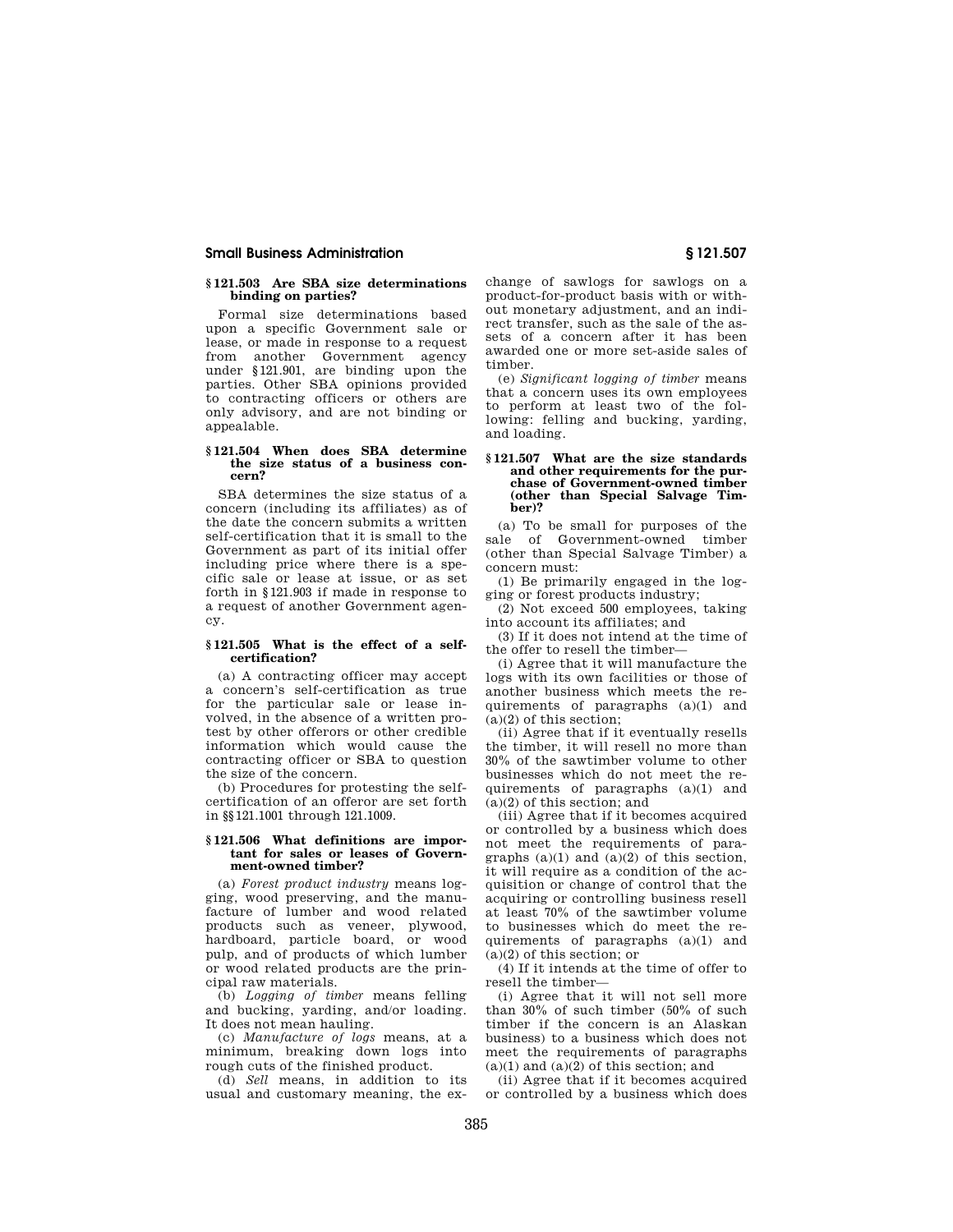### § 121.503 Are SBA size determinations binding on parties?

Formal size determinations based upon a specific Government sale or lease, or made in response to a request from another Government agency under § 121.901, are binding upon the parties. Other SBA opinions provided to contracting officers or others are only advisory, and are not binding or appealable.

### § 121.504 When does SBA determine the size status of a business concern?

SBA determines the size status of a concern (including its affiliates) as of the date the concern submits a written self-certification that it is small to the Government as part of its initial offer including price where there is a specific sale or lease at issue, or as set forth in § 121.903 if made in response to a request of another Government agency.

### § 121.505 What is the effect of a self-certification?

(a) A contracting officer may accept a concern's self-certification as true for the particular sale or lease involved, in the absence of a written protest by other offerors or other credible information which would cause the contracting officer or SBA to question the size of the concern.

(b) Procedures for protesting the self-certification of an offeror are set forth in §§ 121.1001 through 121.1009.

### § 121.506 What definitions are important for sales or leases of Government-owned timber?

(a) *Forest product industry* means logging, wood preserving, and the manufacture of lumber and wood related products such as veneer, plywood, hardboard, particle board, or wood pulp, and of products of which lumber or wood related products are the principal raw materials.

(b) *Logging of timber* means felling and bucking, yarding, and/or loading. It does not mean hauling.

(c) *Manufacture of logs* means, at a minimum, breaking down logs into rough cuts of the finished product.

(d) *Sell* means, in addition to its usual and customary meaning, the exchange of sawlogs for sawlogs on a product-for-product basis with or without monetary adjustment, and an indirect transfer, such as the sale of the assets of a concern after it has been awarded one or more set-aside sales of timber.

(e) *Significant logging of timber* means that a concern uses its own employees to perform at least two of the following: felling and bucking, yarding, and loading.

### § 121.507 What are the size standards and other requirements for the purchase of Government-owned timber (other than Special Salvage Timber)?

(a) To be small for purposes of the sale of Government-owned timber (other than Special Salvage Timber) a concern must:

(1) Be primarily engaged in the logging or forest products industry;

(2) Not exceed 500 employees, taking into account its affiliates; and

(3) If it does not intend at the time of the offer to resell the timber—

(i) Agree that it will manufacture the logs with its own facilities or those of another business which meets the requirements of paragraphs (a)(1) and (a)(2) of this section;

(ii) Agree that if it eventually resells the timber, it will resell no more than 30% of the sawtimber volume to other businesses which do not meet the requirements of paragraphs (a)(1) and (a)(2) of this section; and

(iii) Agree that if it becomes acquired or controlled by a business which does not meet the requirements of paragraphs (a)(1) and (a)(2) of this section, it will require as a condition of the acquisition or change of control that the acquiring or controlling business resell at least 70% of the sawtimber volume to businesses which do meet the requirements of paragraphs (a)(1) and (a)(2) of this section; or

(4) If it intends at the time of offer to resell the timber—

(i) Agree that it will not sell more than 30% of such timber (50% of such timber if the concern is an Alaskan business) to a business which does not meet the requirements of paragraphs (a)(1) and (a)(2) of this section; and

(ii) Agree that if it becomes acquired or controlled by a business which does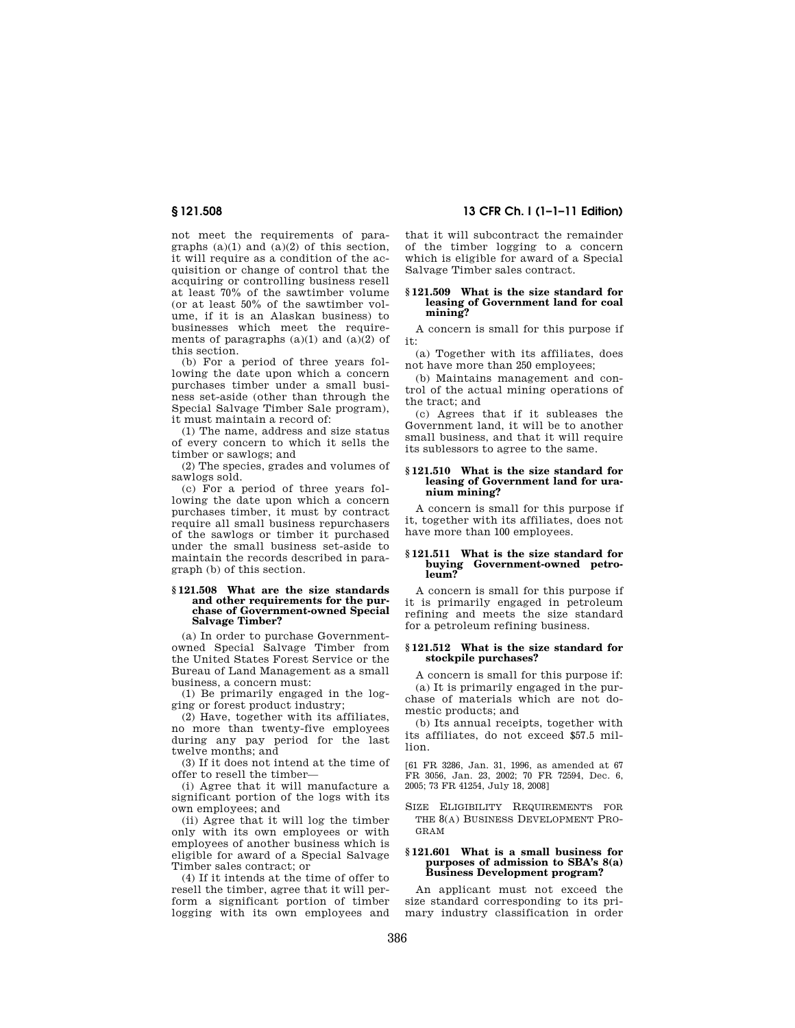not meet the requirements of paragraphs (a)(1) and (a)(2) of this section, it will require as a condition of the acquisition or change of control that the acquiring or controlling business resell at least 70% of the sawtimber volume (or at least 50% of the sawtimber volume, if it is an Alaskan business) to businesses which meet the requirements of paragraphs (a)(1) and (a)(2) of this section.

(b) For a period of three years following the date upon which a concern purchases timber under a small business set-aside (other than through the Special Salvage Timber Sale program), it must maintain a record of:

(1) The name, address and size status of every concern to which it sells the timber or sawlogs; and

(2) The species, grades and volumes of sawlogs sold.

(c) For a period of three years following the date upon which a concern purchases timber, it must by contract require all small business repurchasers of the sawlogs or timber it purchased under the small business set-aside to maintain the records described in paragraph (b) of this section.

#### § 121.508 What are the size standards and other requirements for the purchase of Government-owned Special Salvage Timber?

(a) In order to purchase Government-owned Special Salvage Timber from the United States Forest Service or the Bureau of Land Management as a small business, a concern must:

(1) Be primarily engaged in the logging or forest product industry;

(2) Have, together with its affiliates, no more than twenty-five employees during any pay period for the last twelve months; and

(3) If it does not intend at the time of offer to resell the timber—

(i) Agree that it will manufacture a significant portion of the logs with its own employees; and

(ii) Agree that it will log the timber only with its own employees or with employees of another business which is eligible for award of a Special Salvage Timber sales contract; or

(4) If it intends at the time of offer to resell the timber, agree that it will perform a significant portion of timber logging with its own employees and that it will subcontract the remainder of the timber logging to a concern which is eligible for award of a Special Salvage Timber sales contract.

#### § 121.509 What is the size standard for leasing of Government land for coal mining?

A concern is small for this purpose if it:

(a) Together with its affiliates, does not have more than 250 employees;

(b) Maintains management and control of the actual mining operations of the tract; and

(c) Agrees that if it subleases the Government land, it will be to another small business, and that it will require its sublessors to agree to the same.

#### § 121.510 What is the size standard for leasing of Government land for uranium mining?

A concern is small for this purpose if it, together with its affiliates, does not have more than 100 employees.

#### § 121.511 What is the size standard for buying Government-owned petroleum?

A concern is small for this purpose if it is primarily engaged in petroleum refining and meets the size standard for a petroleum refining business.

#### § 121.512 What is the size standard for stockpile purchases?

A concern is small for this purpose if:

(a) It is primarily engaged in the purchase of materials which are not domestic products; and

(b) Its annual receipts, together with its affiliates, do not exceed $57.5 million.

[61 FR 3286, Jan. 31, 1996, as amended at 67 FR 3056, Jan. 23, 2002; 70 FR 72594, Dec. 6, 2005; 73 FR 41254, July 18, 2008]

### Size Eligibility Requirements for the 8(a) Business Development Program

#### § 121.601 What is a small business for purposes of admission to SBA's 8(a) Business Development program?

An applicant must not exceed the size standard corresponding to its primary industry classification in order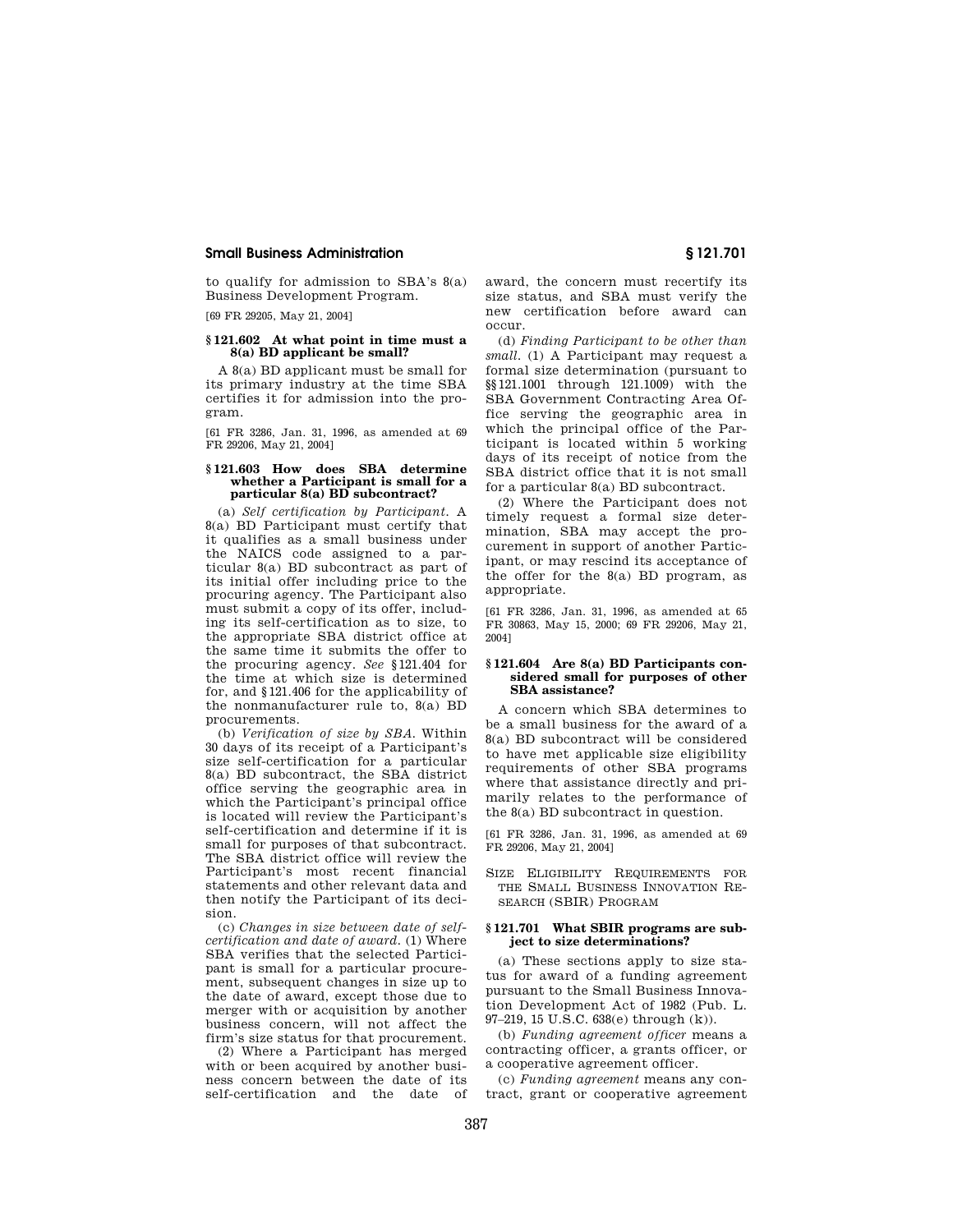to qualify for admission to SBA's 8(a) Business Development Program.

[69 FR 29205, May 21, 2004]

### § 121.602 At what point in time must a 8(a) BD applicant be small?

A 8(a) BD applicant must be small for its primary industry at the time SBA certifies it for admission into the program.

[61 FR 3286, Jan. 31, 1996, as amended at 69 FR 29206, May 21, 2004]

### § 121.603 How does SBA determine whether a Participant is small for a particular 8(a) BD subcontract?

(a) *Self certification by Participant.* A 8(a) BD Participant must certify that it qualifies as a small business under the NAICS code assigned to a particular 8(a) BD subcontract as part of its initial offer including price to the procuring agency. The Participant also must submit a copy of its offer, including its self-certification as to size, to the appropriate SBA district office at the same time it submits the offer to the procuring agency. *See* § 121.404 for the time at which size is determined for, and § 121.406 for the applicability of the nonmanufacturer rule to, 8(a) BD procurements.

(b) *Verification of size by SBA.* Within 30 days of its receipt of a Participant's size self-certification for a particular 8(a) BD subcontract, the SBA district office serving the geographic area in which the Participant's principal office is located will review the Participant's self-certification and determine if it is small for purposes of that subcontract. The SBA district office will review the Participant's most recent financial statements and other relevant data and then notify the Participant of its decision.

(c) *Changes in size between date of self-certification and date of award.* (1) Where SBA verifies that the selected Participant is small for a particular procurement, subsequent changes in size up to the date of award, except those due to merger with or acquisition by another business concern, will not affect the firm's size status for that procurement.

(2) Where a Participant has merged with or been acquired by another business concern between the date of its self-certification and the date of award, the concern must recertify its size status, and SBA must verify the new certification before award can occur.

(d) *Finding Participant to be other than small.* (1) A Participant may request a formal size determination (pursuant to §§ 121.1001 through 121.1009) with the SBA Government Contracting Area Office serving the geographic area in which the principal office of the Participant is located within 5 working days of its receipt of notice from the SBA district office that it is not small for a particular 8(a) BD subcontract.

(2) Where the Participant does not timely request a formal size determination, SBA may accept the procurement in support of another Participant, or may rescind its acceptance of the offer for the 8(a) BD program, as appropriate.

[61 FR 3286, Jan. 31, 1996, as amended at 65 FR 30863, May 15, 2000; 69 FR 29206, May 21, 2004]

### § 121.604 Are 8(a) BD Participants considered small for purposes of other SBA assistance?

A concern which SBA determines to be a small business for the award of a 8(a) BD subcontract will be considered to have met applicable size eligibility requirements of other SBA programs where that assistance directly and primarily relates to the performance of the 8(a) BD subcontract in question.

[61 FR 3286, Jan. 31, 1996, as amended at 69 FR 29206, May 21, 2004]

## Size Eligibility Requirements for the Small Business Innovation Research (SBIR) Program

### § 121.701 What SBIR programs are subject to size determinations?

(a) These sections apply to size status for award of a funding agreement pursuant to the Small Business Innovation Development Act of 1982 (Pub. L. 97–219, 15 U.S.C. 638(e) through (k)).

(b) *Funding agreement officer* means a contracting officer, a grants officer, or a cooperative agreement officer.

(c) *Funding agreement* means any contract, grant or cooperative agreement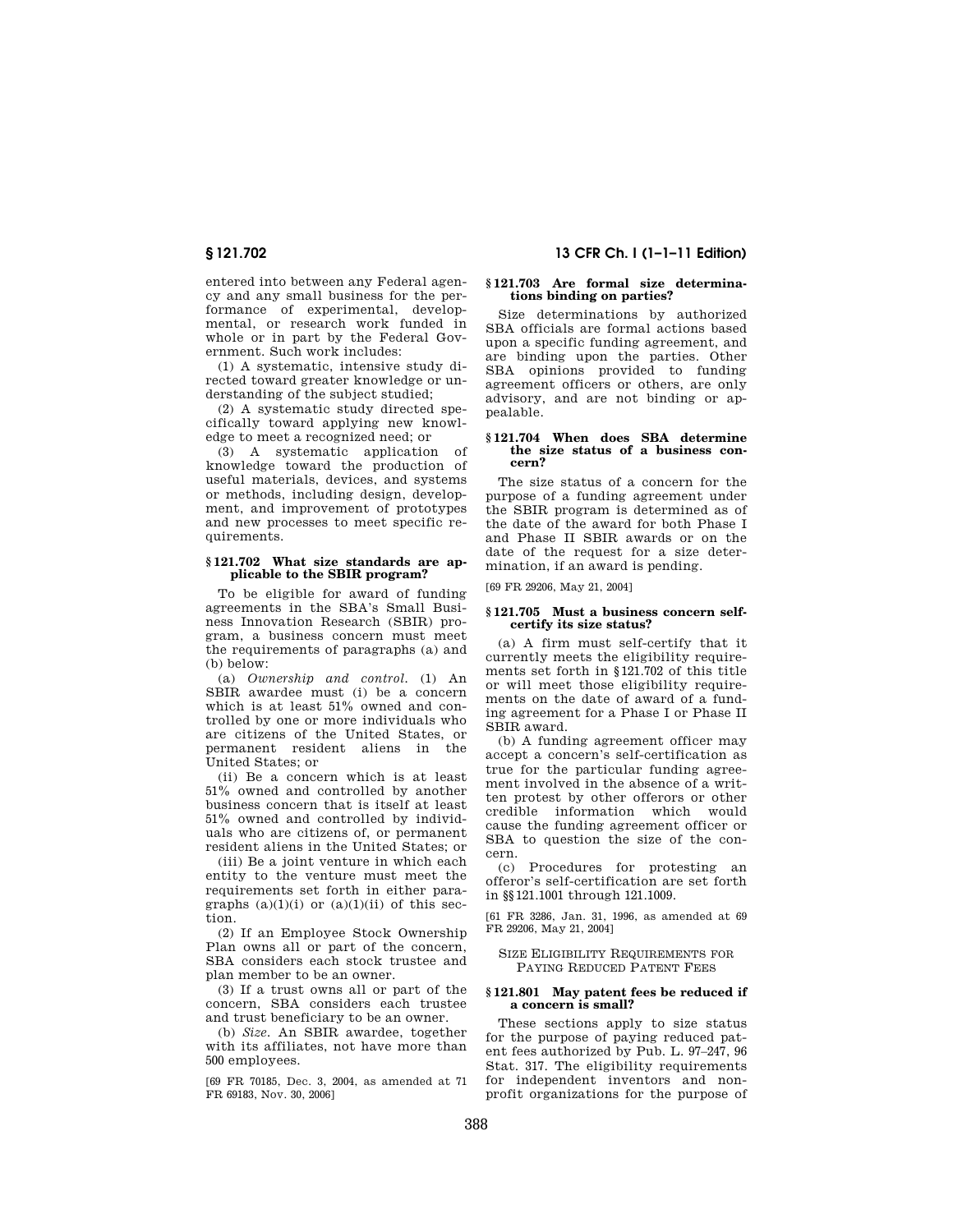entered into between any Federal agency and any small business for the performance of experimental, developmental, or research work funded in whole or in part by the Federal Government. Such work includes:

(1) A systematic, intensive study directed toward greater knowledge or understanding of the subject studied;

(2) A systematic study directed specifically toward applying new knowledge to meet a recognized need; or

(3) A systematic application of knowledge toward the production of useful materials, devices, and systems or methods, including design, development, and improvement of prototypes and new processes to meet specific requirements.

### § 121.702 What size standards are applicable to the SBIR program?

To be eligible for award of funding agreements in the SBA's Small Business Innovation Research (SBIR) program, a business concern must meet the requirements of paragraphs (a) and (b) below:

(a) *Ownership and control.* (1) An SBIR awardee must (i) be a concern which is at least 51% owned and controlled by one or more individuals who are citizens of the United States, or permanent resident aliens in the United States; or

(ii) Be a concern which is at least 51% owned and controlled by another business concern that is itself at least 51% owned and controlled by individuals who are citizens of, or permanent resident aliens in the United States; or

(iii) Be a joint venture in which each entity to the venture must meet the requirements set forth in either paragraphs (a)(1)(i) or (a)(1)(ii) of this section.

(2) If an Employee Stock Ownership Plan owns all or part of the concern, SBA considers each stock trustee and plan member to be an owner.

(3) If a trust owns all or part of the concern, SBA considers each trustee and trust beneficiary to be an owner.

(b) *Size.* An SBIR awardee, together with its affiliates, not have more than 500 employees.

[69 FR 70185, Dec. 3, 2004, as amended at 71 FR 69183, Nov. 30, 2006]

### § 121.703 Are formal size determinations binding on parties?

Size determinations by authorized SBA officials are formal actions based upon a specific funding agreement, and are binding upon the parties. Other SBA opinions provided to funding agreement officers or others, are only advisory, and are not binding or appealable.

### § 121.704 When does SBA determine the size status of a business concern?

The size status of a concern for the purpose of a funding agreement under the SBIR program is determined as of the date of the award for both Phase I and Phase II SBIR awards or on the date of the request for a size determination, if an award is pending.

[69 FR 29206, May 21, 2004]

### § 121.705 Must a business concern self-certify its size status?

(a) A firm must self-certify that it currently meets the eligibility requirements set forth in §121.702 of this title or will meet those eligibility requirements on the date of award of a funding agreement for a Phase I or Phase II SBIR award.

(b) A funding agreement officer may accept a concern's self-certification as true for the particular funding agreement involved in the absence of a written protest by other offerors or other credible information which would cause the funding agreement officer or SBA to question the size of the concern.

(c) Procedures for protesting an offeror's self-certification are set forth in §§121.1001 through 121.1009.

[61 FR 3286, Jan. 31, 1996, as amended at 69 FR 29206, May 21, 2004]

## Size Eligibility Requirements for Paying Reduced Patent Fees

### § 121.801 May patent fees be reduced if a concern is small?

These sections apply to size status for the purpose of paying reduced patent fees authorized by Pub. L. 97–247, 96 Stat. 317. The eligibility requirements for independent inventors and nonprofit organizations for the purpose of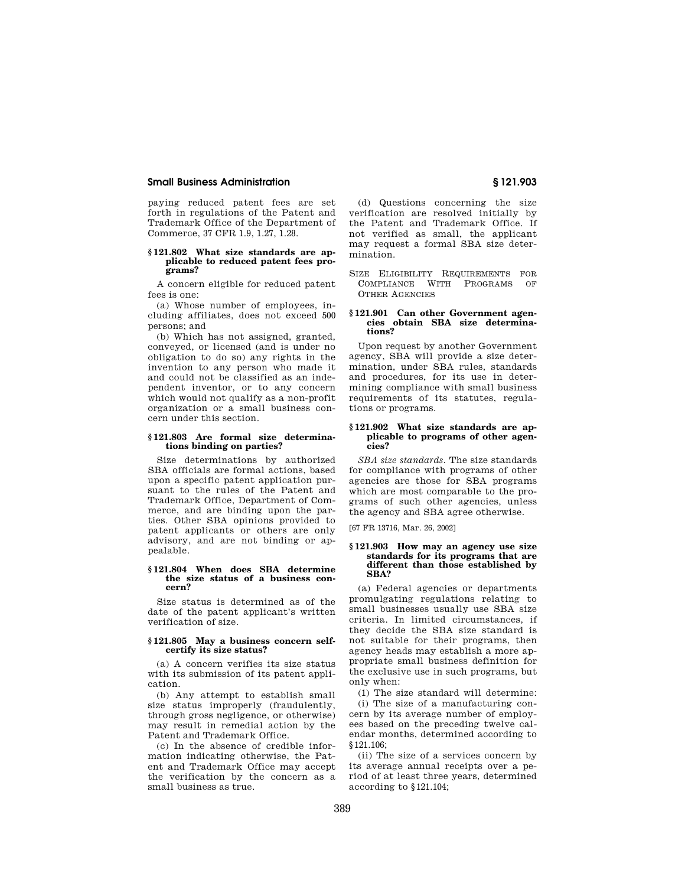paying reduced patent fees are set forth in regulations of the Patent and Trademark Office of the Department of Commerce, 37 CFR 1.9, 1.27, 1.28.

### § 121.802 What size standards are applicable to reduced patent fees programs?

A concern eligible for reduced patent fees is one:

(a) Whose number of employees, including affiliates, does not exceed 500 persons; and

(b) Which has not assigned, granted, conveyed, or licensed (and is under no obligation to do so) any rights in the invention to any person who made it and could not be classified as an independent inventor, or to any concern which would not qualify as a non-profit organization or a small business concern under this section.

### § 121.803 Are formal size determinations binding on parties?

Size determinations by authorized SBA officials are formal actions, based upon a specific patent application pursuant to the rules of the Patent and Trademark Office, Department of Commerce, and are binding upon the parties. Other SBA opinions provided to patent applicants or others are only advisory, and are not binding or appealable.

### § 121.804 When does SBA determine the size status of a business concern?

Size status is determined as of the date of the patent applicant's written verification of size.

### § 121.805 May a business concern self-certify its size status?

(a) A concern verifies its size status with its submission of its patent application.

(b) Any attempt to establish small size status improperly (fraudulently, through gross negligence, or otherwise) may result in remedial action by the Patent and Trademark Office.

(c) In the absence of credible information indicating otherwise, the Patent and Trademark Office may accept the verification by the concern as a small business as true.

(d) Questions concerning the size verification are resolved initially by the Patent and Trademark Office. If not verified as small, the applicant may request a formal SBA size determination.

## Size Eligibility Requirements for Compliance With Programs of Other Agencies

### § 121.901 Can other Government agencies obtain SBA size determinations?

Upon request by another Government agency, SBA will provide a size determination, under SBA rules, standards and procedures, for its use in determining compliance with small business requirements of its statutes, regulations or programs.

### § 121.902 What size standards are applicable to programs of other agencies?

*SBA size standards*. The size standards for compliance with programs of other agencies are those for SBA programs which are most comparable to the programs of such other agencies, unless the agency and SBA agree otherwise.

[67 FR 13716, Mar. 26, 2002]

### § 121.903 How may an agency use size standards for its programs that are different than those established by SBA?

(a) Federal agencies or departments promulgating regulations relating to small businesses usually use SBA size criteria. In limited circumstances, if they decide the SBA size standard is not suitable for their programs, then agency heads may establish a more appropriate small business definition for the exclusive use in such programs, but only when:

(1) The size standard will determine:

(i) The size of a manufacturing concern by its average number of employees based on the preceding twelve calendar months, determined according to § 121.106;

(ii) The size of a services concern by its average annual receipts over a period of at least three years, determined according to § 121.104;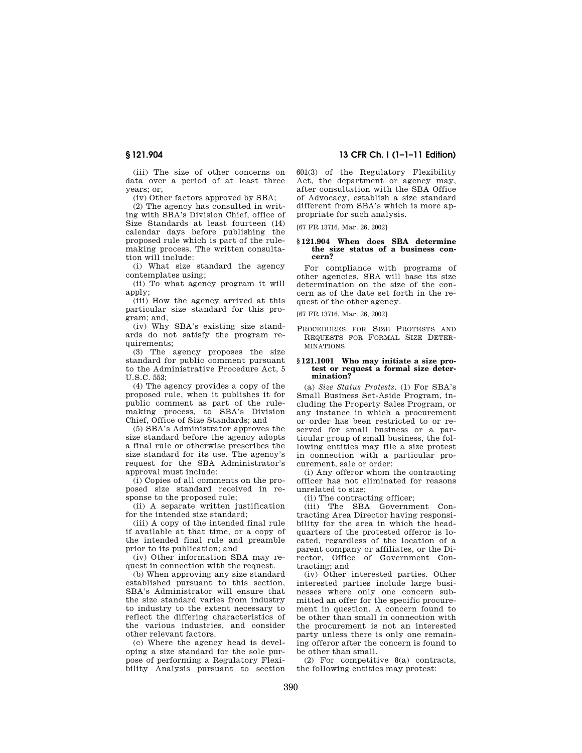(iii) The size of other concerns on data over a period of at least three years; or,

(iv) Other factors approved by SBA;

(2) The agency has consulted in writing with SBA's Division Chief, office of Size Standards at least fourteen (14) calendar days before publishing the proposed rule which is part of the rulemaking process. The written consultation will include:

(i) What size standard the agency contemplates using;

(ii) To what agency program it will apply;

(iii) How the agency arrived at this particular size standard for this program; and,

(iv) Why SBA's existing size standards do not satisfy the program requirements;

(3) The agency proposes the size standard for public comment pursuant to the Administrative Procedure Act, 5 U.S.C. 553;

(4) The agency provides a copy of the proposed rule, when it publishes it for public comment as part of the rulemaking process, to SBA's Division Chief, Office of Size Standards; and

(5) SBA's Administrator approves the size standard before the agency adopts a final rule or otherwise prescribes the size standard for its use. The agency's request for the SBA Administrator's approval must include:

(i) Copies of all comments on the proposed size standard received in response to the proposed rule;

(ii) A separate written justification for the intended size standard;

(iii) A copy of the intended final rule if available at that time, or a copy of the intended final rule and preamble prior to its publication; and

(iv) Other information SBA may request in connection with the request.

(b) When approving any size standard established pursuant to this section, SBA's Administrator will ensure that the size standard varies from industry to industry to the extent necessary to reflect the differing characteristics of the various industries, and consider other relevant factors.

(c) Where the agency head is developing a size standard for the sole purpose of performing a Regulatory Flexibility Analysis pursuant to section 601(3) of the Regulatory Flexibility Act, the department or agency may, after consultation with the SBA Office of Advocacy, establish a size standard different from SBA's which is more appropriate for such analysis.

[67 FR 13716, Mar. 26, 2002]

### § 121.904 When does SBA determine the size status of a business concern?

For compliance with programs of other agencies, SBA will base its size determination on the size of the concern as of the date set forth in the request of the other agency.

[67 FR 13716, Mar. 26, 2002]

## PROCEDURES FOR SIZE PROTESTS AND REQUESTS FOR FORMAL SIZE DETERMINATIONS

### § 121.1001 Who may initiate a size protest or request a formal size determination?

(a) *Size Status Protests.* (1) For SBA's Small Business Set-Aside Program, including the Property Sales Program, or any instance in which a procurement or order has been restricted to or reserved for small business or a particular group of small business, the following entities may file a size protest in connection with a particular procurement, sale or order:

(i) Any offeror whom the contracting officer has not eliminated for reasons unrelated to size;

(ii) The contracting officer;

(iii) The SBA Government Contracting Area Director having responsibility for the area in which the headquarters of the protested offeror is located, regardless of the location of a parent company or affiliates, or the Director, Office of Government Contracting; and

(iv) Other interested parties. Other interested parties include large businesses where only one concern submitted an offer for the specific procurement in question. A concern found to be other than small in connection with the procurement is not an interested party unless there is only one remaining offeror after the concern is found to be other than small.

(2) For competitive 8(a) contracts, the following entities may protest: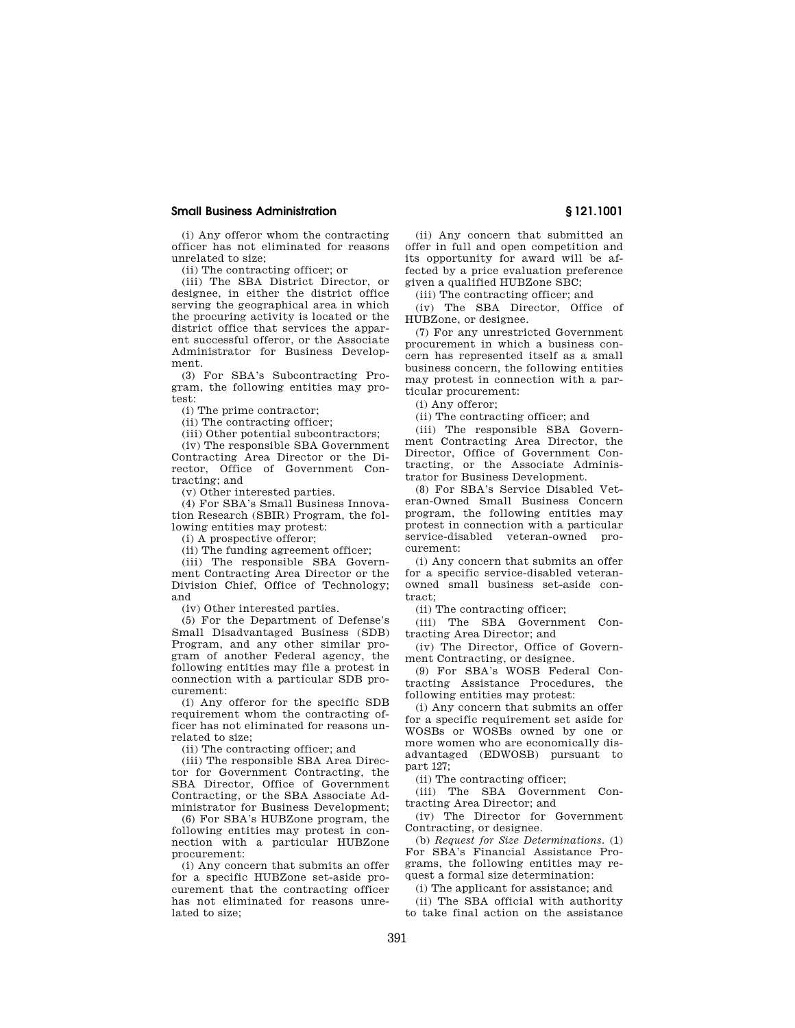(i) Any offeror whom the contracting officer has not eliminated for reasons unrelated to size;

(ii) The contracting officer; or

(iii) The SBA District Director, or designee, in either the district office serving the geographical area in which the procuring activity is located or the district office that services the apparent successful offeror, or the Associate Administrator for Business Development.

(3) For SBA's Subcontracting Program, the following entities may protest:

(i) The prime contractor;

(ii) The contracting officer;

(iii) Other potential subcontractors;

(iv) The responsible SBA Government Contracting Area Director or the Director, Office of Government Contracting; and

(v) Other interested parties.

(4) For SBA's Small Business Innovation Research (SBIR) Program, the following entities may protest:

(i) A prospective offeror;

(ii) The funding agreement officer;

(iii) The responsible SBA Government Contracting Area Director or the Division Chief, Office of Technology; and

(iv) Other interested parties.

(5) For the Department of Defense's Small Disadvantaged Business (SDB) Program, and any other similar program of another Federal agency, the following entities may file a protest in connection with a particular SDB procurement:

(i) Any offeror for the specific SDB requirement whom the contracting officer has not eliminated for reasons unrelated to size;

(ii) The contracting officer; and

(iii) The responsible SBA Area Director for Government Contracting, the SBA Director, Office of Government Contracting, or the SBA Associate Administrator for Business Development;

(6) For SBA's HUBZone program, the following entities may protest in connection with a particular HUBZone procurement:

(i) Any concern that submits an offer for a specific HUBZone set-aside procurement that the contracting officer has not eliminated for reasons unrelated to size;

(ii) Any concern that submitted an offer in full and open competition and its opportunity for award will be affected by a price evaluation preference given a qualified HUBZone SBC;

(iii) The contracting officer; and

(iv) The SBA Director, Office of HUBZone, or designee.

(7) For any unrestricted Government procurement in which a business concern has represented itself as a small business concern, the following entities may protest in connection with a particular procurement:

(i) Any offeror;

(ii) The contracting officer; and

(iii) The responsible SBA Government Contracting Area Director, the Director, Office of Government Contracting, or the Associate Administrator for Business Development.

(8) For SBA's Service Disabled Veteran-Owned Small Business Concern program, the following entities may protest in connection with a particular service-disabled veteran-owned procurement:

(i) Any concern that submits an offer for a specific service-disabled veteran-owned small business set-aside contract;

(ii) The contracting officer;

(iii) The SBA Government Contracting Area Director; and

(iv) The Director, Office of Government Contracting, or designee.

(9) For SBA's WOSB Federal Contracting Assistance Procedures, the following entities may protest:

(i) Any concern that submits an offer for a specific requirement set aside for WOSBs or WOSBs owned by one or more women who are economically disadvantaged (EDWOSB) pursuant to part 127;

(ii) The contracting officer;

(iii) The SBA Government Contracting Area Director; and

(iv) The Director for Government Contracting, or designee.

(b) *Request for Size Determinations.* (1) For SBA's Financial Assistance Programs, the following entities may request a formal size determination:

(i) The applicant for assistance; and

(ii) The SBA official with authority to take final action on the assistance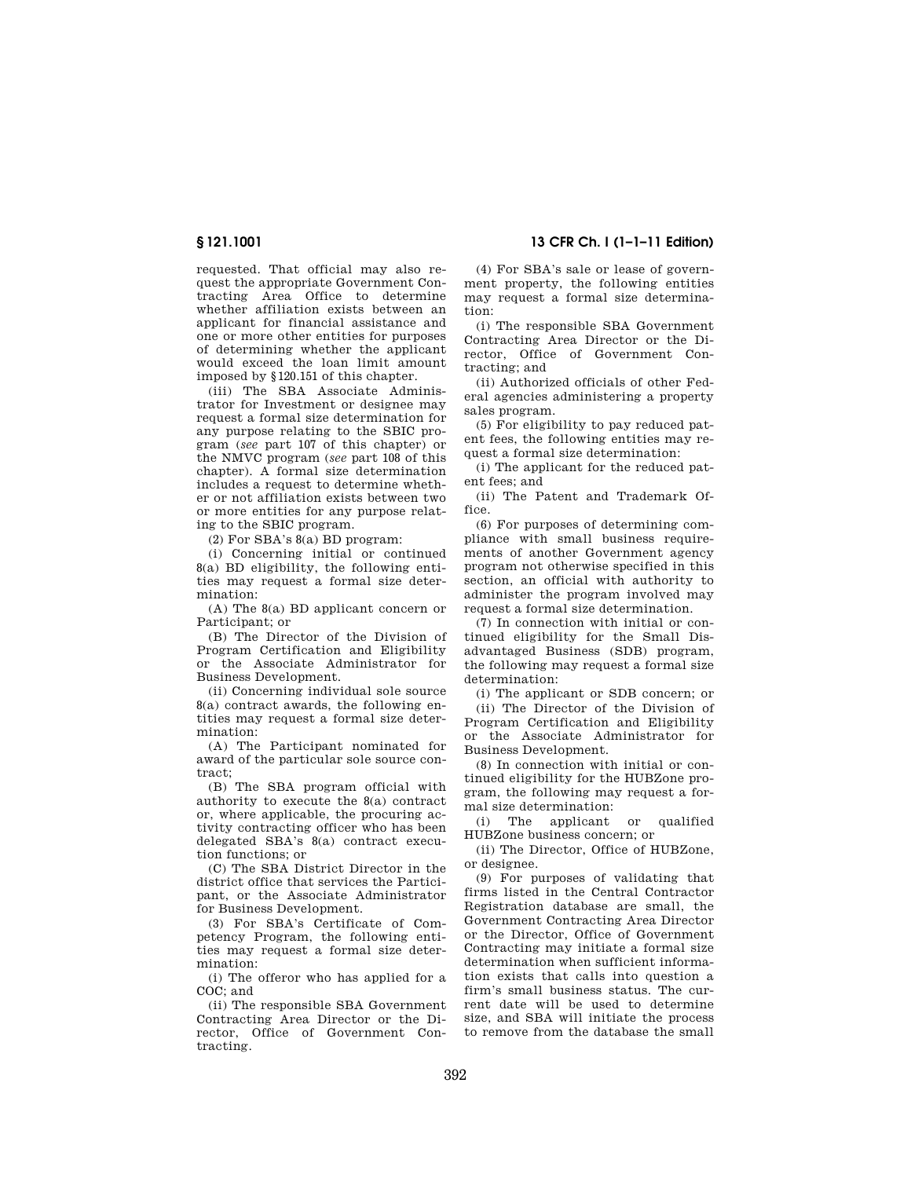requested. That official may also request the appropriate Government Contracting Area Office to determine whether affiliation exists between an applicant for financial assistance and one or more other entities for purposes of determining whether the applicant would exceed the loan limit amount imposed by §120.151 of this chapter.

(iii) The SBA Associate Administrator for Investment or designee may request a formal size determination for any purpose relating to the SBIC program (*see* part 107 of this chapter) or the NMVC program (*see* part 108 of this chapter). A formal size determination includes a request to determine whether or not affiliation exists between two or more entities for any purpose relating to the SBIC program.

(2) For SBA's 8(a) BD program:

(i) Concerning initial or continued 8(a) BD eligibility, the following entities may request a formal size determination:

(A) The 8(a) BD applicant concern or Participant; or

(B) The Director of the Division of Program Certification and Eligibility or the Associate Administrator for Business Development.

(ii) Concerning individual sole source 8(a) contract awards, the following entities may request a formal size determination:

(A) The Participant nominated for award of the particular sole source contract;

(B) The SBA program official with authority to execute the 8(a) contract or, where applicable, the procuring activity contracting officer who has been delegated SBA's 8(a) contract execution functions; or

(C) The SBA District Director in the district office that services the Participant, or the Associate Administrator for Business Development.

(3) For SBA's Certificate of Competency Program, the following entities may request a formal size determination:

(i) The offeror who has applied for a COC; and

(ii) The responsible SBA Government Contracting Area Director or the Director, Office of Government Contracting.

(4) For SBA's sale or lease of government property, the following entities may request a formal size determination:

(i) The responsible SBA Government Contracting Area Director or the Director, Office of Government Contracting; and

(ii) Authorized officials of other Federal agencies administering a property sales program.

(5) For eligibility to pay reduced patent fees, the following entities may request a formal size determination:

(i) The applicant for the reduced patent fees; and

(ii) The Patent and Trademark Office.

(6) For purposes of determining compliance with small business requirements of another Government agency program not otherwise specified in this section, an official with authority to administer the program involved may request a formal size determination.

(7) In connection with initial or continued eligibility for the Small Disadvantaged Business (SDB) program, the following may request a formal size determination:

(i) The applicant or SDB concern; or

(ii) The Director of the Division of Program Certification and Eligibility or the Associate Administrator for Business Development.

(8) In connection with initial or continued eligibility for the HUBZone program, the following may request a formal size determination:

(i) The applicant or qualified HUBZone business concern; or

(ii) The Director, Office of HUBZone, or designee.

(9) For purposes of validating that firms listed in the Central Contractor Registration database are small, the Government Contracting Area Director or the Director, Office of Government Contracting may initiate a formal size determination when sufficient information exists that calls into question a firm's small business status. The current date will be used to determine size, and SBA will initiate the process to remove from the database the small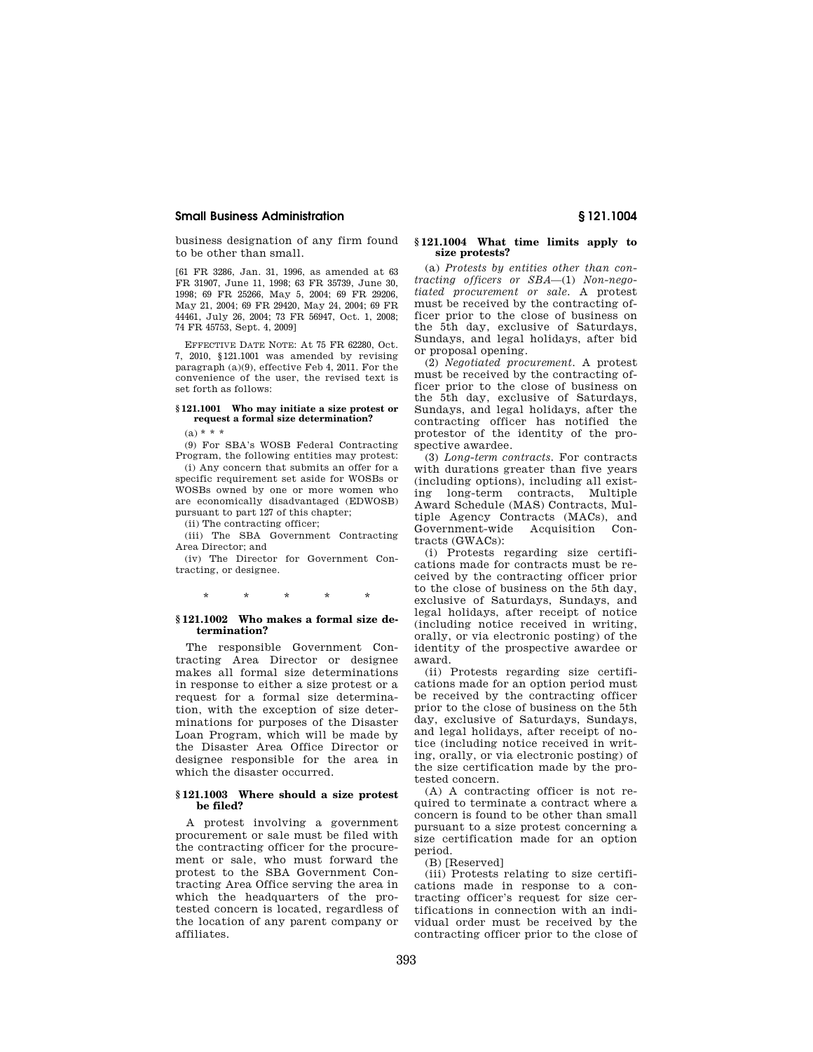business designation of any firm found to be other than small.

[61 FR 3286, Jan. 31, 1996, as amended at 63 FR 31907, June 11, 1998; 63 FR 35739, June 30, 1998; 69 FR 25266, May 5, 2004; 69 FR 29206, May 21, 2004; 69 FR 29420, May 24, 2004; 69 FR 44461, July 26, 2004; 73 FR 56947, Oct. 1, 2008; 74 FR 45753, Sept. 4, 2009]

EFFECTIVE DATE NOTE: At 75 FR 62280, Oct. 7, 2010, §121.1001 was amended by revising paragraph (a)(9), effective Feb 4, 2011. For the convenience of the user, the revised text is set forth as follows:

**§ 121.1001 Who may initiate a size protest or request a formal size determination?**

(a) * * *

(9) For SBA's WOSB Federal Contracting Program, the following entities may protest:

(i) Any concern that submits an offer for a specific requirement set aside for WOSBs or WOSBs owned by one or more women who are economically disadvantaged (EDWOSB) pursuant to part 127 of this chapter;

(ii) The contracting officer;

(iii) The SBA Government Contracting Area Director; and

(iv) The Director for Government Contracting, or designee.

\* \* \* \* \*

## § 121.1002 Who makes a formal size determination?

The responsible Government Contracting Area Director or designee makes all formal size determinations in response to either a size protest or a request for a formal size determination, with the exception of size determinations for purposes of the Disaster Loan Program, which will be made by the Disaster Area Office Director or designee responsible for the area in which the disaster occurred.

## § 121.1003 Where should a size protest be filed?

A protest involving a government procurement or sale must be filed with the contracting officer for the procurement or sale, who must forward the protest to the SBA Government Contracting Area Office serving the area in which the headquarters of the protested concern is located, regardless of the location of any parent company or affiliates.

## § 121.1004 What time limits apply to size protests?

(a) *Protests by entities other than contracting officers or SBA*—(1) *Non-negotiated procurement or sale.* A protest must be received by the contracting officer prior to the close of business on the 5th day, exclusive of Saturdays, Sundays, and legal holidays, after bid or proposal opening.

(2) *Negotiated procurement.* A protest must be received by the contracting officer prior to the close of business on the 5th day, exclusive of Saturdays, Sundays, and legal holidays, after the contracting officer has notified the protestor of the identity of the prospective awardee.

(3) *Long-term contracts.* For contracts with durations greater than five years (including options), including all existing long-term contracts, Multiple Award Schedule (MAS) Contracts, Multiple Agency Contracts (MACs), and Government-wide Acquisition Contracts (GWACs):

(i) Protests regarding size certifications made for contracts must be received by the contracting officer prior to the close of business on the 5th day, exclusive of Saturdays, Sundays, and legal holidays, after receipt of notice (including notice received in writing, orally, or via electronic posting) of the identity of the prospective awardee or award.

(ii) Protests regarding size certifications made for an option period must be received by the contracting officer prior to the close of business on the 5th day, exclusive of Saturdays, Sundays, and legal holidays, after receipt of notice (including notice received in writing, orally, or via electronic posting) of the size certification made by the protested concern.

(A) A contracting officer is not required to terminate a contract where a concern is found to be other than small pursuant to a size protest concerning a size certification made for an option period.

(B) [Reserved]

(iii) Protests relating to size certifications made in response to a contracting officer's request for size certifications in connection with an individual order must be received by the contracting officer prior to the close of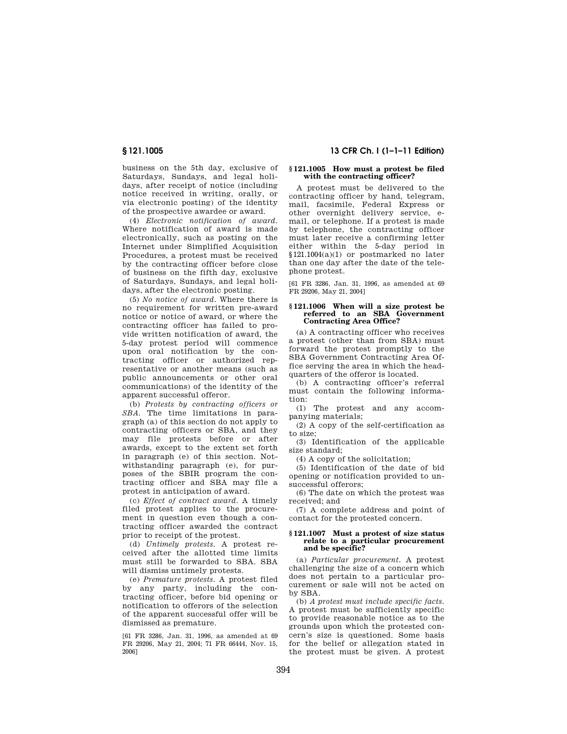business on the 5th day, exclusive of Saturdays, Sundays, and legal holidays, after receipt of notice (including notice received in writing, orally, or via electronic posting) of the identity of the prospective awardee or award.

(4) *Electronic notification of award.* Where notification of award is made electronically, such as posting on the Internet under Simplified Acquisition Procedures, a protest must be received by the contracting officer before close of business on the fifth day, exclusive of Saturdays, Sundays, and legal holidays, after the electronic posting.

(5) *No notice of award.* Where there is no requirement for written pre-award notice or notice of award, or where the contracting officer has failed to provide written notification of award, the 5-day protest period will commence upon oral notification by the contracting officer or authorized representative or another means (such as public announcements or other oral communications) of the identity of the apparent successful offeror.

(b) *Protests by contracting officers or SBA.* The time limitations in paragraph (a) of this section do not apply to contracting officers or SBA, and they may file protests before or after awards, except to the extent set forth in paragraph (e) of this section. Notwithstanding paragraph (e), for purposes of the SBIR program the contracting officer and SBA may file a protest in anticipation of award.

(c) *Effect of contract award.* A timely filed protest applies to the procurement in question even though a contracting officer awarded the contract prior to receipt of the protest.

(d) *Untimely protests.* A protest received after the allotted time limits must still be forwarded to SBA. SBA will dismiss untimely protests.

(e) *Premature protests.* A protest filed by any party, including the contracting officer, before bid opening or notification to offerors of the selection of the apparent successful offer will be dismissed as premature.

[61 FR 3286, Jan. 31, 1996, as amended at 69 FR 29206, May 21, 2004; 71 FR 66444, Nov. 15, 2006]

### § 121.1005 How must a protest be filed with the contracting officer?

A protest must be delivered to the contracting officer by hand, telegram, mail, facsimile, Federal Express or other overnight delivery service, e-mail, or telephone. If a protest is made by telephone, the contracting officer must later receive a confirming letter either within the 5-day period in §121.1004(a)(1) or postmarked no later than one day after the date of the telephone protest.

[61 FR 3286, Jan. 31, 1996, as amended at 69 FR 29206, May 21, 2004]

### § 121.1006 When will a size protest be referred to an SBA Government Contracting Area Office?

(a) A contracting officer who receives a protest (other than from SBA) must forward the protest promptly to the SBA Government Contracting Area Office serving the area in which the headquarters of the offeror is located.

(b) A contracting officer's referral must contain the following information:

(1) The protest and any accompanying materials;

(2) A copy of the self-certification as to size;

(3) Identification of the applicable size standard;

(4) A copy of the solicitation;

(5) Identification of the date of bid opening or notification provided to unsuccessful offerors;

(6) The date on which the protest was received; and

(7) A complete address and point of contact for the protested concern.

### § 121.1007 Must a protest of size status relate to a particular procurement and be specific?

(a) *Particular procurement.* A protest challenging the size of a concern which does not pertain to a particular procurement or sale will not be acted on by SBA.

(b) *A protest must include specific facts.* A protest must be sufficiently specific to provide reasonable notice as to the grounds upon which the protested concern's size is questioned. Some basis for the belief or allegation stated in the protest must be given. A protest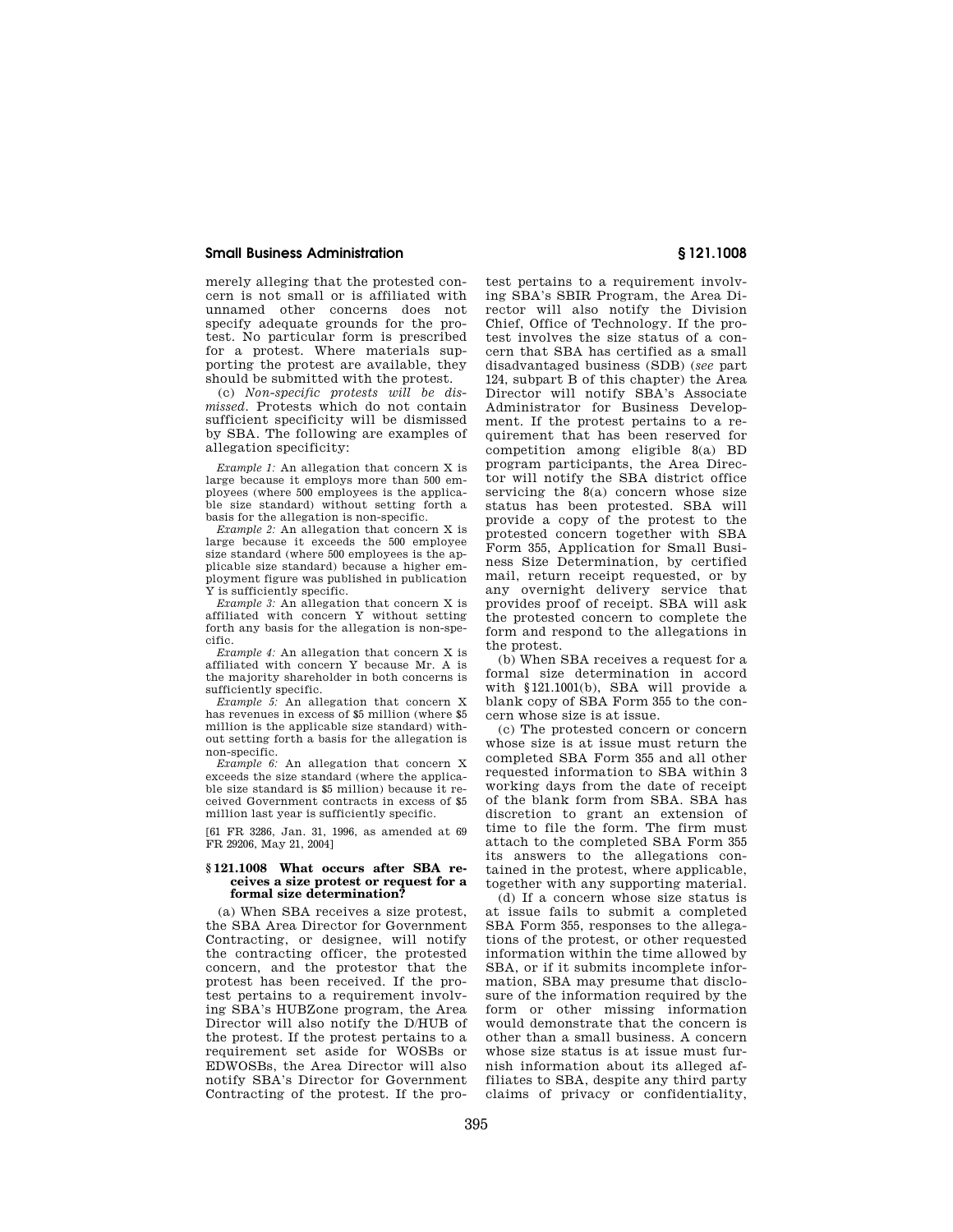merely alleging that the protested concern is not small or is affiliated with unnamed other concerns does not specify adequate grounds for the protest. No particular form is prescribed for a protest. Where materials supporting the protest are available, they should be submitted with the protest.

(c) *Non-specific protests will be dismissed.* Protests which do not contain sufficient specificity will be dismissed by SBA. The following are examples of allegation specificity:

*Example 1:* An allegation that concern X is large because it employs more than 500 employees (where 500 employees is the applicable size standard) without setting forth a basis for the allegation is non-specific.

*Example 2:* An allegation that concern X is large because it exceeds the 500 employee size standard (where 500 employees is the applicable size standard) because a higher employment figure was published in publication Y is sufficiently specific.

*Example 3:* An allegation that concern X is affiliated with concern Y without setting forth any basis for the allegation is non-specific.

*Example 4:* An allegation that concern X is affiliated with concern Y because Mr. A is the majority shareholder in both concerns is sufficiently specific.

*Example 5:* An allegation that concern X has revenues in excess of $5 million (where $5 million is the applicable size standard) without setting forth a basis for the allegation is non-specific.

*Example 6:* An allegation that concern X exceeds the size standard (where the applicable size standard is $5 million) because it received Government contracts in excess of $5 million last year is sufficiently specific.

[61 FR 3286, Jan. 31, 1996, as amended at 69 FR 29206, May 21, 2004]

### § 121.1008 What occurs after SBA receives a size protest or request for a formal size determination?

(a) When SBA receives a size protest, the SBA Area Director for Government Contracting, or designee, will notify the contracting officer, the protested concern, and the protestor that the protest has been received. If the protest pertains to a requirement involving SBA's HUBZone program, the Area Director will also notify the D/HUB of the protest. If the protest pertains to a requirement set aside for WOSBs or EDWOSBs, the Area Director will also notify SBA's Director for Government Contracting of the protest. If the protest pertains to a requirement involving SBA's SBIR Program, the Area Director will also notify the Division Chief, Office of Technology. If the protest involves the size status of a concern that SBA has certified as a small disadvantaged business (SDB) (*see* part 124, subpart B of this chapter) the Area Director will notify SBA's Associate Administrator for Business Development. If the protest pertains to a requirement that has been reserved for competition among eligible 8(a) BD program participants, the Area Director will notify the SBA district office servicing the 8(a) concern whose size status has been protested. SBA will provide a copy of the protest to the protested concern together with SBA Form 355, Application for Small Business Size Determination, by certified mail, return receipt requested, or by any overnight delivery service that provides proof of receipt. SBA will ask the protested concern to complete the form and respond to the allegations in the protest.

(b) When SBA receives a request for a formal size determination in accord with §121.1001(b), SBA will provide a blank copy of SBA Form 355 to the concern whose size is at issue.

(c) The protested concern or concern whose size is at issue must return the completed SBA Form 355 and all other requested information to SBA within 3 working days from the date of receipt of the blank form from SBA. SBA has discretion to grant an extension of time to file the form. The firm must attach to the completed SBA Form 355 its answers to the allegations contained in the protest, where applicable, together with any supporting material.

(d) If a concern whose size status is at issue fails to submit a completed SBA Form 355, responses to the allegations of the protest, or other requested information within the time allowed by SBA, or if it submits incomplete information, SBA may presume that disclosure of the information required by the form or other missing information would demonstrate that the concern is other than a small business. A concern whose size status is at issue must furnish information about its alleged affiliates to SBA, despite any third party claims of privacy or confidentiality,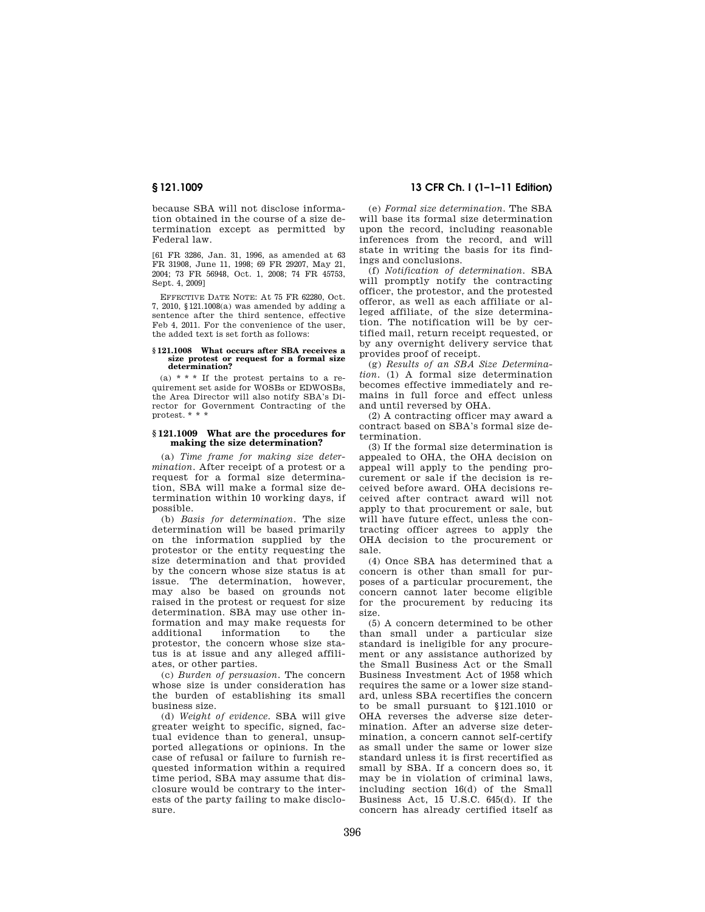because SBA will not disclose information obtained in the course of a size determination except as permitted by Federal law.

[61 FR 3286, Jan. 31, 1996, as amended at 63 FR 31908, June 11, 1998; 69 FR 29207, May 21, 2004; 73 FR 56948, Oct. 1, 2008; 74 FR 45753, Sept. 4, 2009]

EFFECTIVE DATE NOTE: At 75 FR 62280, Oct. 7, 2010, §121.1008(a) was amended by adding a sentence after the third sentence, effective Feb 4, 2011. For the convenience of the user, the added text is set forth as follows:

**§121.1008 What occurs after SBA receives a size protest or request for a formal size determination?**

(a) * * * If the protest pertains to a requirement set aside for WOSBs or EDWOSBs, the Area Director will also notify SBA's Director for Government Contracting of the protest. * * *

### §121.1009 What are the procedures for making the size determination?

(a) *Time frame for making size determination.* After receipt of a protest or a request for a formal size determination, SBA will make a formal size determination within 10 working days, if possible.

(b) *Basis for determination.* The size determination will be based primarily on the information supplied by the protestor or the entity requesting the size determination and that provided by the concern whose size status is at issue. The determination, however, may also be based on grounds not raised in the protest or request for size determination. SBA may use other information and may make requests for additional information to the protestor, the concern whose size status is at issue and any alleged affiliates, or other parties.

(c) *Burden of persuasion.* The concern whose size is under consideration has the burden of establishing its small business size.

(d) *Weight of evidence.* SBA will give greater weight to specific, signed, factual evidence than to general, unsupported allegations or opinions. In the case of refusal or failure to furnish requested information within a required time period, SBA may assume that disclosure would be contrary to the interests of the party failing to make disclosure.

(e) *Formal size determination.* The SBA will base its formal size determination upon the record, including reasonable inferences from the record, and will state in writing the basis for its findings and conclusions.

(f) *Notification of determination.* SBA will promptly notify the contracting officer, the protestor, and the protested offeror, as well as each affiliate or alleged affiliate, of the size determination. The notification will be by certified mail, return receipt requested, or by any overnight delivery service that provides proof of receipt.

(g) *Results of an SBA Size Determination.* (1) A formal size determination becomes effective immediately and remains in full force and effect unless and until reversed by OHA.

(2) A contracting officer may award a contract based on SBA's formal size determination.

(3) If the formal size determination is appealed to OHA, the OHA decision on appeal will apply to the pending procurement or sale if the decision is received before award. OHA decisions received after contract award will not apply to that procurement or sale, but will have future effect, unless the contracting officer agrees to apply the OHA decision to the procurement or sale.

(4) Once SBA has determined that a concern is other than small for purposes of a particular procurement, the concern cannot later become eligible for the procurement by reducing its size.

(5) A concern determined to be other than small under a particular size standard is ineligible for any procurement or any assistance authorized by the Small Business Act or the Small Business Investment Act of 1958 which requires the same or a lower size standard, unless SBA recertifies the concern to be small pursuant to §121.1010 or OHA reverses the adverse size determination. After an adverse size determination, a concern cannot self-certify as small under the same or lower size standard unless it is first recertified as small by SBA. If a concern does so, it may be in violation of criminal laws, including section 16(d) of the Small Business Act, 15 U.S.C. 645(d). If the concern has already certified itself as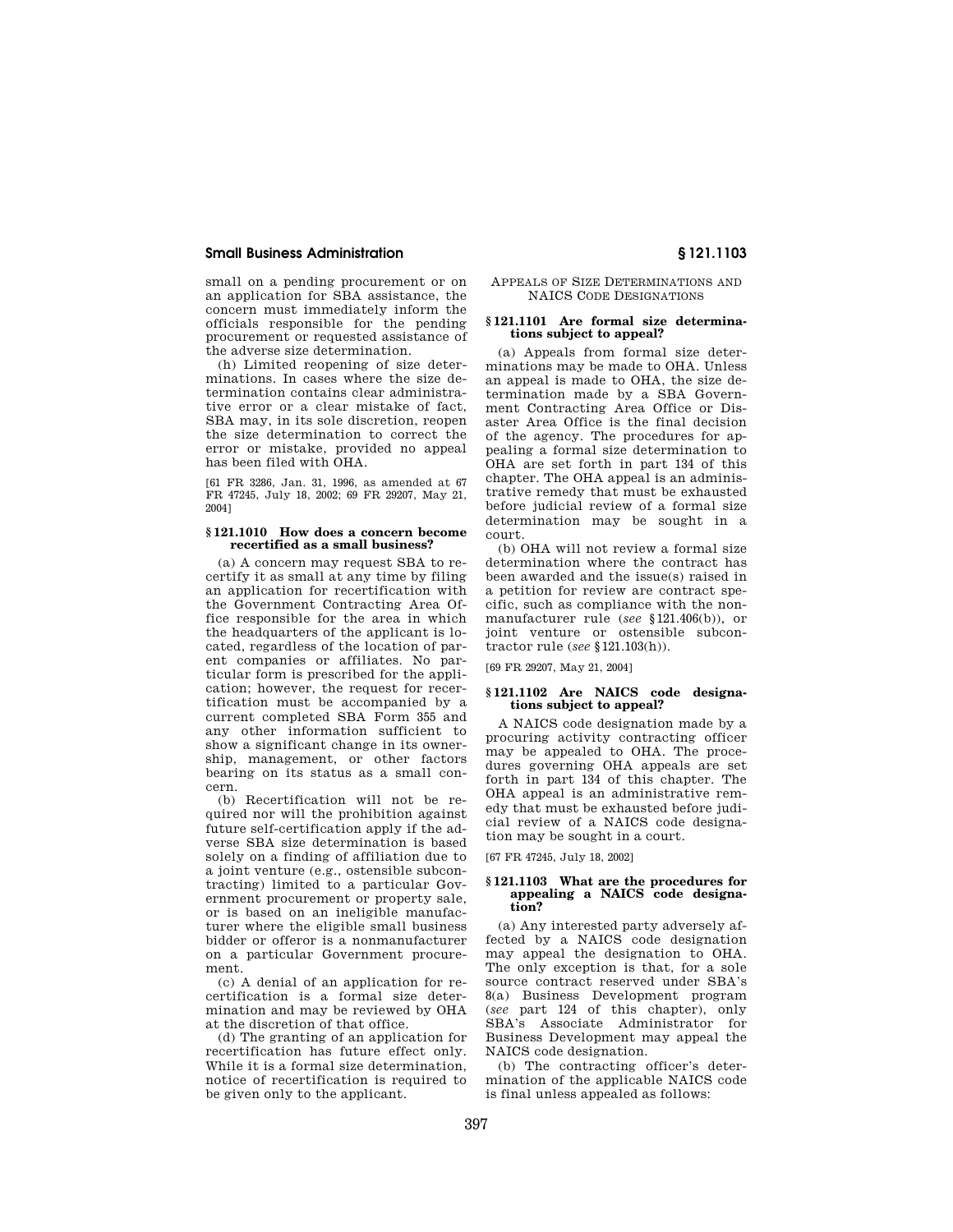small on a pending procurement or on an application for SBA assistance, the concern must immediately inform the officials responsible for the pending procurement or requested assistance of the adverse size determination.

(h) Limited reopening of size determinations. In cases where the size determination contains clear administrative error or a clear mistake of fact, SBA may, in its sole discretion, reopen the size determination to correct the error or mistake, provided no appeal has been filed with OHA.

[61 FR 3286, Jan. 31, 1996, as amended at 67 FR 47245, July 18, 2002; 69 FR 29207, May 21, 2004]

### § 121.1010 How does a concern become recertified as a small business?

(a) A concern may request SBA to recertify it as small at any time by filing an application for recertification with the Government Contracting Area Office responsible for the area in which the headquarters of the applicant is located, regardless of the location of parent companies or affiliates. No particular form is prescribed for the application; however, the request for recertification must be accompanied by a current completed SBA Form 355 and any other information sufficient to show a significant change in its ownership, management, or other factors bearing on its status as a small concern.

(b) Recertification will not be required nor will the prohibition against future self-certification apply if the adverse SBA size determination is based solely on a finding of affiliation due to a joint venture (e.g., ostensible subcontracting) limited to a particular Government procurement or property sale, or is based on an ineligible manufacturer where the eligible small business bidder or offeror is a nonmanufacturer on a particular Government procurement.

(c) A denial of an application for recertification is a formal size determination and may be reviewed by OHA at the discretion of that office.

(d) The granting of an application for recertification has future effect only. While it is a formal size determination, notice of recertification is required to be given only to the applicant.

## Appeals of Size Determinations and NAICS Code Designations

### § 121.1101 Are formal size determinations subject to appeal?

(a) Appeals from formal size determinations may be made to OHA. Unless an appeal is made to OHA, the size determination made by a SBA Government Contracting Area Office or Disaster Area Office is the final decision of the agency. The procedures for appealing a formal size determination to OHA are set forth in part 134 of this chapter. The OHA appeal is an administrative remedy that must be exhausted before judicial review of a formal size determination may be sought in a court.

(b) OHA will not review a formal size determination where the contract has been awarded and the issue(s) raised in a petition for review are contract specific, such as compliance with the nonmanufacturer rule (*see* §121.406(b)), or joint venture or ostensible subcontractor rule (*see* §121.103(h)).

[69 FR 29207, May 21, 2004]

### § 121.1102 Are NAICS code designations subject to appeal?

A NAICS code designation made by a procuring activity contracting officer may be appealed to OHA. The procedures governing OHA appeals are set forth in part 134 of this chapter. The OHA appeal is an administrative remedy that must be exhausted before judicial review of a NAICS code designation may be sought in a court.

[67 FR 47245, July 18, 2002]

### § 121.1103 What are the procedures for appealing a NAICS code designation?

(a) Any interested party adversely affected by a NAICS code designation may appeal the designation to OHA. The only exception is that, for a sole source contract reserved under SBA's 8(a) Business Development program (*see* part 124 of this chapter), only SBA's Associate Administrator for Business Development may appeal the NAICS code designation.

(b) The contracting officer's determination of the applicable NAICS code is final unless appealed as follows: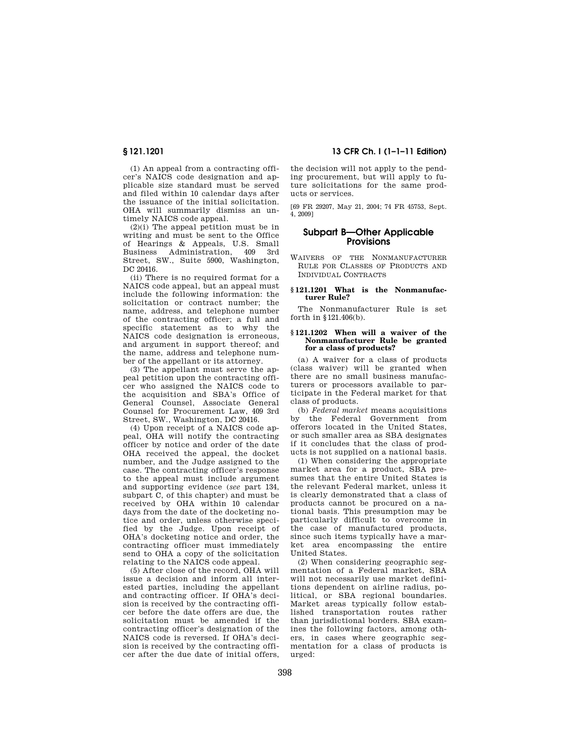(1) An appeal from a contracting officer's NAICS code designation and applicable size standard must be served and filed within 10 calendar days after the issuance of the initial solicitation. OHA will summarily dismiss an untimely NAICS code appeal.

(2)(i) The appeal petition must be in writing and must be sent to the Office of Hearings & Appeals, U.S. Small Business Administration, 409 3rd Street, SW., Suite 5900, Washington, DC 20416.

(ii) There is no required format for a NAICS code appeal, but an appeal must include the following information: the solicitation or contract number; the name, address, and telephone number of the contracting officer; a full and specific statement as to why the NAICS code designation is erroneous, and argument in support thereof; and the name, address and telephone number of the appellant or its attorney.

(3) The appellant must serve the appeal petition upon the contracting officer who assigned the NAICS code to the acquisition and SBA's Office of General Counsel, Associate General Counsel for Procurement Law, 409 3rd Street, SW., Washington, DC 20416.

(4) Upon receipt of a NAICS code appeal, OHA will notify the contracting officer by notice and order of the date OHA received the appeal, the docket number, and the Judge assigned to the case. The contracting officer's response to the appeal must include argument and supporting evidence (*see* part 134, subpart C, of this chapter) and must be received by OHA within 10 calendar days from the date of the docketing notice and order, unless otherwise specified by the Judge. Upon receipt of OHA's docketing notice and order, the contracting officer must immediately send to OHA a copy of the solicitation relating to the NAICS code appeal.

(5) After close of the record, OHA will issue a decision and inform all interested parties, including the appellant and contracting officer. If OHA's decision is received by the contracting officer before the date offers are due, the solicitation must be amended if the contracting officer's designation of the NAICS code is reversed. If OHA's decision is received by the contracting officer after the due date of initial offers, the decision will not apply to the pending procurement, but will apply to future solicitations for the same products or services.

[69 FR 29207, May 21, 2004; 74 FR 45753, Sept. 4, 2009]

## Subpart B—Other Applicable Provisions

WAIVERS OF THE NONMANUFACTURER RULE FOR CLASSES OF PRODUCTS AND INDIVIDUAL CONTRACTS

### § 121.1201 What is the Nonmanufacturer Rule?

The Nonmanufacturer Rule is set forth in § 121.406(b).

### § 121.1202 When will a waiver of the Nonmanufacturer Rule be granted for a class of products?

(a) A waiver for a class of products (class waiver) will be granted when there are no small business manufacturers or processors available to participate in the Federal market for that class of products.

(b) *Federal market* means acquisitions by the Federal Government from offerors located in the United States, or such smaller area as SBA designates if it concludes that the class of products is not supplied on a national basis.

(1) When considering the appropriate market area for a product, SBA presumes that the entire United States is the relevant Federal market, unless it is clearly demonstrated that a class of products cannot be procured on a national basis. This presumption may be particularly difficult to overcome in the case of manufactured products, since such items typically have a market area encompassing the entire United States.

(2) When considering geographic segmentation of a Federal market, SBA will not necessarily use market definitions dependent on airline radius, political, or SBA regional boundaries. Market areas typically follow established transportation routes rather than jurisdictional borders. SBA examines the following factors, among others, in cases where geographic segmentation for a class of products is urged: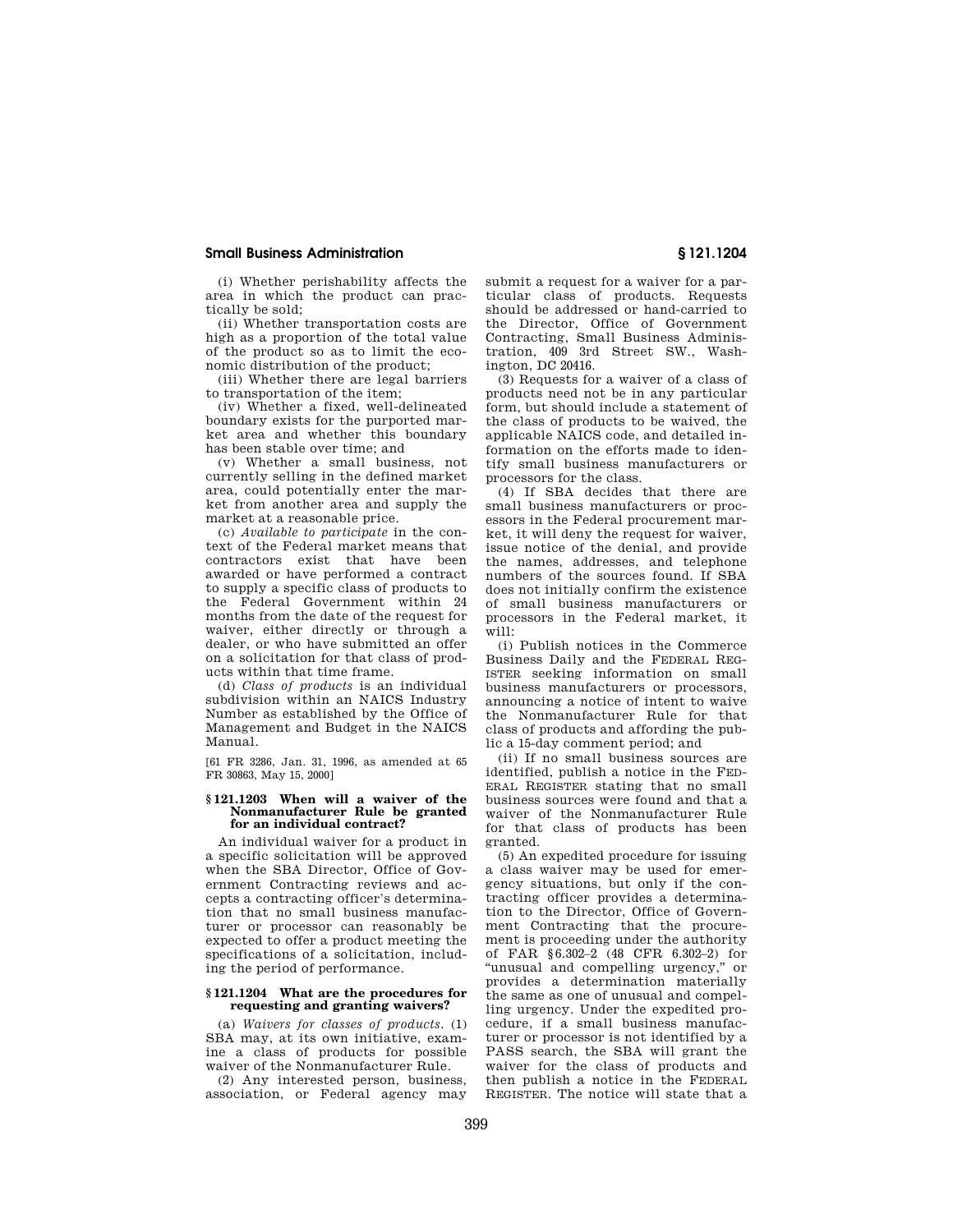(i) Whether perishability affects the area in which the product can practically be sold;

(ii) Whether transportation costs are high as a proportion of the total value of the product so as to limit the economic distribution of the product;

(iii) Whether there are legal barriers to transportation of the item;

(iv) Whether a fixed, well-delineated boundary exists for the purported market area and whether this boundary has been stable over time; and

(v) Whether a small business, not currently selling in the defined market area, could potentially enter the market from another area and supply the market at a reasonable price.

(c) *Available to participate* in the context of the Federal market means that contractors exist that have been awarded or have performed a contract to supply a specific class of products to the Federal Government within 24 months from the date of the request for waiver, either directly or through a dealer, or who have submitted an offer on a solicitation for that class of products within that time frame.

(d) *Class of products* is an individual subdivision within an NAICS Industry Number as established by the Office of Management and Budget in the NAICS Manual.

[61 FR 3286, Jan. 31, 1996, as amended at 65 FR 30863, May 15, 2000]

### § 121.1203 When will a waiver of the Nonmanufacturer Rule be granted for an individual contract?

An individual waiver for a product in a specific solicitation will be approved when the SBA Director, Office of Government Contracting reviews and accepts a contracting officer's determination that no small business manufacturer or processor can reasonably be expected to offer a product meeting the specifications of a solicitation, including the period of performance.

### § 121.1204 What are the procedures for requesting and granting waivers?

(a) *Waivers for classes of products.* (1) SBA may, at its own initiative, examine a class of products for possible waiver of the Nonmanufacturer Rule.

(2) Any interested person, business, association, or Federal agency may submit a request for a waiver for a particular class of products. Requests should be addressed or hand-carried to the Director, Office of Government Contracting, Small Business Administration, 409 3rd Street SW., Washington, DC 20416.

(3) Requests for a waiver of a class of products need not be in any particular form, but should include a statement of the class of products to be waived, the applicable NAICS code, and detailed information on the efforts made to identify small business manufacturers or processors for the class.

(4) If SBA decides that there are small business manufacturers or processors in the Federal procurement market, it will deny the request for waiver, issue notice of the denial, and provide the names, addresses, and telephone numbers of the sources found. If SBA does not initially confirm the existence of small business manufacturers or processors in the Federal market, it will:

(i) Publish notices in the Commerce Business Daily and the FEDERAL REGISTER seeking information on small business manufacturers or processors, announcing a notice of intent to waive the Nonmanufacturer Rule for that class of products and affording the public a 15-day comment period; and

(ii) If no small business sources are identified, publish a notice in the FEDERAL REGISTER stating that no small business sources were found and that a waiver of the Nonmanufacturer Rule for that class of products has been granted.

(5) An expedited procedure for issuing a class waiver may be used for emergency situations, but only if the contracting officer provides a determination to the Director, Office of Government Contracting that the procurement is proceeding under the authority of FAR § 6.302–2 (48 CFR 6.302–2) for "unusual and compelling urgency," or provides a determination materially the same as one of unusual and compelling urgency. Under the expedited procedure, if a small business manufacturer or processor is not identified by a PASS search, the SBA will grant the waiver for the class of products and then publish a notice in the FEDERAL REGISTER. The notice will state that a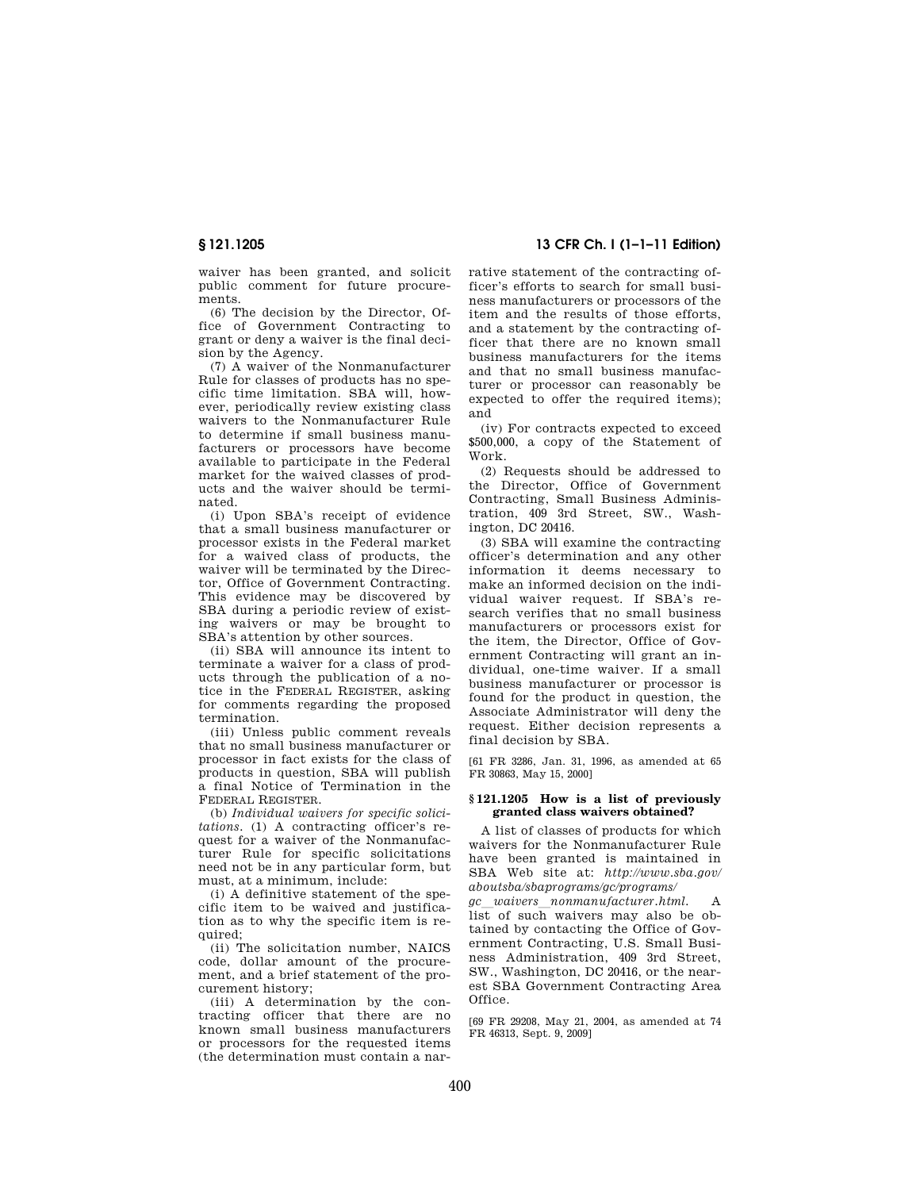waiver has been granted, and solicit public comment for future procurements.

(6) The decision by the Director, Office of Government Contracting to grant or deny a waiver is the final decision by the Agency.

(7) A waiver of the Nonmanufacturer Rule for classes of products has no specific time limitation. SBA will, however, periodically review existing class waivers to the Nonmanufacturer Rule to determine if small business manufacturers or processors have become available to participate in the Federal market for the waived classes of products and the waiver should be terminated.

(i) Upon SBA's receipt of evidence that a small business manufacturer or processor exists in the Federal market for a waived class of products, the waiver will be terminated by the Director, Office of Government Contracting. This evidence may be discovered by SBA during a periodic review of existing waivers or may be brought to SBA's attention by other sources.

(ii) SBA will announce its intent to terminate a waiver for a class of products through the publication of a notice in the FEDERAL REGISTER, asking for comments regarding the proposed termination.

(iii) Unless public comment reveals that no small business manufacturer or processor in fact exists for the class of products in question, SBA will publish a final Notice of Termination in the FEDERAL REGISTER.

(b) *Individual waivers for specific solicitations.* (1) A contracting officer's request for a waiver of the Nonmanufacturer Rule for specific solicitations need not be in any particular form, but must, at a minimum, include:

(i) A definitive statement of the specific item to be waived and justification as to why the specific item is required;

(ii) The solicitation number, NAICS code, dollar amount of the procurement, and a brief statement of the procurement history;

(iii) A determination by the contracting officer that there are no known small business manufacturers or processors for the requested items (the determination must contain a narrative statement of the contracting officer's efforts to search for small business manufacturers or processors of the item and the results of those efforts, and a statement by the contracting officer that there are no known small business manufacturers for the items and that no small business manufacturer or processor can reasonably be expected to offer the required items); and

(iv) For contracts expected to exceed $500,000, a copy of the Statement of Work.

(2) Requests should be addressed to the Director, Office of Government Contracting, Small Business Administration, 409 3rd Street, SW., Washington, DC 20416.

(3) SBA will examine the contracting officer's determination and any other information it deems necessary to make an informed decision on the individual waiver request. If SBA's research verifies that no small business manufacturers or processors exist for the item, the Director, Office of Government Contracting will grant an individual, one-time waiver. If a small business manufacturer or processor is found for the product in question, the Associate Administrator will deny the request. Either decision represents a final decision by SBA.

[61 FR 3286, Jan. 31, 1996, as amended at 65 FR 30863, May 15, 2000]

### § 121.1205 How is a list of previously granted class waivers obtained?

A list of classes of products for which waivers for the Nonmanufacturer Rule have been granted is maintained in SBA Web site at: *http://www.sba.gov/aboutsba/sbaprograms/gc/programs/gc_waivers_nonmanufacturer.html.* A list of such waivers may also be obtained by contacting the Office of Government Contracting, U.S. Small Business Administration, 409 3rd Street, SW., Washington, DC 20416, or the nearest SBA Government Contracting Area Office.

[69 FR 29208, May 21, 2004, as amended at 74 FR 46313, Sept. 9, 2009]